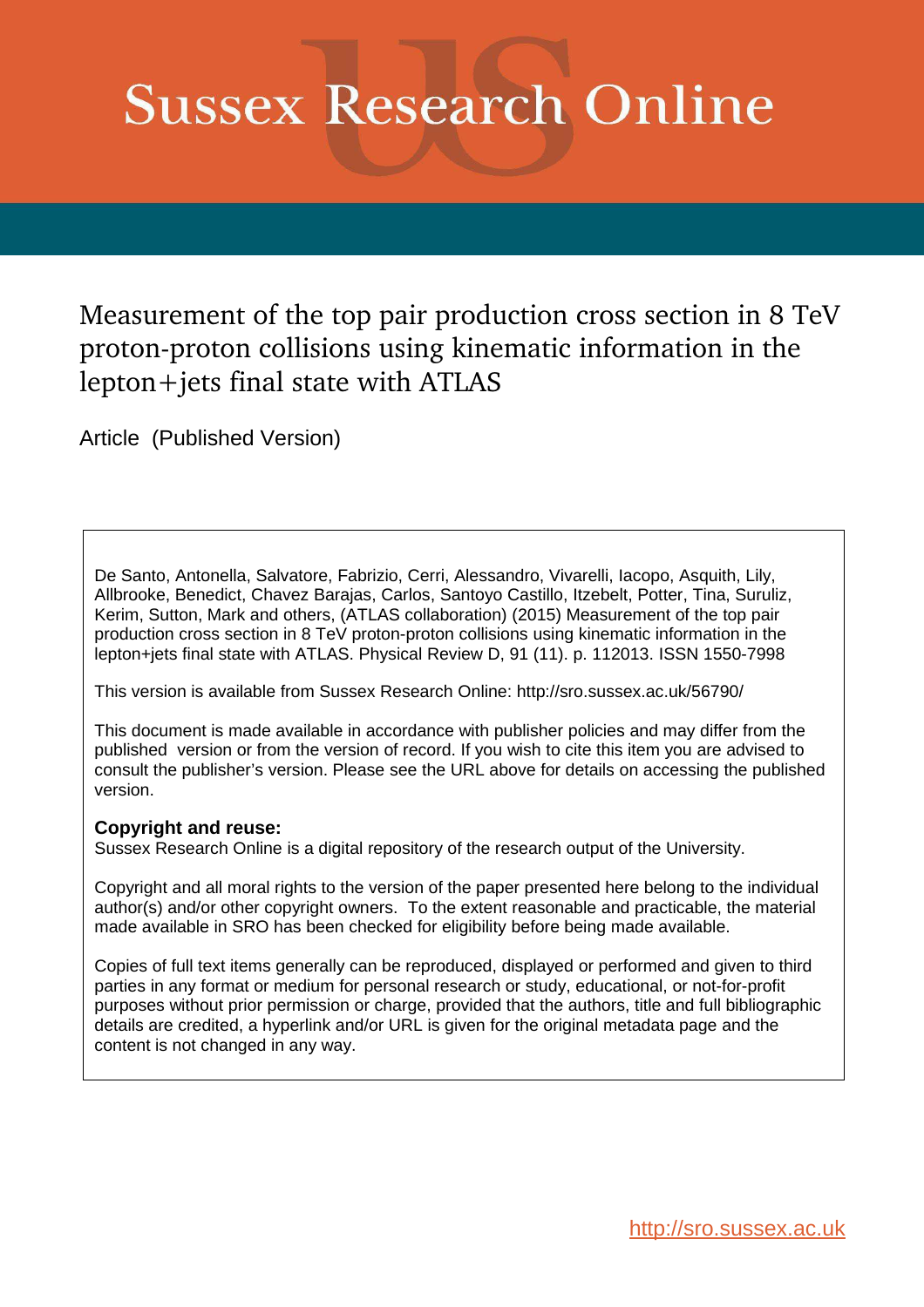# Sussex Research Online

## Measurement of the top pair production cross section in 8 TeV proton-proton collisions using kinematic information in the lepton+jets final state with ATLAS

Article (Published Version)

De Santo, Antonella, Salvatore, Fabrizio, Cerri, Alessandro, Vivarelli, Iacopo, Asquith, Lily, Allbrooke, Benedict, Chavez Barajas, Carlos, Santoyo Castillo, Itzebelt, Potter, Tina, Suruliz, Kerim, Sutton, Mark and others, (ATLAS collaboration) (2015) Measurement of the top pair production cross section in 8 TeV proton-proton collisions using kinematic information in the lepton+jets final state with ATLAS. Physical Review D, 91 (11). p. 112013. ISSN 1550-7998

This version is available from Sussex Research Online: http://sro.sussex.ac.uk/56790/

This document is made available in accordance with publisher policies and may differ from the published version or from the version of record. If you wish to cite this item you are advised to consult the publisher's version. Please see the URL above for details on accessing the published version.

**Copyright and reuse:**
Sussex Research Online is a digital repository of the research output of the University.

Copyright and all moral rights to the version of the paper presented here belong to the individual author(s) and/or other copyright owners. To the extent reasonable and practicable, the material made available in SRO has been checked for eligibility before being made available.

Copies of full text items generally can be reproduced, displayed or performed and given to third parties in any format or medium for personal research or study, educational, or not-for-profit purposes without prior permission or charge, provided that the authors, title and full bibliographic details are credited, a hyperlink and/or URL is given for the original metadata page and the content is not changed in any way.

http://sro.sussex.ac.uk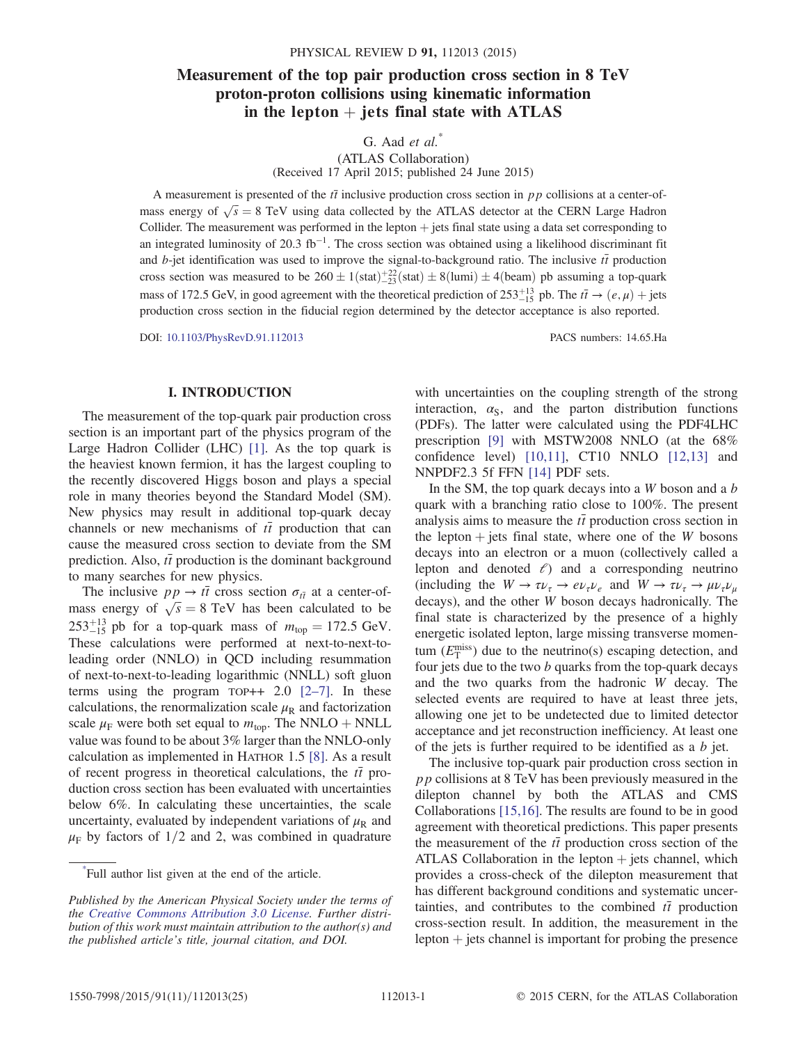# Measurement of the top pair production cross section in 8 TeV proton-proton collisions using kinematic information in the lepton + jets final state with ATLAS

G. Aad *et al.*[*]

(ATLAS Collaboration)

(Received 17 April 2015; published 24 June 2015)

A measurement is presented of the $t\bar{t}$ inclusive production cross section in $pp$ collisions at a center-of-mass energy of $\sqrt{s} = 8$ TeV using data collected by the ATLAS detector at the CERN Large Hadron Collider. The measurement was performed in the lepton + jets final state using a data set corresponding to an integrated luminosity of 20.3 fb$^{-1}$. The cross section was obtained using a likelihood discriminant fit and $b$-jet identification was used to improve the signal-to-background ratio. The inclusive $t\bar{t}$ production cross section was measured to be $260 \pm 1(\mathrm{stat})^{+22}_{-23}(\mathrm{stat}) \pm 8(\mathrm{lumi}) \pm 4(\mathrm{beam})$ pb assuming a top-quark mass of 172.5 GeV, in good agreement with the theoretical prediction of $253^{+13}_{-15}$ pb. The $t\bar{t} \to (e, \mu)$ + jets production cross section in the fiducial region determined by the detector acceptance is also reported.

DOI: 10.1103/PhysRevD.91.112013 PACS numbers: 14.65.Ha

## I. INTRODUCTION

The measurement of the top-quark pair production cross section is an important part of the physics program of the Large Hadron Collider (LHC) [1]. As the top quark is the heaviest known fermion, it has the largest coupling to the recently discovered Higgs boson and plays a special role in many theories beyond the Standard Model (SM). New physics may result in additional top-quark decay channels or new mechanisms of $t\bar{t}$ production that can cause the measured cross section to deviate from the SM prediction. Also, $t\bar{t}$ production is the dominant background to many searches for new physics.

The inclusive $pp \to t\bar{t}$ cross section $\sigma_{t\bar{t}}$ at a center-of-mass energy of $\sqrt{s} = 8$ TeV has been calculated to be $253^{+13}_{-15}$ pb for a top-quark mass of $m_{\mathrm{top}} = 172.5$ GeV. These calculations were performed at next-to-next-to-leading order (NNLO) in QCD including resummation of next-to-next-to-leading logarithmic (NNLL) soft gluon terms using the program TOP++ 2.0 [2–7]. In these calculations, the renormalization scale $\mu_{\mathrm{R}}$ and factorization scale $\mu_{\mathrm{F}}$ were both set equal to $m_{\mathrm{top}}$. The NNLO + NNLL value was found to be about 3% larger than the NNLO-only calculation as implemented in HATHOR 1.5 [8]. As a result of recent progress in theoretical calculations, the $t\bar{t}$ production cross section has been evaluated with uncertainties below 6%. In calculating these uncertainties, the scale uncertainty, evaluated by independent variations of $\mu_{\mathrm{R}}$ and $\mu_{\mathrm{F}}$ by factors of 1/2 and 2, was combined in quadrature with uncertainties on the coupling strength of the strong interaction, $\alpha_{\mathrm{S}}$, and the parton distribution functions (PDFs). The latter were calculated using the PDF4LHC prescription [9] with MSTW2008 NNLO (at the 68% confidence level) [10,11], CT10 NNLO [12,13] and NNPDF2.3 5f FFN [14] PDF sets.

In the SM, the top quark decays into a $W$ boson and a $b$ quark with a branching ratio close to 100%. The present analysis aims to measure the $t\bar{t}$ production cross section in the lepton + jets final state, where one of the $W$ bosons decays into an electron or a muon (collectively called a lepton and denoted $\ell$) and a corresponding neutrino (including the $W \to \tau\nu_\tau \to e\nu_\tau\nu_e$ and $W \to \tau\nu_\tau \to \mu\nu_\tau\nu_\mu$ decays), and the other $W$ boson decays hadronically. The final state is characterized by the presence of a highly energetic isolated lepton, large missing transverse momentum ($E_{\mathrm{T}}^{\mathrm{miss}}$) due to the neutrino(s) escaping detection, and four jets due to the two $b$ quarks from the top-quark decays and the two quarks from the hadronic $W$ decay. The selected events are required to have at least three jets, allowing one jet to be undetected due to limited detector acceptance and jet reconstruction inefficiency. At least one of the jets is further required to be identified as a $b$ jet.

The inclusive top-quark pair production cross section in $pp$ collisions at 8 TeV has been previously measured in the dilepton channel by both the ATLAS and CMS Collaborations [15,16]. The results are found to be in good agreement with theoretical predictions. This paper presents the measurement of the $t\bar{t}$ production cross section of the ATLAS Collaboration in the lepton + jets channel, which provides a cross-check of the dilepton measurement that has different background conditions and systematic uncertainties, and contributes to the combined $t\bar{t}$ production cross-section result. In addition, the measurement in the lepton + jets channel is important for probing the presence

[*]Full author list given at the end of the article.

*Published by the American Physical Society under the terms of the Creative Commons Attribution 3.0 License. Further distribution of this work must maintain attribution to the author(s) and the published article's title, journal citation, and DOI.*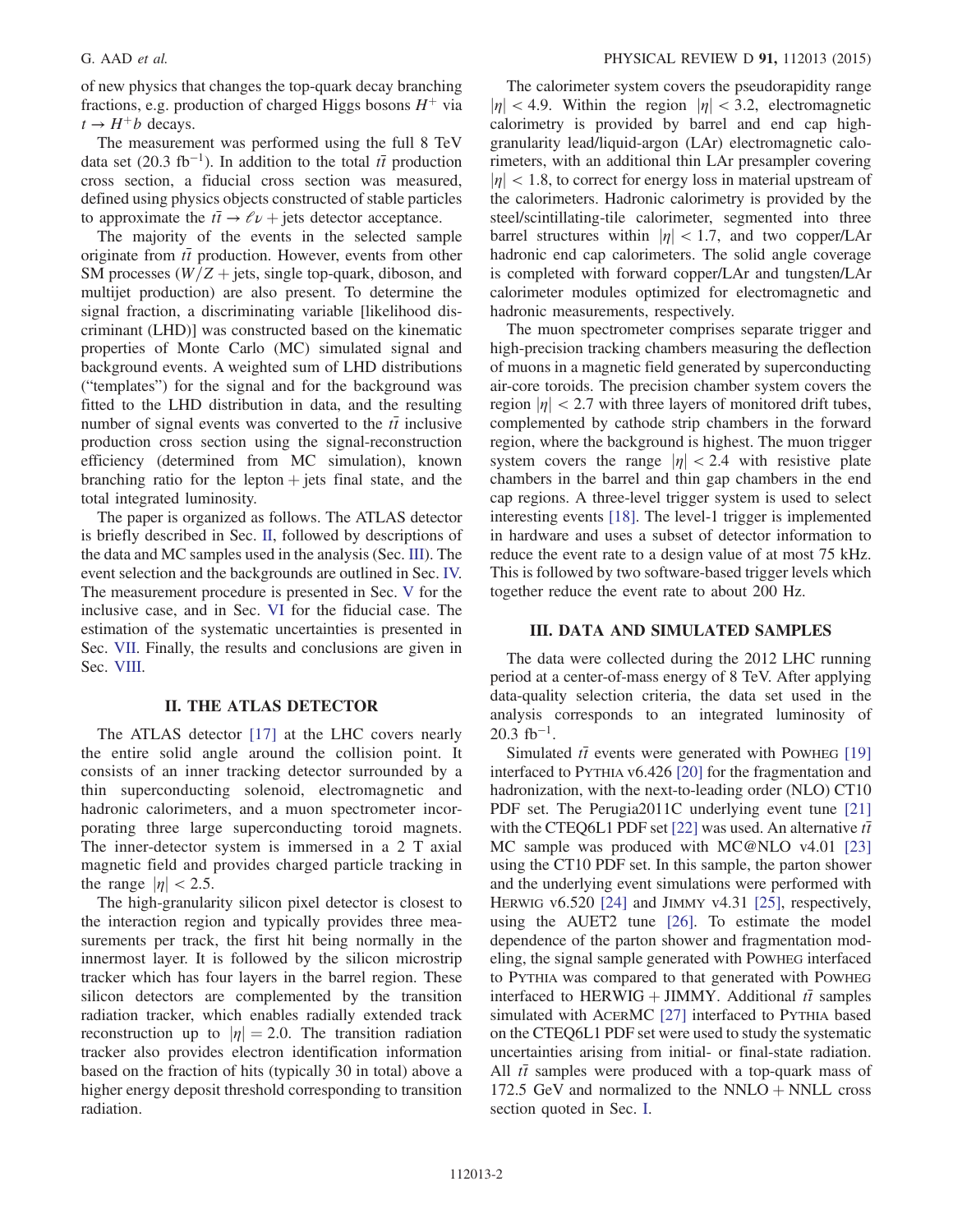of new physics that changes the top-quark decay branching fractions, e.g. production of charged Higgs bosons $H^+$ via $t \to H^+ b$ decays.

The measurement was performed using the full 8 TeV data set (20.3 $\mathrm{fb}^{-1}$). In addition to the total $t\bar{t}$ production cross section, a fiducial cross section was measured, defined using physics objects constructed of stable particles to approximate the $t\bar{t} \to \ell\nu + \mathrm{jets}$ detector acceptance.

The majority of the events in the selected sample originate from $t\bar{t}$ production. However, events from other SM processes ($W/Z + \mathrm{jets}$, single top-quark, diboson, and multijet production) are also present. To determine the signal fraction, a discriminating variable [likelihood discriminant (LHD)] was constructed based on the kinematic properties of Monte Carlo (MC) simulated signal and background events. A weighted sum of LHD distributions ("templates") for the signal and for the background was fitted to the LHD distribution in data, and the resulting number of signal events was converted to the $t\bar{t}$ inclusive production cross section using the signal-reconstruction efficiency (determined from MC simulation), known branching ratio for the lepton + jets final state, and the total integrated luminosity.

The paper is organized as follows. The ATLAS detector is briefly described in Sec. II, followed by descriptions of the data and MC samples used in the analysis (Sec. III). The event selection and the backgrounds are outlined in Sec. IV. The measurement procedure is presented in Sec. V for the inclusive case, and in Sec. VI for the fiducial case. The estimation of the systematic uncertainties is presented in Sec. VII. Finally, the results and conclusions are given in Sec. VIII.

## II. THE ATLAS DETECTOR

The ATLAS detector [17] at the LHC covers nearly the entire solid angle around the collision point. It consists of an inner tracking detector surrounded by a thin superconducting solenoid, electromagnetic and hadronic calorimeters, and a muon spectrometer incorporating three large superconducting toroid magnets. The inner-detector system is immersed in a 2 T axial magnetic field and provides charged particle tracking in the range $|\eta| < 2.5$.

The high-granularity silicon pixel detector is closest to the interaction region and typically provides three measurements per track, the first hit being normally in the innermost layer. It is followed by the silicon microstrip tracker which has four layers in the barrel region. These silicon detectors are complemented by the transition radiation tracker, which enables radially extended track reconstruction up to $|\eta| = 2.0$. The transition radiation tracker also provides electron identification information based on the fraction of hits (typically 30 in total) above a higher energy deposit threshold corresponding to transition radiation.

The calorimeter system covers the pseudorapidity range $|\eta| < 4.9$. Within the region $|\eta| < 3.2$, electromagnetic calorimetry is provided by barrel and end cap high-granularity lead/liquid-argon (LAr) electromagnetic calorimeters, with an additional thin LAr presampler covering $|\eta| < 1.8$, to correct for energy loss in material upstream of the calorimeters. Hadronic calorimetry is provided by the steel/scintillating-tile calorimeter, segmented into three barrel structures within $|\eta| < 1.7$, and two copper/LAr hadronic end cap calorimeters. The solid angle coverage is completed with forward copper/LAr and tungsten/LAr calorimeter modules optimized for electromagnetic and hadronic measurements, respectively.

The muon spectrometer comprises separate trigger and high-precision tracking chambers measuring the deflection of muons in a magnetic field generated by superconducting air-core toroids. The precision chamber system covers the region $|\eta| < 2.7$ with three layers of monitored drift tubes, complemented by cathode strip chambers in the forward region, where the background is highest. The muon trigger system covers the range $|\eta| < 2.4$ with resistive plate chambers in the barrel and thin gap chambers in the end cap regions. A three-level trigger system is used to select interesting events [18]. The level-1 trigger is implemented in hardware and uses a subset of detector information to reduce the event rate to a design value of at most 75 kHz. This is followed by two software-based trigger levels which together reduce the event rate to about 200 Hz.

## III. DATA AND SIMULATED SAMPLES

The data were collected during the 2012 LHC running period at a center-of-mass energy of 8 TeV. After applying data-quality selection criteria, the data set used in the analysis corresponds to an integrated luminosity of 20.3 $\mathrm{fb}^{-1}$.

Simulated $t\bar{t}$ events were generated with POWHEG [19] interfaced to PYTHIA v6.426 [20] for the fragmentation and hadronization, with the next-to-leading order (NLO) CT10 PDF set. The Perugia2011C underlying event tune [21] with the CTEQ6L1 PDF set [22] was used. An alternative $t\bar{t}$ MC sample was produced with MC@NLO v4.01 [23] using the CT10 PDF set. In this sample, the parton shower and the underlying event simulations were performed with HERWIG v6.520 [24] and JIMMY v4.31 [25], respectively, using the AUET2 tune [26]. To estimate the model dependence of the parton shower and fragmentation modeling, the signal sample generated with POWHEG interfaced to PYTHIA was compared to that generated with POWHEG interfaced to HERWIG + JIMMY. Additional $t\bar{t}$ samples simulated with ACERMC [27] interfaced to PYTHIA based on the CTEQ6L1 PDF set were used to study the systematic uncertainties arising from initial- or final-state radiation. All $t\bar{t}$ samples were produced with a top-quark mass of 172.5 GeV and normalized to the NNLO + NNLL cross section quoted in Sec. I.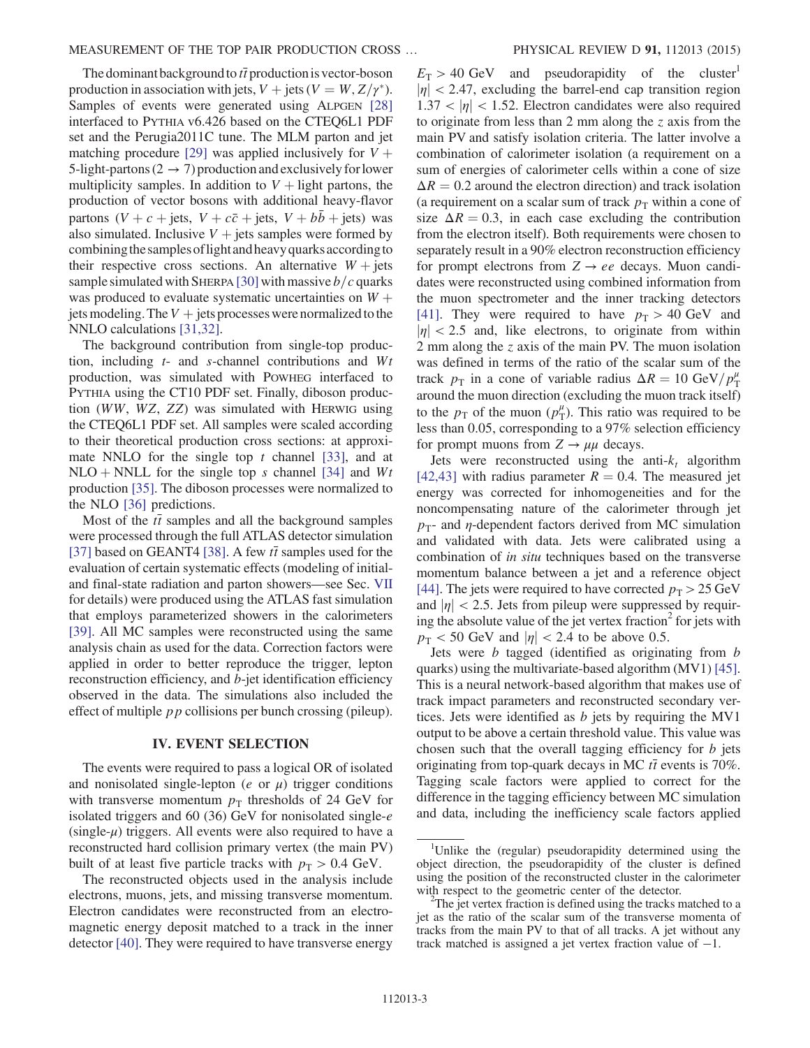The dominant background to $t\bar{t}$ production is vector-boson production in association with jets, $V + \text{jets}$ ($V = W, Z/\gamma^*$). Samples of events were generated using ALPGEN [28] interfaced to PYTHIA v6.426 based on the CTEQ6L1 PDF set and the Perugia2011C tune. The MLM parton and jet matching procedure [29] was applied inclusively for $V +$ 5-light-partons ($2 \to 7$) production and exclusively for lower multiplicity samples. In addition to $V +$ light partons, the production of vector bosons with additional heavy-flavor partons ($V + c + \text{jets}$, $V + c\bar{c} + \text{jets}$, $V + b\bar{b} + \text{jets}$) was also simulated. Inclusive $V + \text{jets}$ samples were formed by combining the samples of light and heavy quarks according to their respective cross sections. An alternative $W + \text{jets}$ sample simulated with SHERPA [30] with massive $b/c$ quarks was produced to evaluate systematic uncertainties on $W +$ jets modeling. The $V + \text{jets}$ processes were normalized to the NNLO calculations [31,32].

The background contribution from single-top production, including $t$- and $s$-channel contributions and $Wt$ production, was simulated with POWHEG interfaced to PYTHIA using the CT10 PDF set. Finally, diboson production ($WW$, $WZ$, $ZZ$) was simulated with HERWIG using the CTEQ6L1 PDF set. All samples were scaled according to their theoretical production cross sections: at approximate NNLO for the single top $t$ channel [33], and at NLO + NNLL for the single top $s$ channel [34] and $Wt$ production [35]. The diboson processes were normalized to the NLO [36] predictions.

Most of the $t\bar{t}$ samples and all the background samples were processed through the full ATLAS detector simulation [37] based on GEANT4 [38]. A few $t\bar{t}$ samples used for the evaluation of certain systematic effects (modeling of initial- and final-state radiation and parton showers—see Sec. VII for details) were produced using the ATLAS fast simulation that employs parameterized showers in the calorimeters [39]. All MC samples were reconstructed using the same analysis chain as used for the data. Correction factors were applied in order to better reproduce the trigger, lepton reconstruction efficiency, and $b$-jet identification efficiency observed in the data. The simulations also included the effect of multiple $pp$ collisions per bunch crossing (pileup).

## IV. EVENT SELECTION

The events were required to pass a logical OR of isolated and nonisolated single-lepton ($e$ or $\mu$) trigger conditions with transverse momentum $p_T$ thresholds of 24 GeV for isolated triggers and 60 (36) GeV for nonisolated single-$e$ (single-$\mu$) triggers. All events were also required to have a reconstructed hard collision primary vertex (the main PV) built of at least five particle tracks with $p_T > 0.4$ GeV.

The reconstructed objects used in the analysis include electrons, muons, jets, and missing transverse momentum. Electron candidates were reconstructed from an electromagnetic energy deposit matched to a track in the inner detector [40]. They were required to have transverse energy $E_T > 40$ GeV and pseudorapidity of the cluster[1] $|\eta| < 2.47$, excluding the barrel-end cap transition region $1.37 < |\eta| < 1.52$. Electron candidates were also required to originate from less than 2 mm along the $z$ axis from the main PV and satisfy isolation criteria. The latter involve a combination of calorimeter isolation (a requirement on a sum of energies of calorimeter cells within a cone of size $\Delta R = 0.2$ around the electron direction) and track isolation (a requirement on a scalar sum of track $p_T$ within a cone of size $\Delta R = 0.3$, in each case excluding the contribution from the electron itself). Both requirements were chosen to separately result in a 90% electron reconstruction efficiency for prompt electrons from $Z \to ee$ decays. Muon candidates were reconstructed using combined information from the muon spectrometer and the inner tracking detectors [41]. They were required to have $p_T > 40$ GeV and $|\eta| < 2.5$ and, like electrons, to originate from within 2 mm along the $z$ axis of the main PV. The muon isolation was defined in terms of the ratio of the scalar sum of the track $p_T$ in a cone of variable radius $\Delta R = 10\ \text{GeV}/p_T^{\mu}$ around the muon direction (excluding the muon track itself) to the $p_T$ of the muon ($p_T^{\mu}$). This ratio was required to be less than 0.05, corresponding to a 97% selection efficiency for prompt muons from $Z \to \mu\mu$ decays.

Jets were reconstructed using the anti-$k_t$ algorithm [42,43] with radius parameter $R = 0.4$. The measured jet energy was corrected for inhomogeneities and for the noncompensating nature of the calorimeter through jet $p_T$- and $\eta$-dependent factors derived from MC simulation and validated with data. Jets were calibrated using a combination of *in situ* techniques based on the transverse momentum balance between a jet and a reference object [44]. The jets were required to have corrected $p_T > 25$ GeV and $|\eta| < 2.5$. Jets from pileup were suppressed by requiring the absolute value of the jet vertex fraction[2] for jets with $p_T < 50$ GeV and $|\eta| < 2.4$ to be above 0.5.

Jets were $b$ tagged (identified as originating from $b$ quarks) using the multivariate-based algorithm (MV1) [45]. This is a neural network-based algorithm that makes use of track impact parameters and reconstructed secondary vertices. Jets were identified as $b$ jets by requiring the MV1 output to be above a certain threshold value. This value was chosen such that the overall tagging efficiency for $b$ jets originating from top-quark decays in MC $t\bar{t}$ events is 70%. Tagging scale factors were applied to correct for the difference in the tagging efficiency between MC simulation and data, including the inefficiency scale factors applied

[1] Unlike the (regular) pseudorapidity determined using the object direction, the pseudorapidity of the cluster is defined using the position of the reconstructed cluster in the calorimeter with respect to the geometric center of the detector.

[2] The jet vertex fraction is defined using the tracks matched to a jet as the ratio of the scalar sum of the transverse momenta of tracks from the main PV to that of all tracks. A jet without any track matched is assigned a jet vertex fraction value of −1.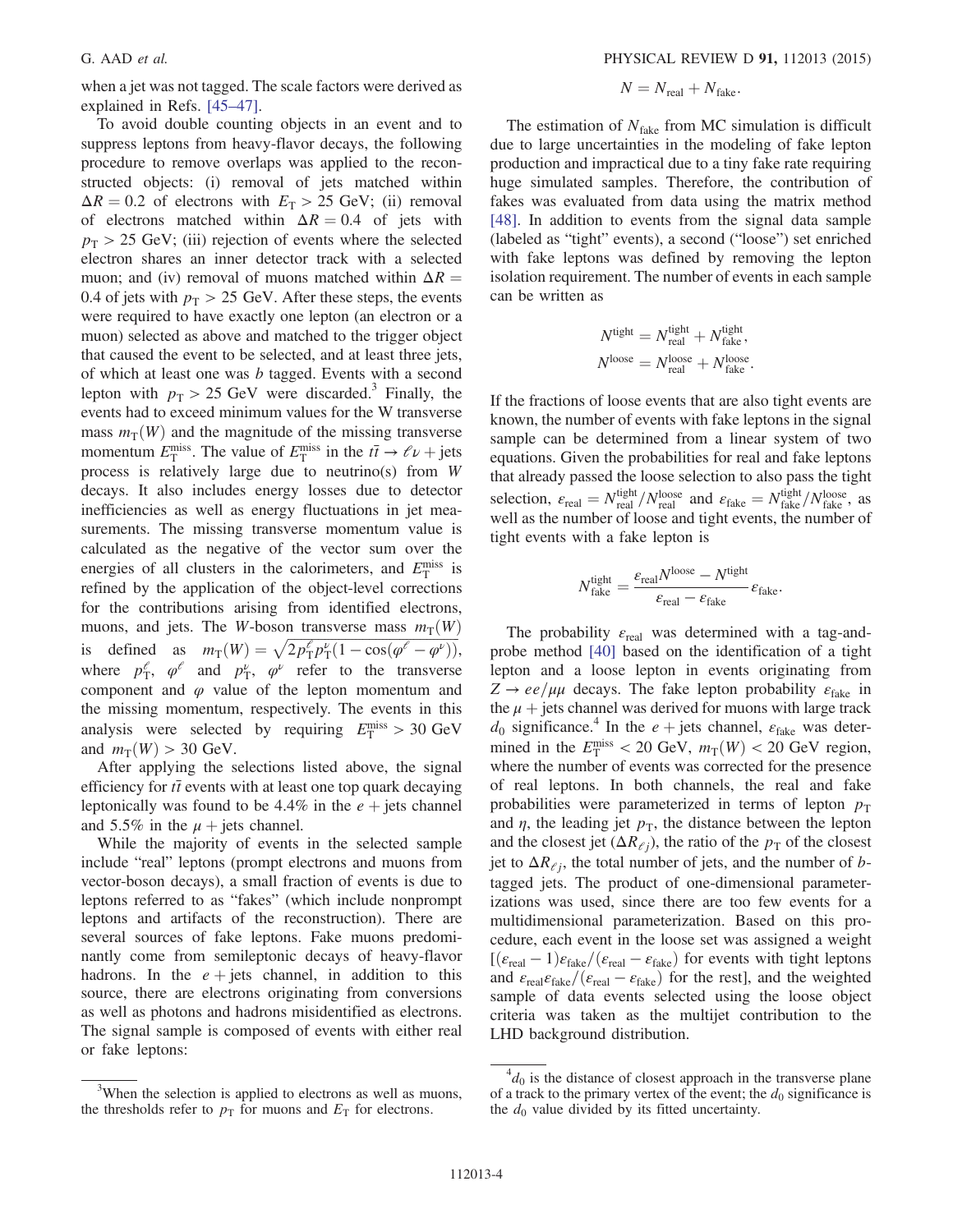when a jet was not tagged. The scale factors were derived as explained in Refs. [45–47].

To avoid double counting objects in an event and to suppress leptons from heavy-flavor decays, the following procedure to remove overlaps was applied to the reconstructed objects: (i) removal of jets matched within $\Delta R = 0.2$ of electrons with $E_{\mathrm{T}} > 25$ GeV; (ii) removal of electrons matched within $\Delta R = 0.4$ of jets with $p_{\mathrm{T}} > 25$ GeV; (iii) rejection of events where the selected electron shares an inner detector track with a selected muon; and (iv) removal of muons matched within $\Delta R = 0.4$ of jets with $p_{\mathrm{T}} > 25$ GeV. After these steps, the events were required to have exactly one lepton (an electron or a muon) selected as above and matched to the trigger object that caused the event to be selected, and at least three jets, of which at least one was $b$ tagged. Events with a second lepton with $p_{\mathrm{T}} > 25$ GeV were discarded.[3] Finally, the events had to exceed minimum values for the W transverse mass $m_{\mathrm{T}}(W)$ and the magnitude of the missing transverse momentum $E_{\mathrm{T}}^{\mathrm{miss}}$. The value of $E_{\mathrm{T}}^{\mathrm{miss}}$ in the $t\bar{t} \to \ell\nu +$ jets process is relatively large due to neutrino(s) from $W$ decays. It also includes energy losses due to detector inefficiencies as well as energy fluctuations in jet measurements. The missing transverse momentum value is calculated as the negative of the vector sum over the energies of all clusters in the calorimeters, and $E_{\mathrm{T}}^{\mathrm{miss}}$ is refined by the application of the object-level corrections for the contributions arising from identified electrons, muons, and jets. The $W$-boson transverse mass $m_{\mathrm{T}}(W)$ is defined as $m_{\mathrm{T}}(W) = \sqrt{2p_{\mathrm{T}}^{\ell}p_{\mathrm{T}}^{\nu}(1 - \cos(\varphi^{\ell} - \varphi^{\nu}))}$, where $p_{\mathrm{T}}^{\ell}$, $\varphi^{\ell}$ and $p_{\mathrm{T}}^{\nu}$, $\varphi^{\nu}$ refer to the transverse component and $\varphi$ value of the lepton momentum and the missing momentum, respectively. The events in this analysis were selected by requiring $E_{\mathrm{T}}^{\mathrm{miss}} > 30$ GeV and $m_{\mathrm{T}}(W) > 30$ GeV.

After applying the selections listed above, the signal efficiency for $t\bar{t}$ events with at least one top quark decaying leptonically was found to be 4.4% in the $e +$ jets channel and 5.5% in the $\mu +$ jets channel.

While the majority of events in the selected sample include "real" leptons (prompt electrons and muons from vector-boson decays), a small fraction of events is due to leptons referred to as "fakes" (which include nonprompt leptons and artifacts of the reconstruction). There are several sources of fake leptons. Fake muons predominantly come from semileptonic decays of heavy-flavor hadrons. In the $e +$ jets channel, in addition to this source, there are electrons originating from conversions as well as photons and hadrons misidentified as electrons. The signal sample is composed of events with either real or fake leptons:

$$N = N_{\mathrm{real}} + N_{\mathrm{fake}}.$$

The estimation of $N_{\mathrm{fake}}$ from MC simulation is difficult due to large uncertainties in the modeling of fake lepton production and impractical due to a tiny fake rate requiring huge simulated samples. Therefore, the contribution of fakes was evaluated from data using the matrix method [48]. In addition to events from the signal data sample (labeled as "tight" events), a second ("loose") set enriched with fake leptons was defined by removing the lepton isolation requirement. The number of events in each sample can be written as

$$N^{\mathrm{tight}} = N_{\mathrm{real}}^{\mathrm{tight}} + N_{\mathrm{fake}}^{\mathrm{tight}},$$
$$N^{\mathrm{loose}} = N_{\mathrm{real}}^{\mathrm{loose}} + N_{\mathrm{fake}}^{\mathrm{loose}}.$$

If the fractions of loose events that are also tight events are known, the number of events with fake leptons in the signal sample can be determined from a linear system of two equations. Given the probabilities for real and fake leptons that already passed the loose selection to also pass the tight selection, $\varepsilon_{\mathrm{real}} = N_{\mathrm{real}}^{\mathrm{tight}}/N_{\mathrm{real}}^{\mathrm{loose}}$ and $\varepsilon_{\mathrm{fake}} = N_{\mathrm{fake}}^{\mathrm{tight}}/N_{\mathrm{fake}}^{\mathrm{loose}}$, as well as the number of loose and tight events, the number of tight events with a fake lepton is

$$N_{\mathrm{fake}}^{\mathrm{tight}} = \frac{\varepsilon_{\mathrm{real}}N^{\mathrm{loose}} - N^{\mathrm{tight}}}{\varepsilon_{\mathrm{real}} - \varepsilon_{\mathrm{fake}}}\varepsilon_{\mathrm{fake}}.$$

The probability $\varepsilon_{\mathrm{real}}$ was determined with a tag-and-probe method [40] based on the identification of a tight lepton and a loose lepton in events originating from $Z \to ee/\mu\mu$ decays. The fake lepton probability $\varepsilon_{\mathrm{fake}}$ in the $\mu +$ jets channel was derived for muons with large track $d_0$ significance.[4] In the $e +$ jets channel, $\varepsilon_{\mathrm{fake}}$ was determined in the $E_{\mathrm{T}}^{\mathrm{miss}} < 20$ GeV, $m_{\mathrm{T}}(W) < 20$ GeV region, where the number of events was corrected for the presence of real leptons. In both channels, the real and fake probabilities were parameterized in terms of lepton $p_{\mathrm{T}}$ and $\eta$, the leading jet $p_{\mathrm{T}}$, the distance between the lepton and the closest jet ($\Delta R_{\ell j}$), the ratio of the $p_{\mathrm{T}}$ of the closest jet to $\Delta R_{\ell j}$, the total number of jets, and the number of $b$-tagged jets. The product of one-dimensional parameterizations was used, since there are too few events for a multidimensional parameterization. Based on this procedure, each event in the loose set was assigned a weight $[(\varepsilon_{\mathrm{real}} - 1)\varepsilon_{\mathrm{fake}}/(\varepsilon_{\mathrm{real}} - \varepsilon_{\mathrm{fake}})$ for events with tight leptons and $\varepsilon_{\mathrm{real}}\varepsilon_{\mathrm{fake}}/(\varepsilon_{\mathrm{real}} - \varepsilon_{\mathrm{fake}})$ for the rest], and the weighted sample of data events selected using the loose object criteria was taken as the multijet contribution to the LHD background distribution.

---

[3] When the selection is applied to electrons as well as muons, the thresholds refer to $p_{\mathrm{T}}$ for muons and $E_{\mathrm{T}}$ for electrons.

[4] $d_0$ is the distance of closest approach in the transverse plane of a track to the primary vertex of the event; the $d_0$ significance is the $d_0$ value divided by its fitted uncertainty.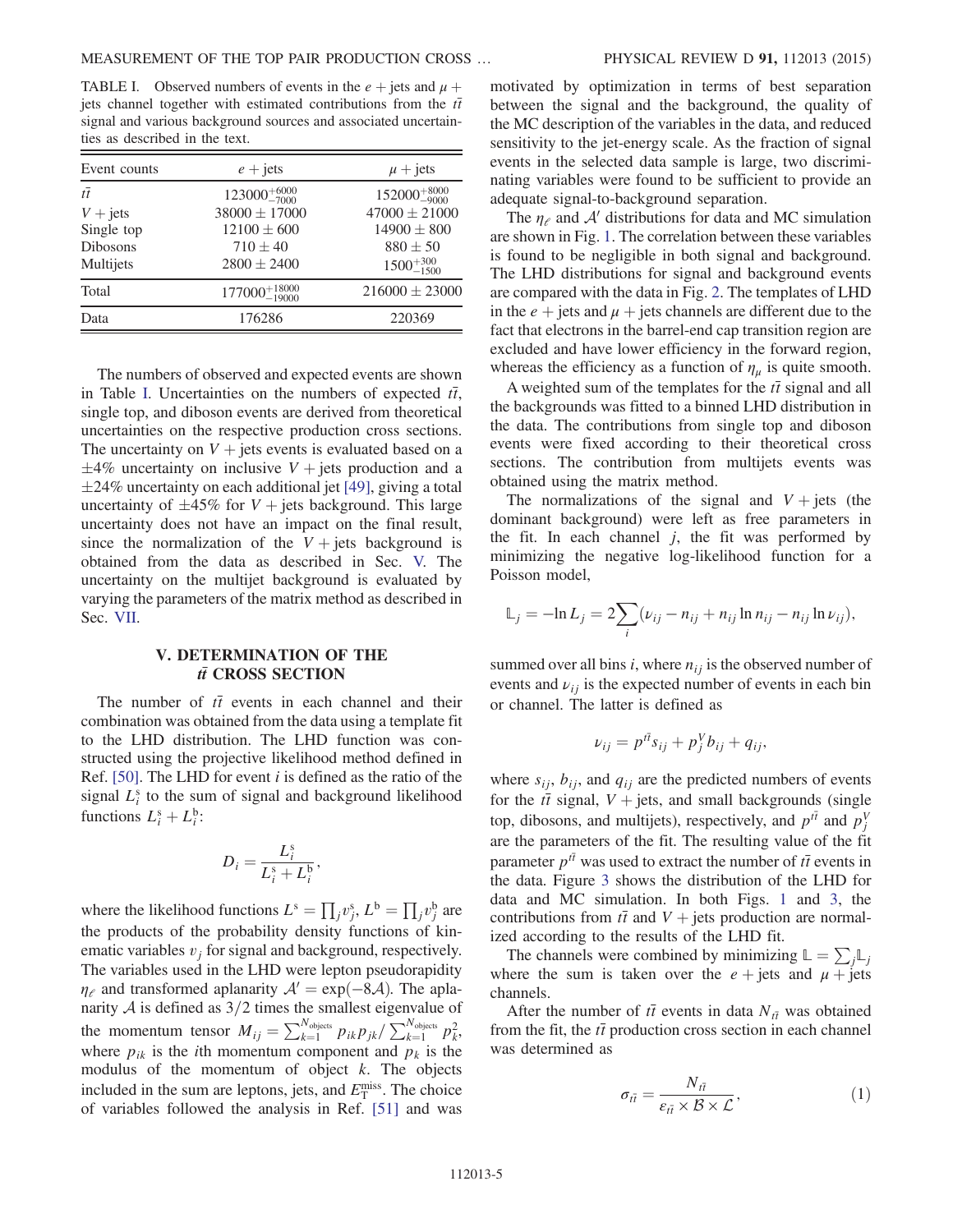TABLE I. Observed numbers of events in the $e+$jets and $\mu+$jets channel together with estimated contributions from the $t\bar{t}$ signal and various background sources and associated uncertainties as described in the text.

| Event counts | $e+$jets | $\mu+$jets |
|---|---|---|
| $t\bar{t}$ | $123000^{+6000}_{-7000}$ | $152000^{+8000}_{-9000}$ |
| $V+$jets | $38000 \pm 17000$ | $47000 \pm 21000$ |
| Single top | $12100 \pm 600$ | $14900 \pm 800$ |
| Dibosons | $710 \pm 40$ | $880 \pm 50$ |
| Multijets | $2800 \pm 2400$ | $1500^{+300}_{-1500}$ |
| Total | $177000^{+18000}_{-19000}$ | $216000 \pm 23000$ |
| Data | 176286 | 220369 |

The numbers of observed and expected events are shown in Table I. Uncertainties on the numbers of expected $t\bar{t}$, single top, and diboson events are derived from theoretical uncertainties on the respective production cross sections. The uncertainty on $V+$jets events is evaluated based on a $\pm 4\%$ uncertainty on inclusive $V+$jets production and a $\pm 24\%$ uncertainty on each additional jet [49], giving a total uncertainty of $\pm 45\%$ for $V+$jets background. This large uncertainty does not have an impact on the final result, since the normalization of the $V+$jets background is obtained from the data as described in Sec. V. The uncertainty on the multijet background is evaluated by varying the parameters of the matrix method as described in Sec. VII.

## V. DETERMINATION OF THE $t\bar{t}$ CROSS SECTION

The number of $t\bar{t}$ events in each channel and their combination was obtained from the data using a template fit to the LHD distribution. The LHD function was constructed using the projective likelihood method defined in Ref. [50]. The LHD for event $i$ is defined as the ratio of the signal $L_i^{\mathrm{s}}$ to the sum of signal and background likelihood functions $L_i^{\mathrm{s}} + L_i^{\mathrm{b}}$:

$$D_i = \frac{L_i^{\mathrm{s}}}{L_i^{\mathrm{s}} + L_i^{\mathrm{b}}},$$

where the likelihood functions $L^{\mathrm{s}} = \prod_j v_j^{\mathrm{s}}$, $L^{\mathrm{b}} = \prod_j v_j^{\mathrm{b}}$ are the products of the probability density functions of kinematic variables $v_j$ for signal and background, respectively. The variables used in the LHD were lepton pseudorapidity $\eta_\ell$ and transformed aplanarity $\mathcal{A}' = \exp(-8\mathcal{A})$. The aplanarity $\mathcal{A}$ is defined as $3/2$ times the smallest eigenvalue of the momentum tensor $M_{ij} = \sum_{k=1}^{N_{\mathrm{objects}}} p_{ik} p_{jk} / \sum_{k=1}^{N_{\mathrm{objects}}} p_k^2$, where $p_{ik}$ is the $i$th momentum component and $p_k$ is the modulus of the momentum of object $k$. The objects included in the sum are leptons, jets, and $E_{\mathrm{T}}^{\mathrm{miss}}$. The choice of variables followed the analysis in Ref. [51] and was motivated by optimization in terms of best separation between the signal and the background, the quality of the MC description of the variables in the data, and reduced sensitivity to the jet-energy scale. As the fraction of signal events in the selected data sample is large, two discriminating variables were found to be sufficient to provide an adequate signal-to-background separation.

The $\eta_\ell$ and $\mathcal{A}'$ distributions for data and MC simulation are shown in Fig. 1. The correlation between these variables is found to be negligible in both signal and background. The LHD distributions for signal and background events are compared with the data in Fig. 2. The templates of LHD in the $e+$jets and $\mu+$jets channels are different due to the fact that electrons in the barrel-end cap transition region are excluded and have lower efficiency in the forward region, whereas the efficiency as a function of $\eta_\mu$ is quite smooth.

A weighted sum of the templates for the $t\bar{t}$ signal and all the backgrounds was fitted to a binned LHD distribution in the data. The contributions from single top and diboson events were fixed according to their theoretical cross sections. The contribution from multijets events was obtained using the matrix method.

The normalizations of the signal and $V+$jets (the dominant background) were left as free parameters in the fit. In each channel $j$, the fit was performed by minimizing the negative log-likelihood function for a Poisson model,

$$\mathbb{L}_j = -\ln L_j = 2\sum_i (\nu_{ij} - n_{ij} + n_{ij}\ln n_{ij} - n_{ij}\ln \nu_{ij}),$$

summed over all bins $i$, where $n_{ij}$ is the observed number of events and $\nu_{ij}$ is the expected number of events in each bin or channel. The latter is defined as

$$\nu_{ij} = p^{t\bar{t}} s_{ij} + p_j^V b_{ij} + q_{ij},$$

where $s_{ij}$, $b_{ij}$, and $q_{ij}$ are the predicted numbers of events for the $t\bar{t}$ signal, $V+$jets, and small backgrounds (single top, dibosons, and multijets), respectively, and $p^{t\bar{t}}$ and $p_j^V$ are the parameters of the fit. The resulting value of the fit parameter $p^{t\bar{t}}$ was used to extract the number of $t\bar{t}$ events in the data. Figure 3 shows the distribution of the LHD for data and MC simulation. In both Figs. 1 and 3, the contributions from $t\bar{t}$ and $V+$jets production are normalized according to the results of the LHD fit.

The channels were combined by minimizing $\mathbb{L} = \sum_j \mathbb{L}_j$ where the sum is taken over the $e+$jets and $\mu+$jets channels.

After the number of $t\bar{t}$ events in data $N_{t\bar{t}}$ was obtained from the fit, the $t\bar{t}$ production cross section in each channel was determined as

$$\sigma_{t\bar{t}} = \frac{N_{t\bar{t}}}{\varepsilon_{t\bar{t}} \times \mathcal{B} \times \mathcal{L}}, \tag{1}$$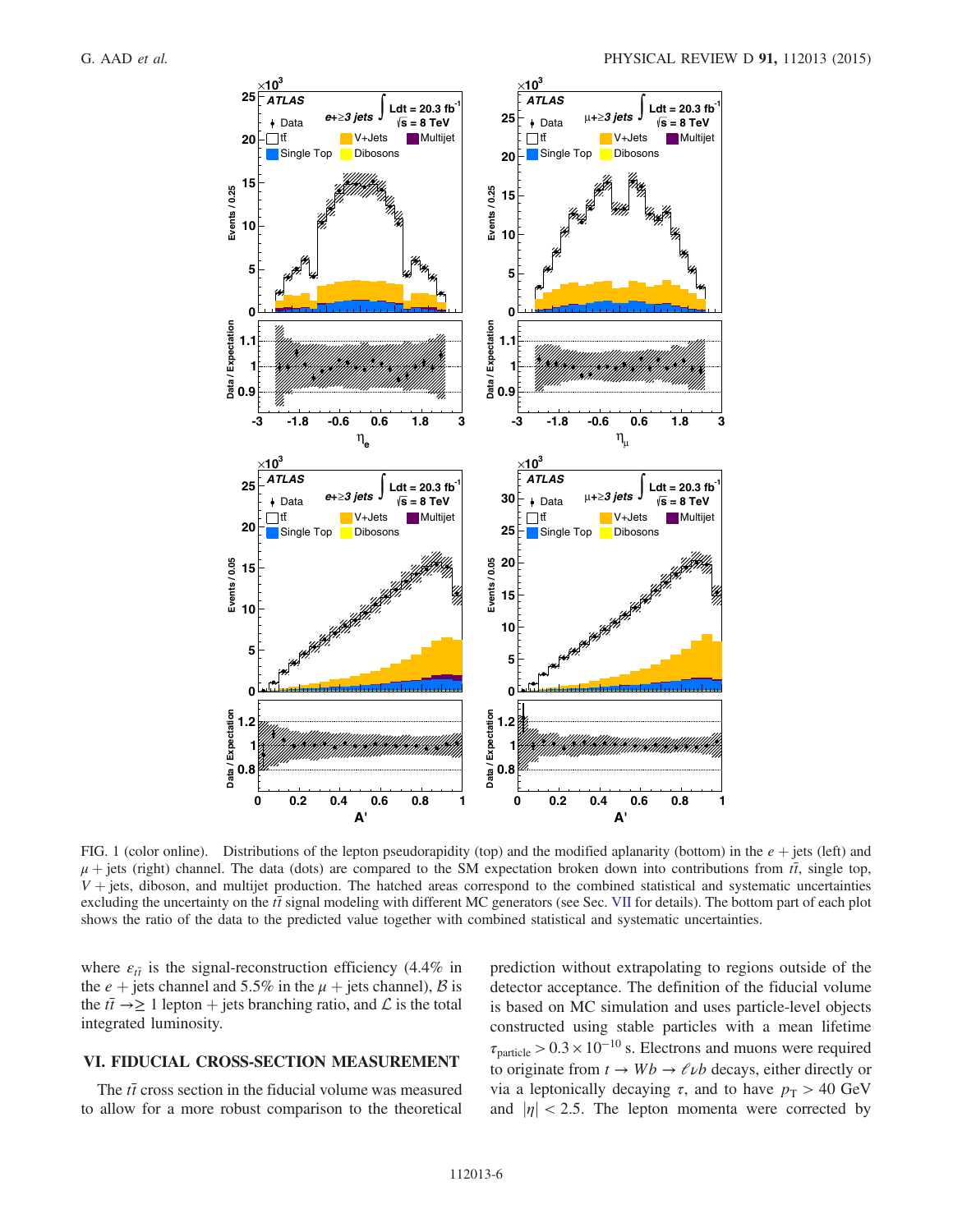FIG. 1 (color online). Distributions of the lepton pseudorapidity (top) and the modified aplanarity (bottom) in the $e$ + jets (left) and $\mu$ + jets (right) channel. The data (dots) are compared to the SM expectation broken down into contributions from $t\bar{t}$, single top, $V$ + jets, diboson, and multijet production. The hatched areas correspond to the combined statistical and systematic uncertainties excluding the uncertainty on the $t\bar{t}$ signal modeling with different MC generators (see Sec. VII for details). The bottom part of each plot shows the ratio of the data to the predicted value together with combined statistical and systematic uncertainties.

where $\varepsilon_{t\bar{t}}$ is the signal-reconstruction efficiency (4.4% in the $e$ + jets channel and 5.5% in the $\mu$ + jets channel), $\mathcal{B}$ is the $t\bar{t} \to \geq 1$ lepton + jets branching ratio, and $\mathcal{L}$ is the total integrated luminosity.

## VI. FIDUCIAL CROSS-SECTION MEASUREMENT

The $t\bar{t}$ cross section in the fiducial volume was measured to allow for a more robust comparison to the theoretical prediction without extrapolating to regions outside of the detector acceptance. The definition of the fiducial volume is based on MC simulation and uses particle-level objects constructed using stable particles with a mean lifetime $\tau_{\text{particle}} > 0.3 \times 10^{-10}$ s. Electrons and muons were required to originate from $t \to Wb \to \ell\nu b$ decays, either directly or via a leptonically decaying $\tau$, and to have $p_{\text{T}} > 40$ GeV and $|\eta| < 2.5$. The lepton momenta were corrected by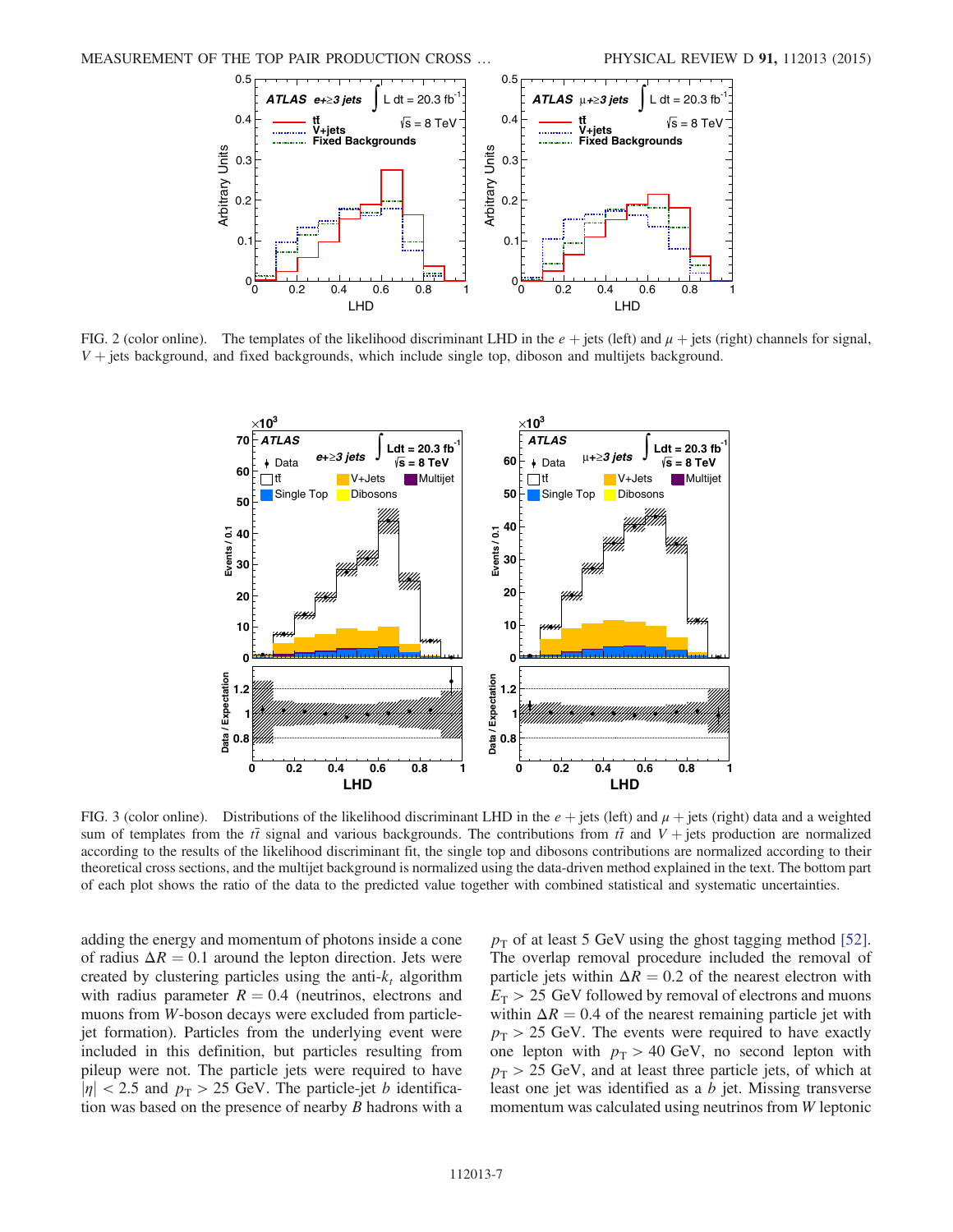FIG. 2 (color online). The templates of the likelihood discriminant LHD in the $e$ + jets (left) and $\mu$ + jets (right) channels for signal, $V$ + jets background, and fixed backgrounds, which include single top, diboson and multijets background.

FIG. 3 (color online). Distributions of the likelihood discriminant LHD in the $e$ + jets (left) and $\mu$ + jets (right) data and a weighted sum of templates from the $t\bar{t}$ signal and various backgrounds. The contributions from $t\bar{t}$ and $V$ + jets production are normalized according to the results of the likelihood discriminant fit, the single top and dibosons contributions are normalized according to their theoretical cross sections, and the multijet background is normalized using the data-driven method explained in the text. The bottom part of each plot shows the ratio of the data to the predicted value together with combined statistical and systematic uncertainties.

adding the energy and momentum of photons inside a cone of radius $\Delta R = 0.1$ around the lepton direction. Jets were created by clustering particles using the anti-$k_t$ algorithm with radius parameter $R = 0.4$ (neutrinos, electrons, and muons from $W$-boson decays were excluded from particle-jet formation). Particles from the underlying event were included in this definition, but particles resulting from pileup were not. The particle jets were required to have $|\eta| < 2.5$ and $p_T > 25$ GeV. The particle-jet $b$ identification was based on the presence of nearby $B$ hadrons with a $p_T$ of at least 5 GeV using the ghost tagging method [52]. The overlap removal procedure included the removal of particle jets within $\Delta R = 0.2$ of the nearest electron with $E_T > 25$ GeV followed by removal of electrons and muons within $\Delta R = 0.4$ of the nearest remaining particle jet with $p_T > 25$ GeV. The events were required to have exactly one lepton with $p_T > 40$ GeV, no second lepton with $p_T > 25$ GeV, and at least three particle jets, of which at least one jet was identified as a $b$ jet. Missing transverse momentum was calculated using neutrinos from $W$ leptonic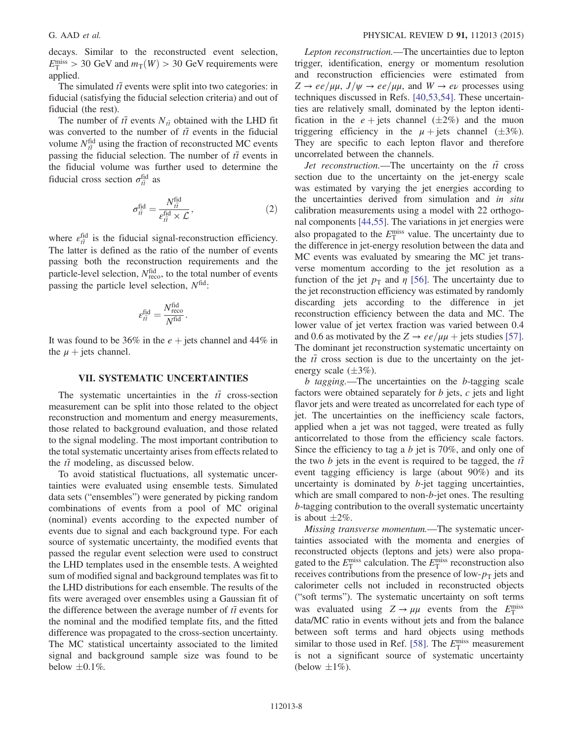decays. Similar to the reconstructed event selection, $E_{\mathrm{T}}^{\mathrm{miss}} > 30$ GeV and $m_{\mathrm{T}}(W) > 30$ GeV requirements were applied.

The simulated $t\bar{t}$ events were split into two categories: in fiducial (satisfying the fiducial selection criteria) and out of fiducial (the rest).

The number of $t\bar{t}$ events $N_{t\bar{t}}$ obtained with the LHD fit was converted to the number of $t\bar{t}$ events in the fiducial volume $N_{t\bar{t}}^{\mathrm{fid}}$ using the fraction of reconstructed MC events passing the fiducial selection. The number of $t\bar{t}$ events in the fiducial volume was further used to determine the fiducial cross section $\sigma_{t\bar{t}}^{\mathrm{fid}}$ as

$$\sigma_{t\bar{t}}^{\mathrm{fid}} = \frac{N_{t\bar{t}}^{\mathrm{fid}}}{\epsilon_{t\bar{t}}^{\mathrm{fid}} \times \mathcal{L}}, \tag{2}$$

where $\epsilon_{t\bar{t}}^{\mathrm{fid}}$ is the fiducial signal-reconstruction efficiency. The latter is defined as the ratio of the number of events passing both the reconstruction requirements and the particle-level selection, $N_{\mathrm{reco}}^{\mathrm{fid}}$, to the total number of events passing the particle level selection, $N^{\mathrm{fid}}$:

$$\epsilon_{t\bar{t}}^{\mathrm{fid}} = \frac{N_{\mathrm{reco}}^{\mathrm{fid}}}{N^{\mathrm{fid}}}.$$

It was found to be 36% in the $e$ + jets channel and 44% in the $\mu$ + jets channel.

## VII. SYSTEMATIC UNCERTAINTIES

The systematic uncertainties in the $t\bar{t}$ cross-section measurement can be split into those related to the object reconstruction and momentum and energy measurements, those related to background evaluation, and those related to the signal modeling. The most important contribution to the total systematic uncertainty arises from effects related to the $t\bar{t}$ modeling, as discussed below.

To avoid statistical fluctuations, all systematic uncertainties were evaluated using ensemble tests. Simulated data sets ("ensembles") were generated by picking random combinations of events from a pool of MC original (nominal) events according to the expected number of events due to signal and each background type. For each source of systematic uncertainty, the modified events that passed the regular event selection were used to construct the LHD templates used in the ensemble tests. A weighted sum of modified signal and background templates was fit to the LHD distributions for each ensemble. The results of the fits were averaged over ensembles using a Gaussian fit of the difference between the average number of $t\bar{t}$ events for the nominal and the modified template fits, and the fitted difference was propagated to the cross-section uncertainty. The MC statistical uncertainty associated to the limited signal and background sample size was found to be below $\pm 0.1\%$.

*Lepton reconstruction.*—The uncertainties due to lepton trigger, identification, energy or momentum resolution and reconstruction efficiencies were estimated from $Z \to ee/\mu\mu$, $J/\psi \to ee/\mu\mu$, and $W \to e\nu$ processes using techniques discussed in Refs. [40,53,54]. These uncertainties are relatively small, dominated by the lepton identification in the $e$ + jets channel ($\pm 2\%$) and the muon triggering efficiency in the $\mu$ + jets channel ($\pm 3\%$). They are specific to each lepton flavor and therefore uncorrelated between the channels.

*Jet reconstruction.*—The uncertainty on the $t\bar{t}$ cross section due to the uncertainty on the jet-energy scale was estimated by varying the jet energies according to the uncertainties derived from simulation and *in situ* calibration measurements using a model with 22 orthogonal components [44,55]. The variations in jet energies were also propagated to the $E_{\mathrm{T}}^{\mathrm{miss}}$ value. The uncertainty due to the difference in jet-energy resolution between the data and MC events was evaluated by smearing the MC jet transverse momentum according to the jet resolution as a function of the jet $p_{\mathrm{T}}$ and $\eta$ [56]. The uncertainty due to the jet reconstruction efficiency was estimated by randomly discarding jets according to the difference in jet reconstruction efficiency between the data and MC. The lower value of jet vertex fraction was varied between 0.4 and 0.6 as motivated by the $Z \to ee/\mu\mu$ + jets studies [57]. The dominant jet reconstruction systematic uncertainty on the $t\bar{t}$ cross section is due to the uncertainty on the jet-energy scale ($\pm 3\%$).

*b tagging.*—The uncertainties on the $b$-tagging scale factors were obtained separately for $b$ jets, $c$ jets and light flavor jets and were treated as uncorrelated for each type of jet. The uncertainties on the inefficiency scale factors, applied when a jet was not tagged, were treated as fully anticorrelated to those from the efficiency scale factors. Since the efficiency to tag a $b$ jet is 70%, and only one of the two $b$ jets in the event is required to be tagged, the $t\bar{t}$ event tagging efficiency is large (about 90%) and its uncertainty is dominated by $b$-jet tagging uncertainties, which are small compared to non-$b$-jet ones. The resulting $b$-tagging contribution to the overall systematic uncertainty is about $\pm 2\%$.

*Missing transverse momentum.*—The systematic uncertainties associated with the momenta and energies of reconstructed objects (leptons and jets) were also propagated to the $E_{\mathrm{T}}^{\mathrm{miss}}$ calculation. The $E_{\mathrm{T}}^{\mathrm{miss}}$ reconstruction also receives contributions from the presence of low-$p_{\mathrm{T}}$ jets and calorimeter cells not included in reconstructed objects ("soft terms"). The systematic uncertainty on soft terms was evaluated using $Z \to \mu\mu$ events from the $E_{\mathrm{T}}^{\mathrm{miss}}$ data/MC ratio in events without jets and from the balance between soft terms and hard objects using methods similar to those used in Ref. [58]. The $E_{\mathrm{T}}^{\mathrm{miss}}$ measurement is not a significant source of systematic uncertainty (below $\pm 1\%$).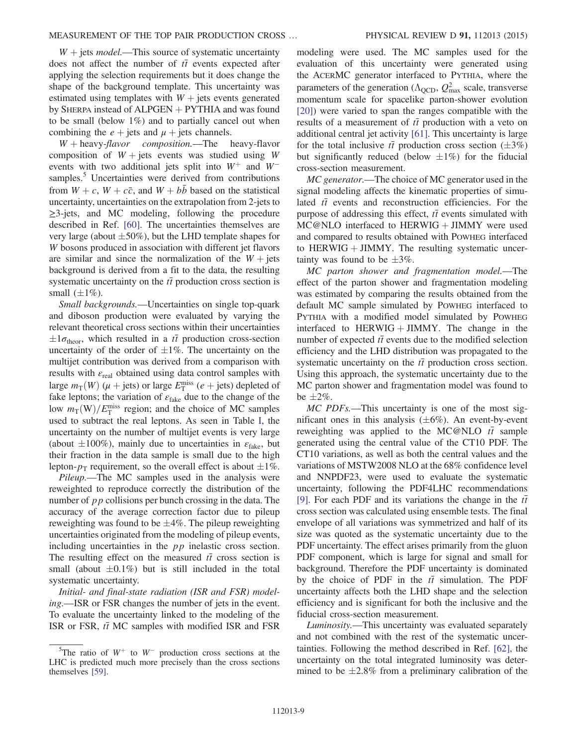*W + jets model.*—This source of systematic uncertainty does not affect the number of $t\bar{t}$ events expected after applying the selection requirements but it does change the shape of the background template. This uncertainty was estimated using templates with $W$ + jets events generated by SHERPA instead of ALPGEN + PYTHIA and was found to be small (below 1%) and to partially cancel out when combining the $e$ + jets and $\mu$ + jets channels.

*W + heavy-flavor composition.*—The heavy-flavor composition of $W$ + jets events was studied using $W$ events with two additional jets split into $W^+$ and $W^-$ samples.[5] Uncertainties were derived from contributions from $W + c$, $W + c\bar{c}$, and $W + b\bar{b}$ based on the statistical uncertainty, uncertainties on the extrapolation from 2-jets to $\geq$3-jets, and MC modeling, following the procedure described in Ref. [60]. The uncertainties themselves are very large (about $\pm$50%), but the LHD template shapes for $W$ bosons produced in association with different jet flavors are similar and since the normalization of the $W$ + jets background is derived from a fit to the data, the resulting systematic uncertainty on the $t\bar{t}$ production cross section is small ($\pm$1%).

*Small backgrounds.*—Uncertainties on single top-quark and diboson production were evaluated by varying the relevant theoretical cross sections within their uncertainties $\pm 1\sigma_{\mathrm{theor}}$, which resulted in a $t\bar{t}$ production cross-section uncertainty of the order of $\pm$1%. The uncertainty on the multijet contribution was derived from a comparison with results with $\varepsilon_{\mathrm{real}}$ obtained using data control samples with large $m_{\mathrm{T}}(W)$ ($\mu$ + jets) or large $E_{\mathrm{T}}^{\mathrm{miss}}$ ($e$ + jets) depleted of fake leptons; the variation of $\varepsilon_{\mathrm{fake}}$ due to the change of the low $m_{\mathrm{T}}(\mathrm{W})/E_{\mathrm{T}}^{\mathrm{miss}}$ region; and the choice of MC samples used to subtract the real leptons. As seen in Table I, the uncertainty on the number of multijet events is very large (about $\pm$100%), mainly due to uncertainties in $\varepsilon_{\mathrm{fake}}$, but their fraction in the data sample is small due to the high lepton-$p_{\mathrm{T}}$ requirement, so the overall effect is about $\pm$1%.

*Pileup.*—The MC samples used in the analysis were reweighted to reproduce correctly the distribution of the number of $pp$ collisions per bunch crossing in the data. The accuracy of the average correction factor due to pileup reweighting was found to be $\pm$4%. The pileup reweighting uncertainties originated from the modeling of pileup events, including uncertainties in the $pp$ inelastic cross section. The resulting effect on the measured $t\bar{t}$ cross section is small (about $\pm$0.1%) but is still included in the total systematic uncertainty.

*Initial- and final-state radiation (ISR and FSR) modeling.*—ISR or FSR changes the number of jets in the event. To evaluate the uncertainty linked to the modeling of the ISR or FSR, $t\bar{t}$ MC samples with modified ISR and FSR modeling were used. The MC samples used for the evaluation of this uncertainty were generated using the ACERMC generator interfaced to PYTHIA, where the parameters of the generation ($\Lambda_{\mathrm{QCD}}$, $Q^2_{\mathrm{max}}$ scale, transverse momentum scale for spacelike parton-shower evolution [20]) were varied to span the ranges compatible with the results of a measurement of $t\bar{t}$ production with a veto on additional central jet activity [61]. This uncertainty is large for the total inclusive $t\bar{t}$ production cross section ($\pm$3%) but significantly reduced (below $\pm$1%) for the fiducial cross-section measurement.

*MC generator.*—The choice of MC generator used in the signal modeling affects the kinematic properties of simulated $t\bar{t}$ events and reconstruction efficiencies. For the purpose of addressing this effect, $t\bar{t}$ events simulated with MC@NLO interfaced to HERWIG + JIMMY were used and compared to results obtained with POWHEG interfaced to HERWIG + JIMMY. The resulting systematic uncertainty was found to be $\pm$3%.

*MC parton shower and fragmentation model.*—The effect of the parton shower and fragmentation modeling was estimated by comparing the results obtained from the default MC sample simulated by POWHEG interfaced to PYTHIA with a modified model simulated by POWHEG interfaced to HERWIG + JIMMY. The change in the number of expected $t\bar{t}$ events due to the modified selection efficiency and the LHD distribution was propagated to the systematic uncertainty on the $t\bar{t}$ production cross section. Using this approach, the systematic uncertainty due to the MC parton shower and fragmentation model was found to be $\pm$2%.

*MC PDFs.*—This uncertainty is one of the most significant ones in this analysis ($\pm$6%). An event-by-event reweighting was applied to the MC@NLO $t\bar{t}$ sample generated using the central value of the CT10 PDF. The CT10 variations, as well as both the central values and the variations of MSTW2008 NLO at the 68% confidence level and NNPDF23, were used to evaluate the systematic uncertainty, following the PDF4LHC recommendations [9]. For each PDF and its variations the change in the $t\bar{t}$ cross section was calculated using ensemble tests. The final envelope of all variations was symmetrized and half of its size was quoted as the systematic uncertainty due to the PDF uncertainty. The effect arises primarily from the gluon PDF component, which is large for signal and small for background. Therefore the PDF uncertainty is dominated by the choice of PDF in the $t\bar{t}$ simulation. The PDF uncertainty affects both the LHD shape and the selection efficiency and is significant for both the inclusive and the fiducial cross-section measurement.

*Luminosity.*—This uncertainty was evaluated separately and not combined with the rest of the systematic uncertainties. Following the method described in Ref. [62], the uncertainty on the total integrated luminosity was determined to be $\pm$2.8% from a preliminary calibration of the

---

[5] The ratio of $W^+$ to $W^-$ production cross sections at the LHC is predicted much more precisely than the cross sections themselves [59].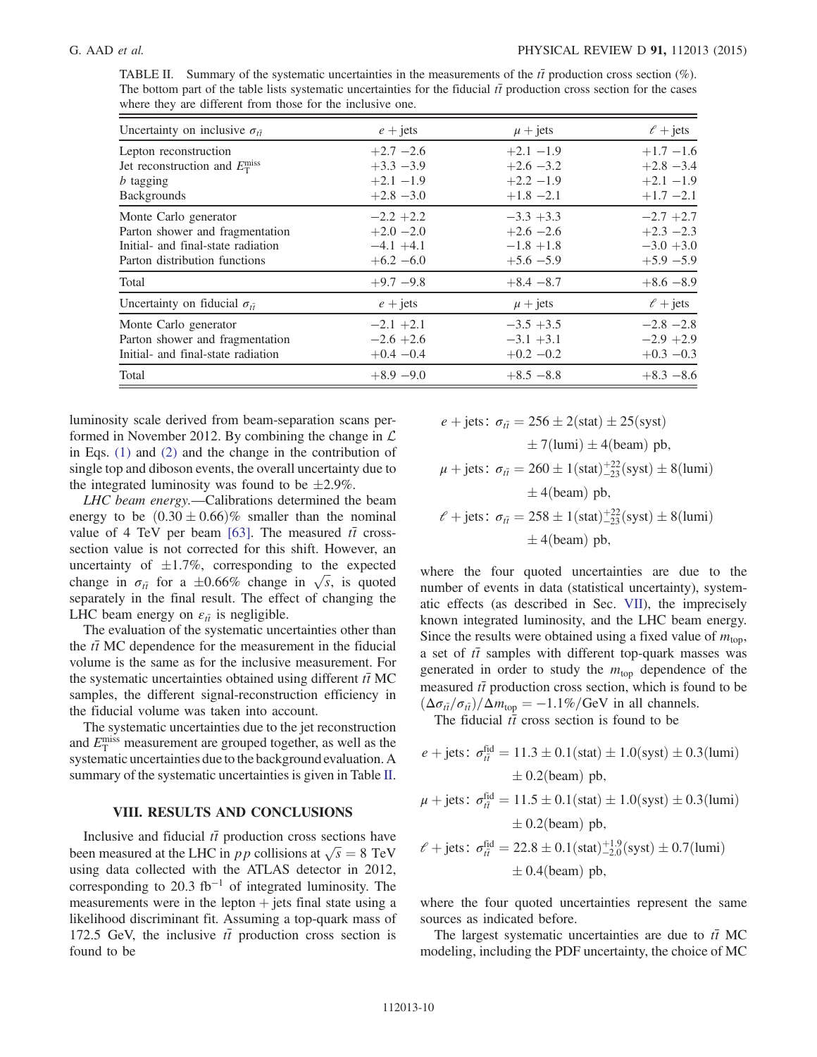TABLE II. Summary of the systematic uncertainties in the measurements of the $t\bar{t}$ production cross section (%). The bottom part of the table lists systematic uncertainties for the fiducial $t\bar{t}$ production cross section for the cases where they are different from those for the inclusive one.

| Uncertainty on inclusive $\sigma_{t\bar{t}}$ | $e$ + jets | $\mu$ + jets | $\ell$ + jets |
|---|---|---|---|
| Lepton reconstruction | +2.7 −2.6 | +2.1 −1.9 | +1.7 −1.6 |
| Jet reconstruction and $E_{\mathrm{T}}^{\mathrm{miss}}$ | +3.3 −3.9 | +2.6 −3.2 | +2.8 −3.4 |
| $b$ tagging | +2.1 −1.9 | +2.2 −1.9 | +2.1 −1.9 |
| Backgrounds | +2.8 −3.0 | +1.8 −2.1 | +1.7 −2.1 |
| Monte Carlo generator | −2.2 +2.2 | −3.3 +3.3 | −2.7 +2.7 |
| Parton shower and fragmentation | +2.0 −2.0 | +2.6 −2.6 | +2.3 −2.3 |
| Initial- and final-state radiation | −4.1 +4.1 | −1.8 +1.8 | −3.0 +3.0 |
| Parton distribution functions | +6.2 −6.0 | +5.6 −5.9 | +5.9 −5.9 |
| Total | +9.7 −9.8 | +8.4 −8.7 | +8.6 −8.9 |
| **Uncertainty on fiducial $\sigma_{t\bar{t}}$** | **$e$ + jets** | **$\mu$ + jets** | **$\ell$ + jets** |
| Monte Carlo generator | −2.1 +2.1 | −3.5 +3.5 | −2.8 −2.8 |
| Parton shower and fragmentation | −2.6 +2.6 | −3.1 +3.1 | −2.9 +2.9 |
| Initial- and final-state radiation | +0.4 −0.4 | +0.2 −0.2 | +0.3 −0.3 |
| Total | +8.9 −9.0 | +8.5 −8.8 | +8.3 −8.6 |

luminosity scale derived from beam-separation scans performed in November 2012. By combining the change in $\mathcal{L}$ in Eqs. (1) and (2) and the change in the contribution of single top and diboson events, the overall uncertainty due to the integrated luminosity was found to be $\pm 2.9\%$.

*LHC beam energy.*—Calibrations determined the beam energy to be $(0.30 \pm 0.66)\%$ smaller than the nominal value of 4 TeV per beam [63]. The measured $t\bar{t}$ cross-section value is not corrected for this shift. However, an uncertainty of $\pm 1.7\%$, corresponding to the expected change in $\sigma_{t\bar{t}}$ for a $\pm 0.66\%$ change in $\sqrt{s}$, is quoted separately in the final result. The effect of changing the LHC beam energy on $\varepsilon_{t\bar{t}}$ is negligible.

The evaluation of the systematic uncertainties other than the $t\bar{t}$ MC dependence for the measurement in the fiducial volume is the same as for the inclusive measurement. For the systematic uncertainties obtained using different $t\bar{t}$ MC samples, the different signal-reconstruction efficiency in the fiducial volume was taken into account.

The systematic uncertainties due to the jet reconstruction and $E_{\mathrm{T}}^{\mathrm{miss}}$ measurement are grouped together, as well as the systematic uncertainties due to the background evaluation. A summary of the systematic uncertainties is given in Table II.

## VIII. RESULTS AND CONCLUSIONS

Inclusive and fiducial $t\bar{t}$ production cross sections have been measured at the LHC in $pp$ collisions at $\sqrt{s} = 8$ TeV using data collected with the ATLAS detector in 2012, corresponding to 20.3 fb$^{-1}$ of integrated luminosity. The measurements were in the lepton + jets final state using a likelihood discriminant fit. Assuming a top-quark mass of 172.5 GeV, the inclusive $t\bar{t}$ production cross section is found to be

$$e + \text{jets}:\ \sigma_{t\bar{t}} = 256 \pm 2(\text{stat}) \pm 25(\text{syst}) \pm 7(\text{lumi}) \pm 4(\text{beam})\ \text{pb},$$

$$\mu + \text{jets}:\ \sigma_{t\bar{t}} = 260 \pm 1(\text{stat})^{+22}_{-23}(\text{syst}) \pm 8(\text{lumi}) \pm 4(\text{beam})\ \text{pb},$$

$$\ell + \text{jets}:\ \sigma_{t\bar{t}} = 258 \pm 1(\text{stat})^{+22}_{-23}(\text{syst}) \pm 8(\text{lumi}) \pm 4(\text{beam})\ \text{pb},$$

where the four quoted uncertainties are due to the number of events in data (statistical uncertainty), systematic effects (as described in Sec. VII), the imprecisely known integrated luminosity, and the LHC beam energy. Since the results were obtained using a fixed value of $m_{\text{top}}$, a set of $t\bar{t}$ samples with different top-quark masses was generated in order to study the $m_{\text{top}}$ dependence of the measured $t\bar{t}$ production cross section, which is found to be $(\Delta\sigma_{t\bar{t}}/\sigma_{t\bar{t}})/\Delta m_{\text{top}} = -1.1\%/\text{GeV}$ in all channels.

The fiducial $t\bar{t}$ cross section is found to be

$$e + \text{jets}:\ \sigma_{t\bar{t}}^{\text{fid}} = 11.3 \pm 0.1(\text{stat}) \pm 1.0(\text{syst}) \pm 0.3(\text{lumi}) \pm 0.2(\text{beam})\ \text{pb},$$

$$\mu + \text{jets}:\ \sigma_{t\bar{t}}^{\text{fid}} = 11.5 \pm 0.1(\text{stat}) \pm 1.0(\text{syst}) \pm 0.3(\text{lumi}) \pm 0.2(\text{beam})\ \text{pb},$$

$$\ell + \text{jets}:\ \sigma_{t\bar{t}}^{\text{fid}} = 22.8 \pm 0.1(\text{stat})^{+1.9}_{-2.0}(\text{syst}) \pm 0.7(\text{lumi}) \pm 0.4(\text{beam})\ \text{pb},$$

where the four quoted uncertainties represent the same sources as indicated before.

The largest systematic uncertainties are due to $t\bar{t}$ MC modeling, including the PDF uncertainty, the choice of MC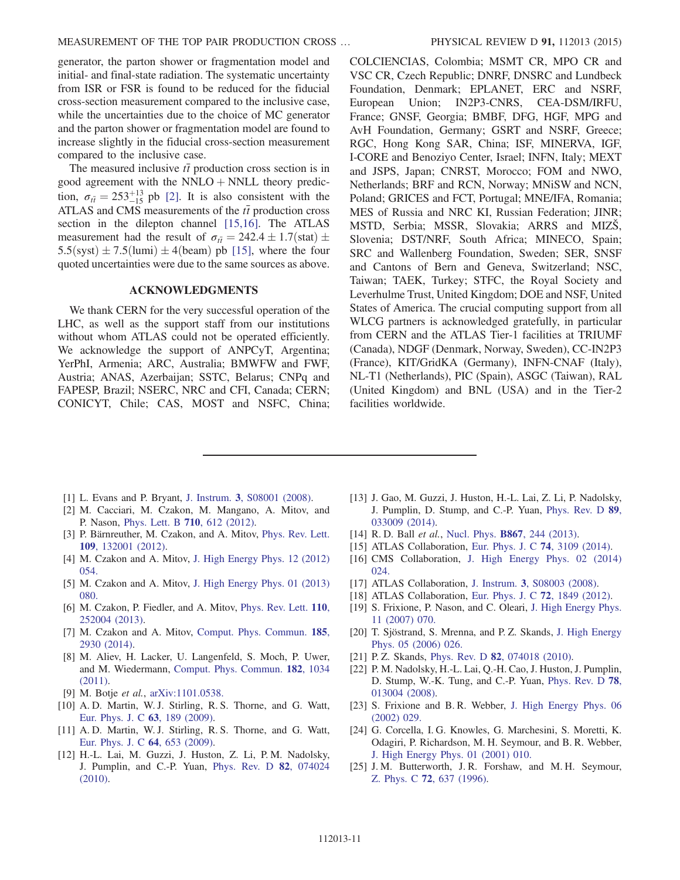generator, the parton shower or fragmentation model and initial- and final-state radiation. The systematic uncertainty from ISR or FSR is found to be reduced for the fiducial cross-section measurement compared to the inclusive case, while the uncertainties due to the choice of MC generator and the parton shower or fragmentation model are found to increase slightly in the fiducial cross-section measurement compared to the inclusive case.

The measured inclusive $t\bar{t}$ production cross section is in good agreement with the NNLO + NNLL theory prediction, $\sigma_{t\bar{t}} = 253^{+13}_{-15}$ pb [2]. It is also consistent with the ATLAS and CMS measurements of the $t\bar{t}$ production cross section in the dilepton channel [15,16]. The ATLAS measurement had the result of $\sigma_{t\bar{t}} = 242.4 \pm 1.7(\mathrm{stat}) \pm 5.5(\mathrm{syst}) \pm 7.5(\mathrm{lumi}) \pm 4(\mathrm{beam})$ pb [15], where the four quoted uncertainties were due to the same sources as above.

## ACKNOWLEDGMENTS

We thank CERN for the very successful operation of the LHC, as well as the support staff from our institutions without whom ATLAS could not be operated efficiently. We acknowledge the support of ANPCyT, Argentina; YerPhI, Armenia; ARC, Australia; BMWFW and FWF, Austria; ANAS, Azerbaijan; SSTC, Belarus; CNPq and FAPESP, Brazil; NSERC, NRC and CFI, Canada; CERN; CONICYT, Chile; CAS, MOST and NSFC, China; COLCIENCIAS, Colombia; MSMT CR, MPO CR and VSC CR, Czech Republic; DNRF, DNSRC and Lundbeck Foundation, Denmark; EPLANET, ERC and NSRF, European Union; IN2P3-CNRS, CEA-DSM/IRFU, France; GNSF, Georgia; BMBF, DFG, HGF, MPG and AvH Foundation, Germany; GSRT and NSRF, Greece; RGC, Hong Kong SAR, China; ISF, MINERVA, IGF, I-CORE and Benoziyo Center, Israel; INFN, Italy; MEXT and JSPS, Japan; CNRST, Morocco; FOM and NWO, Netherlands; BRF and RCN, Norway; MNiSW and NCN, Poland; GRICES and FCT, Portugal; MNE/IFA, Romania; MES of Russia and NRC KI, Russian Federation; JINR; MSTD, Serbia; MSSR, Slovakia; ARRS and MIZŠ, Slovenia; DST/NRF, South Africa; MINECO, Spain; SRC and Wallenberg Foundation, Sweden; SER, SNSF and Cantons of Bern and Geneva, Switzerland; NSC, Taiwan; TAEK, Turkey; STFC, the Royal Society and Leverhulme Trust, United Kingdom; DOE and NSF, United States of America. The crucial computing support from all WLCG partners is acknowledged gratefully, in particular from CERN and the ATLAS Tier-1 facilities at TRIUMF (Canada), NDGF (Denmark, Norway, Sweden), CC-IN2P3 (France), KIT/GridKA (Germany), INFN-CNAF (Italy), NL-T1 (Netherlands), PIC (Spain), ASGC (Taiwan), RAL (United Kingdom) and BNL (USA) and in the Tier-2 facilities worldwide.

---

[1] L. Evans and P. Bryant, J. Instrum. **3**, S08001 (2008).
[2] M. Cacciari, M. Czakon, M. Mangano, A. Mitov, and P. Nason, Phys. Lett. B **710**, 612 (2012).
[3] P. Bärnreuther, M. Czakon, and A. Mitov, Phys. Rev. Lett. **109**, 132001 (2012).
[4] M. Czakon and A. Mitov, J. High Energy Phys. 12 (2012) 054.
[5] M. Czakon and A. Mitov, J. High Energy Phys. 01 (2013) 080.
[6] M. Czakon, P. Fiedler, and A. Mitov, Phys. Rev. Lett. **110**, 252004 (2013).
[7] M. Czakon and A. Mitov, Comput. Phys. Commun. **185**, 2930 (2014).
[8] M. Aliev, H. Lacker, U. Langenfeld, S. Moch, P. Uwer, and M. Wiedermann, Comput. Phys. Commun. **182**, 1034 (2011).
[9] M. Botje *et al.*, arXiv:1101.0538.
[10] A. D. Martin, W. J. Stirling, R. S. Thorne, and G. Watt, Eur. Phys. J. C **63**, 189 (2009).
[11] A. D. Martin, W. J. Stirling, R. S. Thorne, and G. Watt, Eur. Phys. J. C **64**, 653 (2009).
[12] H.-L. Lai, M. Guzzi, J. Huston, Z. Li, P. M. Nadolsky, J. Pumplin, and C.-P. Yuan, Phys. Rev. D **82**, 074024 (2010).
[13] J. Gao, M. Guzzi, J. Huston, H.-L. Lai, Z. Li, P. Nadolsky, J. Pumplin, D. Stump, and C.-P. Yuan, Phys. Rev. D **89**, 033009 (2014).
[14] R. D. Ball *et al.*, Nucl. Phys. **B867**, 244 (2013).
[15] ATLAS Collaboration, Eur. Phys. J. C **74**, 3109 (2014).
[16] CMS Collaboration, J. High Energy Phys. 02 (2014) 024.
[17] ATLAS Collaboration, J. Instrum. **3**, S08003 (2008).
[18] ATLAS Collaboration, Eur. Phys. J. C **72**, 1849 (2012).
[19] S. Frixione, P. Nason, and C. Oleari, J. High Energy Phys. 11 (2007) 070.
[20] T. Sjöstrand, S. Mrenna, and P. Z. Skands, J. High Energy Phys. 05 (2006) 026.
[21] P. Z. Skands, Phys. Rev. D **82**, 074018 (2010).
[22] P. M. Nadolsky, H.-L. Lai, Q.-H. Cao, J. Huston, J. Pumplin, D. Stump, W.-K. Tung, and C.-P. Yuan, Phys. Rev. D **78**, 013004 (2008).
[23] S. Frixione and B. R. Webber, J. High Energy Phys. 06 (2002) 029.
[24] G. Corcella, I. G. Knowles, G. Marchesini, S. Moretti, K. Odagiri, P. Richardson, M. H. Seymour, and B. R. Webber, J. High Energy Phys. 01 (2001) 010.
[25] J. M. Butterworth, J. R. Forshaw, and M. H. Seymour, Z. Phys. C **72**, 637 (1996).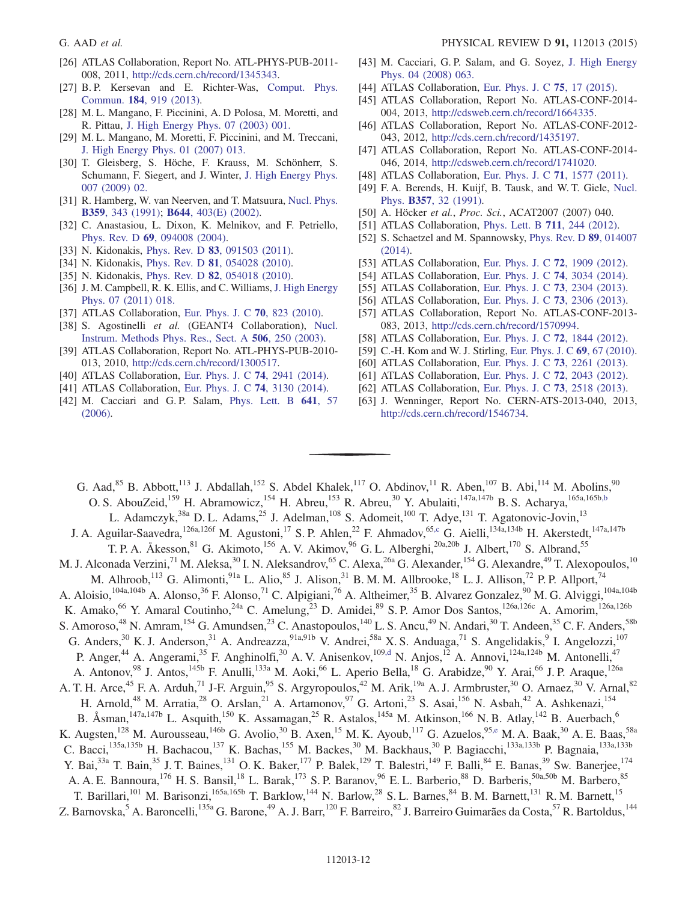[26] ATLAS Collaboration, Report No. ATL-PHYS-PUB-2011-008, 2011, http://cds.cern.ch/record/1345343.

[27] B. P. Kersevan and E. Richter-Was, Comput. Phys. Commun. **184**, 919 (2013).

[28] M. L. Mangano, F. Piccinini, A. D Polosa, M. Moretti, and R. Pittau, J. High Energy Phys. 07 (2003) 001.

[29] M. L. Mangano, M. Moretti, F. Piccinini, and M. Treccani, J. High Energy Phys. 01 (2007) 013.

[30] T. Gleisberg, S. Höche, F. Krauss, M. Schönherr, S. Schumann, F. Siegert, and J. Winter, J. High Energy Phys. 007 (2009) 02.

[31] R. Hamberg, W. van Neerven, and T. Matsuura, Nucl. Phys. **B359**, 343 (1991); **B644**, 403(E) (2002).

[32] C. Anastasiou, L. Dixon, K. Melnikov, and F. Petriello, Phys. Rev. D **69**, 094008 (2004).

[33] N. Kidonakis, Phys. Rev. D **83**, 091503 (2011).

[34] N. Kidonakis, Phys. Rev. D **81**, 054028 (2010).

[35] N. Kidonakis, Phys. Rev. D **82**, 054018 (2010).

[36] J. M. Campbell, R. K. Ellis, and C. Williams, J. High Energy Phys. 07 (2011) 018.

[37] ATLAS Collaboration, Eur. Phys. J. C **70**, 823 (2010).

[38] S. Agostinelli *et al.* (GEANT4 Collaboration), Nucl. Instrum. Methods Phys. Res., Sect. A **506**, 250 (2003).

[39] ATLAS Collaboration, Report No. ATL-PHYS-PUB-2010-013, 2010, http://cds.cern.ch/record/1300517.

[40] ATLAS Collaboration, Eur. Phys. J. C **74**, 2941 (2014).

[41] ATLAS Collaboration, Eur. Phys. J. C **74**, 3130 (2014).

[42] M. Cacciari and G. P. Salam, Phys. Lett. B **641**, 57 (2006).

[43] M. Cacciari, G. P. Salam, and G. Soyez, J. High Energy Phys. 04 (2008) 063.

[44] ATLAS Collaboration, Eur. Phys. J. C **75**, 17 (2015).

[45] ATLAS Collaboration, Report No. ATLAS-CONF-2014-004, 2013, http://cdsweb.cern.ch/record/1664335.

[46] ATLAS Collaboration, Report No. ATLAS-CONF-2012-043, 2012, http://cds.cern.ch/record/1435197.

[47] ATLAS Collaboration, Report No. ATLAS-CONF-2014-046, 2014, http://cdsweb.cern.ch/record/1741020.

[48] ATLAS Collaboration, Eur. Phys. J. C **71**, 1577 (2011).

[49] F. A. Berends, H. Kuijf, B. Tausk, and W. T. Giele, Nucl. Phys. **B357**, 32 (1991).

[50] A. Höcker *et al.*, *Proc. Sci.*, ACAT2007 (2007) 040.

[51] ATLAS Collaboration, Phys. Lett. B **711**, 244 (2012).

[52] S. Schaetzel and M. Spannowsky, Phys. Rev. D **89**, 014007 (2014).

[53] ATLAS Collaboration, Eur. Phys. J. C **72**, 1909 (2012).

[54] ATLAS Collaboration, Eur. Phys. J. C **74**, 3034 (2014).

[55] ATLAS Collaboration, Eur. Phys. J. C **73**, 2304 (2013).

[56] ATLAS Collaboration, Eur. Phys. J. C **73**, 2306 (2013).

[57] ATLAS Collaboration, Report No. ATLAS-CONF-2013-083, 2013, http://cds.cern.ch/record/1570994.

[58] ATLAS Collaboration, Eur. Phys. J. C **72**, 1844 (2012).

[59] C.-H. Kom and W. J. Stirling, Eur. Phys. J. C **69**, 67 (2010).

[60] ATLAS Collaboration, Eur. Phys. J. C **73**, 2261 (2013).

[61] ATLAS Collaboration, Eur. Phys. J. C **72**, 2043 (2012).

[62] ATLAS Collaboration, Eur. Phys. J. C **73**, 2518 (2013).

[63] J. Wenninger, Report No. CERN-ATS-2013-040, 2013, http://cds.cern.ch/record/1546734.

---

G. Aad,[85] B. Abbott,[113] J. Abdallah,[152] S. Abdel Khalek,[117] O. Abdinov,[11] R. Aben,[107] B. Abi,[114] M. Abolins,[90] O. S. AbouZeid,[159] H. Abramowicz,[154] H. Abreu,[153] R. Abreu,[30] Y. Abulaiti,[147a,147b] B. S. Acharya,[165a,165b,b] L. Adamczyk,[38a] D. L. Adams,[25] J. Adelman,[108] S. Adomeit,[100] T. Adye,[131] T. Agatonovic-Jovin,[13] J. A. Aguilar-Saavedra,[126a,126f] M. Agustoni,[17] S. P. Ahlen,[22] F. Ahmadov,[65,c] G. Aielli,[134a,134b] H. Akerstedt,[147a,147b] T. P. A. Åkesson,[81] G. Akimoto,[156] A. V. Akimov,[96] G. L. Alberghi,[20a,20b] J. Albert,[170] S. Albrand,[55] M. J. Alconada Verzini,[71] M. Aleksa,[30] I. N. Aleksandrov,[65] C. Alexa,[26a] G. Alexander,[154] G. Alexandre,[49] T. Alexopoulos,[10] M. Alhroob,[113] G. Alimonti,[91a] L. Alio,[85] J. Alison,[31] B. M. M. Allbrooke,[18] L. J. Allison,[72] P. P. Allport,[74] A. Aloisio,[104a,104b] A. Alonso,[36] F. Alonso,[71] C. Alpigiani,[76] A. Altheimer,[35] B. Alvarez Gonzalez,[90] M. G. Alviggi,[104a,104b] K. Amako,[66] Y. Amaral Coutinho,[24a] C. Amelung,[23] D. Amidei,[89] S. P. Amor Dos Santos,[126a,126c] A. Amorim,[126a,126b] S. Amoroso,[48] N. Amram,[154] G. Amundsen,[23] C. Anastopoulos,[140] L. S. Ancu,[49] N. Andari,[30] T. Andeen,[35] C. F. Anders,[58b] G. Anders,[30] K. J. Anderson,[31] A. Andreazza,[91a,91b] V. Andrei,[58a] X. S. Anduaga,[71] S. Angelidakis,[9] I. Angelozzi,[107] P. Anger,[44] A. Angerami,[35] F. Anghinolfi,[30] A. V. Anisenkov,[109,d] N. Anjos,[12] A. Annovi,[124a,124b] M. Antonelli,[47] A. Antonov,[98] J. Antos,[145b] F. Anulli,[133a] M. Aoki,[66] L. Aperio Bella,[18] G. Arabidze,[90] Y. Arai,[66] J. P. Araque,[126a] A. T. H. Arce,[45] F. A. Arduh,[71] J-F. Arguin,[95] S. Argyropoulos,[42] M. Arik,[19a] A. J. Armbruster,[30] O. Arnaez,[30] V. Arnal,[82] H. Arnold,[48] M. Arratia,[28] O. Arslan,[21] A. Artamonov,[97] G. Artoni,[23] S. Asai,[156] N. Asbah,[42] A. Ashkenazi,[154] B. Åsman,[147a,147b] L. Asquith,[150] K. Assamagan,[25] R. Astalos,[145a] M. Atkinson,[166] N. B. Atlay,[142] B. Auerbach,[6] K. Augsten,[128] M. Aurousseau,[146b] G. Avolio,[30] B. Axen,[15] M. K. Ayoub,[117] G. Azuelos,[95,e] M. A. Baak,[30] A. E. Baas,[58a] C. Bacci,[135a,135b] H. Bachacou,[137] K. Bachas,[155] M. Backes,[30] M. Backhaus,[30] P. Bagiacchi,[133a,133b] P. Bagnaia,[133a,133b] Y. Bai,[33a] T. Bain,[35] J. T. Baines,[131] O. K. Baker,[177] P. Balek,[129] T. Balestri,[149] F. Balli,[84] E. Banas,[39] Sw. Banerjee,[174] A. A. E. Bannoura,[176] H. S. Bansil,[18] L. Barak,[173] S. P. Baranov,[96] E. L. Barberio,[88] D. Barberis,[50a,50b] M. Barbero,[85] T. Barillari,[101] M. Barisonzi,[165a,165b] T. Barklow,[144] N. Barlow,[28] S. L. Barnes,[84] B. M. Barnett,[131] R. M. Barnett,[15] Z. Barnovska,[5] A. Baroncelli,[135a] G. Barone,[49] A. J. Barr,[120] F. Barreiro,[82] J. Barreiro Guimarães da Costa,[57] R. Bartoldus,[144]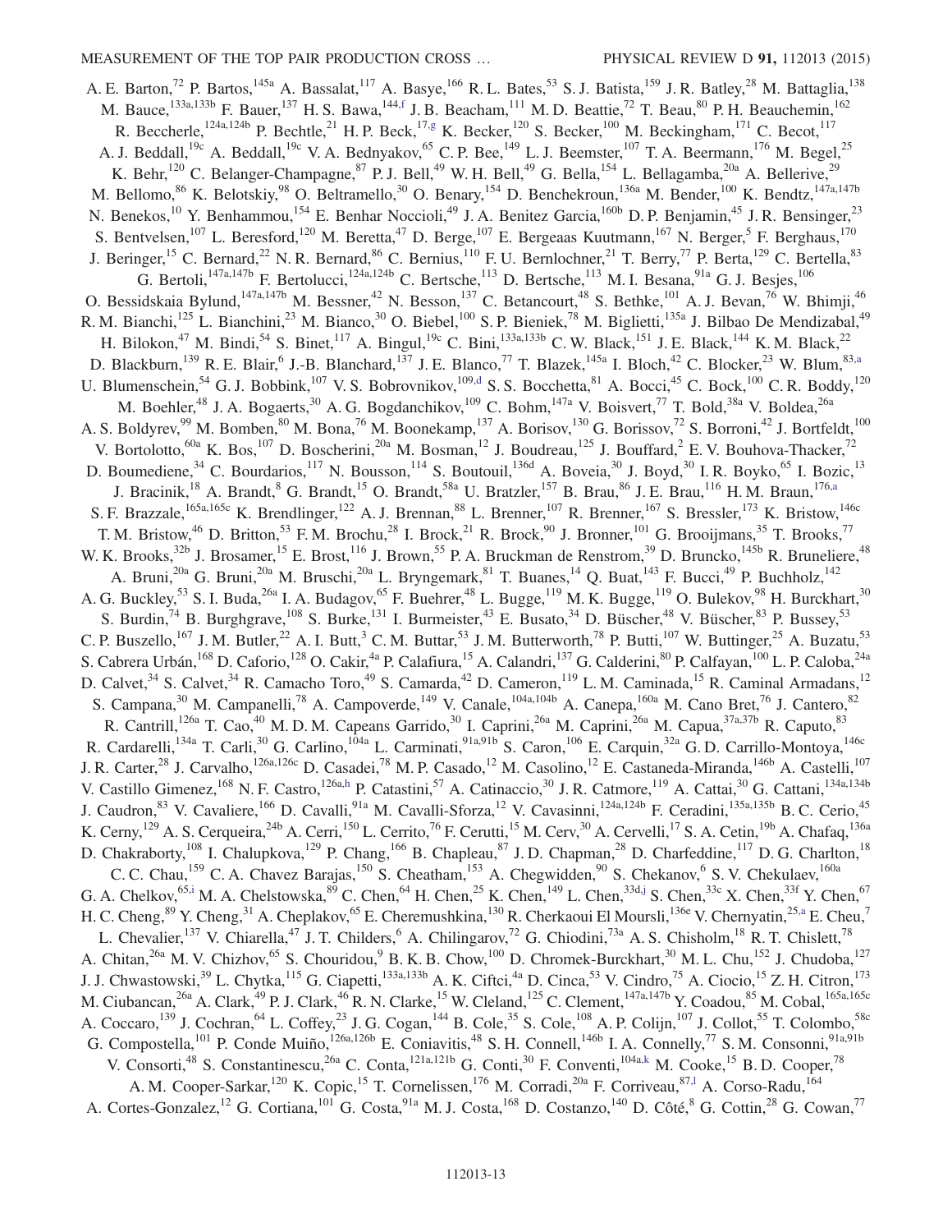A. E. Barton,[72] P. Bartos,[145a] A. Bassalat,[117] A. Basye,[166] R. L. Bates,[53] S. J. Batista,[159] J. R. Batley,[28] M. Battaglia,[138] M. Bauce,[133a,133b] F. Bauer,[137] H. S. Bawa,[144,f] J. B. Beacham,[111] M. D. Beattie,[72] T. Beau,[80] P. H. Beauchemin,[162] R. Beccherle,[124a,124b] P. Bechtle,[21] H. P. Beck,[17,g] K. Becker,[120] S. Becker,[100] M. Beckingham,[171] C. Becot,[117] A. J. Beddall,[19c] A. Beddall,[19c] V. A. Bednyakov,[65] C. P. Bee,[149] L. J. Beemster,[107] T. A. Beermann,[176] M. Begel,[25] K. Behr,[120] C. Belanger-Champagne,[87] P. J. Bell,[49] W. H. Bell,[49] G. Bella,[154] L. Bellagamba,[20a] A. Bellerive,[29] M. Bellomo,[86] K. Belotskiy,[98] O. Beltramello,[30] O. Benary,[154] D. Benchekroun,[136a] M. Bender,[100] K. Bendtz,[147a,147b] N. Benekos,[10] Y. Benhammou,[154] E. Benhar Noccioli,[49] J. A. Benitez Garcia,[160b] D. P. Benjamin,[45] J. R. Bensinger,[23] S. Bentvelsen,[107] L. Beresford,[120] M. Beretta,[47] D. Berge,[107] E. Bergeaas Kuutmann,[167] N. Berger,[5] F. Berghaus,[170] J. Beringer,[15] C. Bernard,[22] N. R. Bernard,[86] C. Bernius,[110] F. U. Bernlochner,[21] T. Berry,[77] P. Berta,[129] C. Bertella,[83] G. Bertoli,[147a,147b] F. Bertolucci,[124a,124b] C. Bertsche,[113] D. Bertsche,[113] M. I. Besana,[91a] G. J. Besjes,[106] O. Bessidskaia Bylund,[147a,147b] M. Bessner,[42] N. Besson,[137] C. Betancourt,[48] S. Bethke,[101] A. J. Bevan,[76] W. Bhimji,[46] R. M. Bianchi,[125] L. Bianchini,[23] M. Bianco,[30] O. Biebel,[100] S. P. Bieniek,[78] M. Biglietti,[135a] J. Bilbao De Mendizabal,[49] H. Bilokon,[47] M. Bindi,[54] S. Binet,[117] A. Bingul,[19c] C. Bini,[133a,133b] C. W. Black,[151] J. E. Black,[144] K. M. Black,[22] D. Blackburn,[139] R. E. Blair,[6] J.-B. Blanchard,[137] J. E. Blanco,[77] T. Blazek,[145a] I. Bloch,[42] C. Blocker,[23] W. Blum,[83,a] U. Blumenschein,[54] G. J. Bobbink,[107] V. S. Bobrovnikov,[109,d] S. S. Bocchetta,[81] A. Bocci,[45] C. Bock,[100] C. R. Boddy,[120] M. Boehler,[48] J. A. Bogaerts,[30] A. G. Bogdanchikov,[109] C. Bohm,[147a] V. Boisvert,[77] T. Bold,[38a] V. Boldea,[26a] A. S. Boldyrev,[99] M. Bomben,[80] M. Bona,[76] M. Boonekamp,[137] A. Borisov,[130] G. Borissov,[72] S. Borroni,[42] J. Bortfeldt,[100] V. Bortolotto,[60a] K. Bos,[107] D. Boscherini,[20a] M. Bosman,[12] J. Boudreau,[125] J. Bouffard,[2] E. V. Bouhova-Thacker,[72] D. Boumediene,[34] C. Bourdarios,[117] N. Bousson,[114] S. Boutouil,[136d] A. Boveia,[30] J. Boyd,[30] I. R. Boyko,[65] I. Bozic,[13] J. Bracinik,[18] A. Brandt,[8] G. Brandt,[15] O. Brandt,[58a] U. Bratzler,[157] B. Brau,[86] J. E. Brau,[116] H. M. Braun,[176,a] S. F. Brazzale,[165a,165c] K. Brendlinger,[122] A. J. Brennan,[88] L. Brenner,[107] R. Brenner,[167] S. Bressler,[173] K. Bristow,[146c] T. M. Bristow,[46] D. Britton,[53] F. M. Brochu,[28] I. Brock,[21] R. Brock,[90] J. Bronner,[101] G. Brooijmans,[35] T. Brooks,[77] W. K. Brooks,[32b] J. Brosamer,[15] E. Brost,[116] J. Brown,[55] P. A. Bruckman de Renstrom,[39] D. Bruncko,[145b] R. Bruneliere,[48] A. Bruni,[20a] G. Bruni,[20a] M. Bruschi,[20a] L. Bryngemark,[81] T. Buanes,[14] Q. Buat,[143] F. Bucci,[49] P. Buchholz,[142] A. G. Buckley,[53] S. I. Buda,[26a] I. A. Budagov,[65] F. Buehrer,[48] L. Bugge,[119] M. K. Bugge,[119] O. Bulekov,[98] H. Burckhart,[30] S. Burdin,[74] B. Burghgrave,[108] S. Burke,[131] I. Burmeister,[43] E. Busato,[34] D. Büscher,[48] V. Büscher,[83] P. Bussey,[53] C. P. Buszello,[167] J. M. Butler,[22] A. I. Butt,[3] C. M. Buttar,[53] J. M. Butterworth,[78] P. Butti,[107] W. Buttinger,[25] A. Buzatu,[53] S. Cabrera Urbán,[168] D. Caforio,[128] O. Cakir,[4a] P. Calafiura,[15] A. Calandri,[137] G. Calderini,[80] P. Calfayan,[100] L. P. Caloba,[24a] D. Calvet,[34] S. Calvet,[34] R. Camacho Toro,[49] S. Camarda,[42] D. Cameron,[119] L. M. Caminada,[15] R. Caminal Armadans,[12] S. Campana,[30] M. Campanelli,[78] A. Campoverde,[149] V. Canale,[104a,104b] A. Canepa,[160a] M. Cano Bret,[76] J. Cantero,[82] R. Cantrill,[126a] T. Cao,[40] M. D. M. Capeans Garrido,[30] I. Caprini,[26a] M. Caprini,[26a] M. Capua,[37a,37b] R. Caputo,[83] R. Cardarelli,[134a] T. Carli,[30] G. Carlino,[104a] L. Carminati,[91a,91b] S. Caron,[106] E. Carquin,[32a] G. D. Carrillo-Montoya,[146c] J. R. Carter,[28] J. Carvalho,[126a,126c] D. Casadei,[78] M. P. Casado,[12] M. Casolino,[12] E. Castaneda-Miranda,[146b] A. Castelli,[107] V. Castillo Gimenez,[168] N. F. Castro,[126a,h] P. Catastini,[57] A. Catinaccio,[30] J. R. Catmore,[119] A. Cattai,[30] G. Cattani,[134a,134b] J. Caudron,[83] V. Cavaliere,[166] D. Cavalli,[91a] M. Cavalli-Sforza,[12] V. Cavasinni,[124a,124b] F. Ceradini,[135a,135b] B. C. Cerio,[45] K. Cerny,[129] A. S. Cerqueira,[24b] A. Cerri,[150] L. Cerrito,[76] F. Cerutti,[15] M. Cerv,[30] A. Cervelli,[17] S. A. Cetin,[19b] A. Chafaq,[136a] D. Chakraborty,[108] I. Chalupkova,[129] P. Chang,[166] B. Chapleau,[87] J. D. Chapman,[28] D. Charfeddine,[117] D. G. Charlton,[18] C. C. Chau,[159] C. A. Chavez Barajas,[150] S. Cheatham,[153] A. Chegwidden,[90] S. Chekanov,[6] S. V. Chekulaev,[160a] G. A. Chelkov,[65,i] M. A. Chelstowska,[89] C. Chen,[64] H. Chen,[25] K. Chen,[149] L. Chen,[33d,j] S. Chen,[33c] X. Chen,[33f] Y. Chen,[67] H. C. Cheng,[89] Y. Cheng,[31] A. Cheplakov,[65] E. Cheremushkina,[130] R. Cherkaoui El Moursli,[136e] V. Chernyatin,[25,a] E. Cheu,[7] L. Chevalier,[137] V. Chiarella,[47] J. T. Childers,[6] A. Chilingarov,[72] G. Chiodini,[73a] A. S. Chisholm,[18] R. T. Chislett,[78] A. Chitan,[26a] M. V. Chizhov,[65] S. Chouridou,[9] B. K. B. Chow,[100] D. Chromek-Burckhart,[30] M. L. Chu,[152] J. Chudoba,[127] J. J. Chwastowski,[39] L. Chytka,[115] G. Ciapetti,[133a,133b] A. K. Ciftci,[4a] D. Cinca,[53] V. Cindro,[75] A. Ciocio,[15] Z. H. Citron,[173] M. Ciubancan,[26a] A. Clark,[49] P. J. Clark,[46] R. N. Clarke,[15] W. Cleland,[125] C. Clement,[147a,147b] Y. Coadou,[85] M. Cobal,[165a,165c] A. Coccaro,[139] J. Cochran,[64] L. Coffey,[23] J. G. Cogan,[144] B. Cole,[35] S. Cole,[108] A. P. Colijn,[107] J. Collot,[55] T. Colombo,[58c] G. Compostella,[101] P. Conde Muiño,[126a,126b] E. Coniavitis,[48] S. H. Connell,[146b] I. A. Connelly,[77] S. M. Consonni,[91a,91b] V. Consorti,[48] S. Constantinescu,[26a] C. Conta,[121a,121b] G. Conti,[30] F. Conventi,[104a,k] M. Cooke,[15] B. D. Cooper,[78] A. M. Cooper-Sarkar,[120] K. Copic,[15] T. Cornelissen,[176] M. Corradi,[20a] F. Corriveau,[87,l] A. Corso-Radu,[164] A. Cortes-Gonzalez,[12] G. Cortiana,[101] G. Costa,[91a] M. J. Costa,[168] D. Costanzo,[140] D. Côté,[8] G. Cottin,[28] G. Cowan,[77]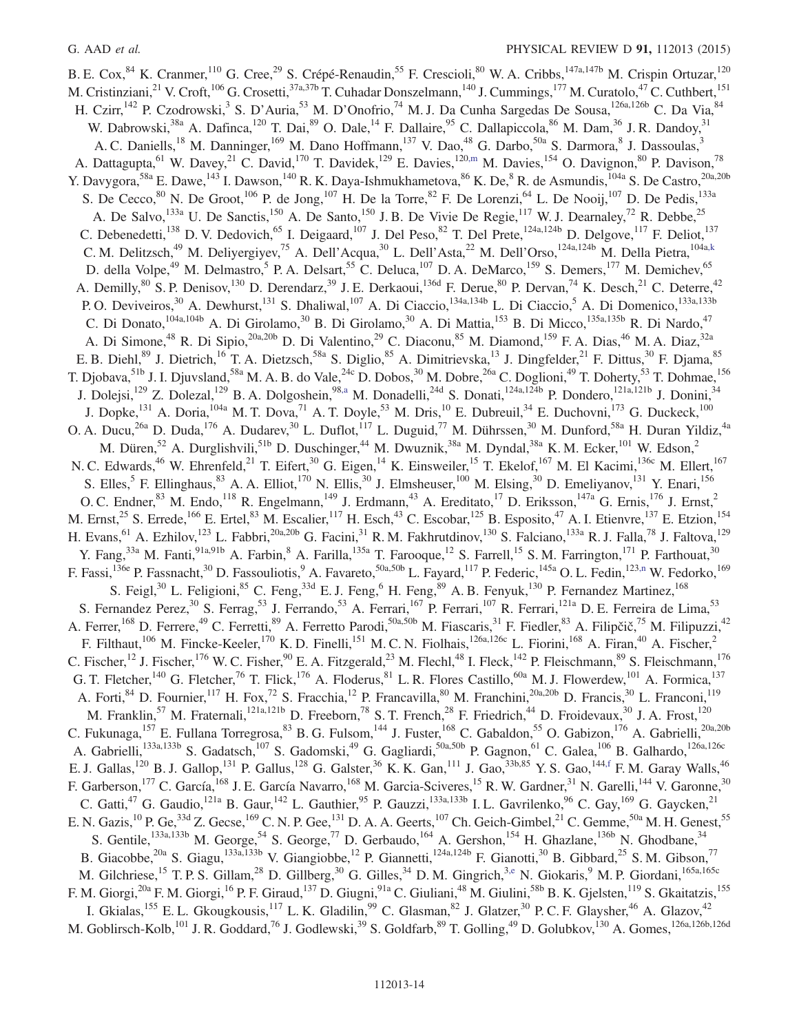B. E. Cox,[84] K. Cranmer,[110] G. Cree,[29] S. Crépé-Renaudin,[55] F. Crescioli,[80] W. A. Cribbs,[147a,147b] M. Crispin Ortuzar,[120] M. Cristinziani,[21] V. Croft,[106] G. Crosetti,[37a,37b] T. Cuhadar Donszelmann,[140] J. Cummings,[177] M. Curatolo,[47] C. Cuthbert,[151] H. Czirr,[142] P. Czodrowski,[3] S. D'Auria,[53] M. D'Onofrio,[74] M. J. Da Cunha Sargedas De Sousa,[126a,126b] C. Da Via,[84] W. Dabrowski,[38a] A. Dafinca,[120] T. Dai,[89] O. Dale,[14] F. Dallaire,[95] C. Dallapiccola,[86] M. Dam,[36] J. R. Dandoy,[31] A. C. Daniells,[18] M. Danninger,[169] M. Dano Hoffmann,[137] V. Dao,[48] G. Darbo,[50a] S. Darmora,[8] J. Dassoulas,[3] A. Dattagupta,[61] W. Davey,[21] C. David,[170] T. Davidek,[129] E. Davies,[120,m] M. Davies,[154] O. Davignon,[80] P. Davison,[78] Y. Davygora,[58a] E. Dawe,[143] I. Dawson,[140] R. K. Daya-Ishmukhametova,[86] K. De,[8] R. de Asmundis,[104a] S. De Castro,[20a,20b] S. De Cecco,[80] N. De Groot,[106] P. de Jong,[107] H. De la Torre,[82] F. De Lorenzi,[64] L. De Nooij,[107] D. De Pedis,[133a] A. De Salvo,[133a] U. De Sanctis,[150] A. De Santo,[150] J. B. De Vivie De Regie,[117] W. J. Dearnaley,[72] R. Debbe,[25] C. Debenedetti,[138] D. V. Dedovich,[65] I. Deigaard,[107] J. Del Peso,[82] T. Del Prete,[124a,124b] D. Delgove,[117] F. Deliot,[137] C. M. Delitzsch,[49] M. Deliyergiyev,[75] A. Dell'Acqua,[30] L. Dell'Asta,[22] M. Dell'Orso,[124a,124b] M. Della Pietra,[104a,k] D. della Volpe,[49] M. Delmastro,[5] P. A. Delsart,[55] C. Deluca,[107] D. A. DeMarco,[159] S. Demers,[177] M. Demichev,[65] A. Demilly,[80] S. P. Denisov,[130] D. Derendarz,[39] J. E. Derkaoui,[136d] F. Derue,[80] P. Dervan,[74] K. Desch,[21] C. Deterre,[42] P. O. Deviveiros,[30] A. Dewhurst,[131] S. Dhaliwal,[107] A. Di Ciaccio,[134a,134b] L. Di Ciaccio,[5] A. Di Domenico,[133a,133b] C. Di Donato,[104a,104b] A. Di Girolamo,[30] B. Di Girolamo,[30] A. Di Mattia,[153] B. Di Micco,[135a,135b] R. Di Nardo,[47] A. Di Simone,[48] R. Di Sipio,[20a,20b] D. Di Valentino,[29] C. Diaconu,[85] M. Diamond,[159] F. A. Dias,[46] M. A. Diaz,[32a] E. B. Diehl,[89] J. Dietrich,[16] T. A. Dietzsch,[58a] S. Diglio,[85] A. Dimitrievska,[13] J. Dingfelder,[21] F. Dittus,[30] F. Djama,[85] T. Djobava,[51b] J. I. Djuvsland,[58a] M. A. B. do Vale,[24c] D. Dobos,[30] M. Dobre,[26a] C. Doglioni,[49] T. Doherty,[53] T. Dohmae,[156] J. Dolejsi,[129] Z. Dolezal,[129] B. A. Dolgoshein,[98,a] M. Donadelli,[24d] S. Donati,[124a,124b] P. Dondero,[121a,121b] J. Donini,[34] J. Dopke,[131] A. Doria,[104a] M. T. Dova,[71] A. T. Doyle,[53] M. Dris,[10] E. Dubreuil,[34] E. Duchovni,[173] G. Duckeck,[100] O. A. Ducu,[26a] D. Duda,[176] A. Dudarev,[30] L. Duflot,[117] L. Duguid,[77] M. Dührssen,[30] M. Dunford,[58a] H. Duran Yildiz,[4a] M. Düren,[52] A. Durglishvili,[51b] D. Duschinger,[44] M. Dwuznik,[38a] M. Dyndal,[38a] K. M. Ecker,[101] W. Edson,[2] N. C. Edwards,[46] W. Ehrenfeld,[21] T. Eifert,[30] G. Eigen,[14] K. Einsweiler,[15] T. Ekelof,[167] M. El Kacimi,[136c] M. Ellert,[167] S. Elles,[5] F. Ellinghaus,[83] A. A. Elliot,[170] N. Ellis,[30] J. Elmsheuser,[100] M. Elsing,[30] D. Emeliyanov,[131] Y. Enari,[156] O. C. Endner,[83] M. Endo,[118] R. Engelmann,[149] J. Erdmann,[43] A. Ereditato,[17] D. Eriksson,[147a] G. Ernis,[176] J. Ernst,[2] M. Ernst,[25] S. Errede,[166] E. Ertel,[83] M. Escalier,[117] H. Esch,[43] C. Escobar,[125] B. Esposito,[47] A. I. Etienvre,[137] E. Etzion,[154] H. Evans,[61] A. Ezhilov,[123] L. Fabbri,[20a,20b] G. Facini,[31] R. M. Fakhrutdinov,[130] S. Falciano,[133a] R. J. Falla,[78] J. Faltova,[129] Y. Fang,[33a] M. Fanti,[91a,91b] A. Farbin,[8] A. Farilla,[135a] T. Farooque,[12] S. Farrell,[15] S. M. Farrington,[171] P. Farthouat,[30] F. Fassi,[136e] P. Fassnacht,[30] D. Fassouliotis,[9] A. Favareto,[50a,50b] L. Fayard,[117] P. Federic,[145a] O. L. Fedin,[123,n] W. Fedorko,[169] S. Feigl,[30] L. Feligioni,[85] C. Feng,[33d] E. J. Feng,[6] H. Feng,[89] A. B. Fenyuk,[130] P. Fernandez Martinez,[168] S. Fernandez Perez,[30] S. Ferrag,[53] J. Ferrando,[53] A. Ferrari,[167] P. Ferrari,[107] R. Ferrari,[121a] D. E. Ferreira de Lima,[53] A. Ferrer,[168] D. Ferrere,[49] C. Ferretti,[89] A. Ferretto Parodi,[50a,50b] M. Fiascaris,[31] F. Fiedler,[83] A. Filipčič,[75] M. Filipuzzi,[42] F. Filthaut,[106] M. Fincke-Keeler,[170] K. D. Finelli,[151] M. C. N. Fiolhais,[126a,126c] L. Fiorini,[168] A. Firan,[40] A. Fischer,[2] C. Fischer,[12] J. Fischer,[176] W. C. Fisher,[90] E. A. Fitzgerald,[23] M. Flechl,[48] I. Fleck,[142] P. Fleischmann,[89] S. Fleischmann,[176] G. T. Fletcher,[140] G. Fletcher,[76] T. Flick,[176] A. Floderus,[81] L. R. Flores Castillo,[60a] M. J. Flowerdew,[101] A. Formica,[137] A. Forti,[84] D. Fournier,[117] H. Fox,[72] S. Fracchia,[12] P. Francavilla,[80] M. Franchini,[20a,20b] D. Francis,[30] L. Franconi,[119] M. Franklin,[57] M. Fraternali,[121a,121b] D. Freeborn,[78] S. T. French,[28] F. Friedrich,[44] D. Froidevaux,[30] J. A. Frost,[120] C. Fukunaga,[157] E. Fullana Torregrosa,[83] B. G. Fulsom,[144] J. Fuster,[168] C. Gabaldon,[55] O. Gabizon,[176] A. Gabrielli,[20a,20b] A. Gabrielli,[133a,133b] S. Gadatsch,[107] S. Gadomski,[49] G. Gagliardi,[50a,50b] P. Gagnon,[61] C. Galea,[106] B. Galhardo,[126a,126c] E. J. Gallas,[120] B. J. Gallop,[131] P. Gallus,[128] G. Galster,[36] K. K. Gan,[111] J. Gao,[33b,85] Y. S. Gao,[144,f] F. M. Garay Walls,[46] F. Garberson,[177] C. García,[168] J. E. García Navarro,[168] M. Garcia-Sciveres,[15] R. W. Gardner,[31] N. Garelli,[144] V. Garonne,[30] C. Gatti,[47] G. Gaudio,[121a] B. Gaur,[142] L. Gauthier,[95] P. Gauzzi,[133a,133b] I. L. Gavrilenko,[96] C. Gay,[169] G. Gaycken,[21] E. N. Gazis,[10] P. Ge,[33d] Z. Gecse,[169] C. N. P. Gee,[131] D. A. A. Geerts,[107] Ch. Geich-Gimbel,[21] C. Gemme,[50a] M. H. Genest,[55] S. Gentile,[133a,133b] M. George,[54] S. George,[77] D. Gerbaudo,[164] A. Gershon,[154] H. Ghazlane,[136b] N. Ghodbane,[34] B. Giacobbe,[20a] S. Giagu,[133a,133b] V. Giangiobbe,[12] P. Giannetti,[124a,124b] F. Gianotti,[30] B. Gibbard,[25] S. M. Gibson,[77] M. Gilchriese,[15] T. P. S. Gillam,[28] D. Gillberg,[30] G. Gilles,[34] D. M. Gingrich,[3,e] N. Giokaris,[9] M. P. Giordani,[165a,165c] F. M. Giorgi,[20a] F. M. Giorgi,[16] P. F. Giraud,[137] D. Giugni,[91a] C. Giuliani,[48] M. Giulini,[58b] B. K. Gjelsten,[119] S. Gkaitatzis,[155] I. Gkialas,[155] E. L. Gkougkousis,[117] L. K. Gladilin,[99] C. Glasman,[82] J. Glatzer,[30] P. C. F. Glaysher,[46] A. Glazov,[42] M. Goblirsch-Kolb,[101] J. R. Goddard,[76] J. Godlewski,[39] S. Goldfarb,[89] T. Golling,[49] D. Golubkov,[130] A. Gomes,[126a,126b,126d]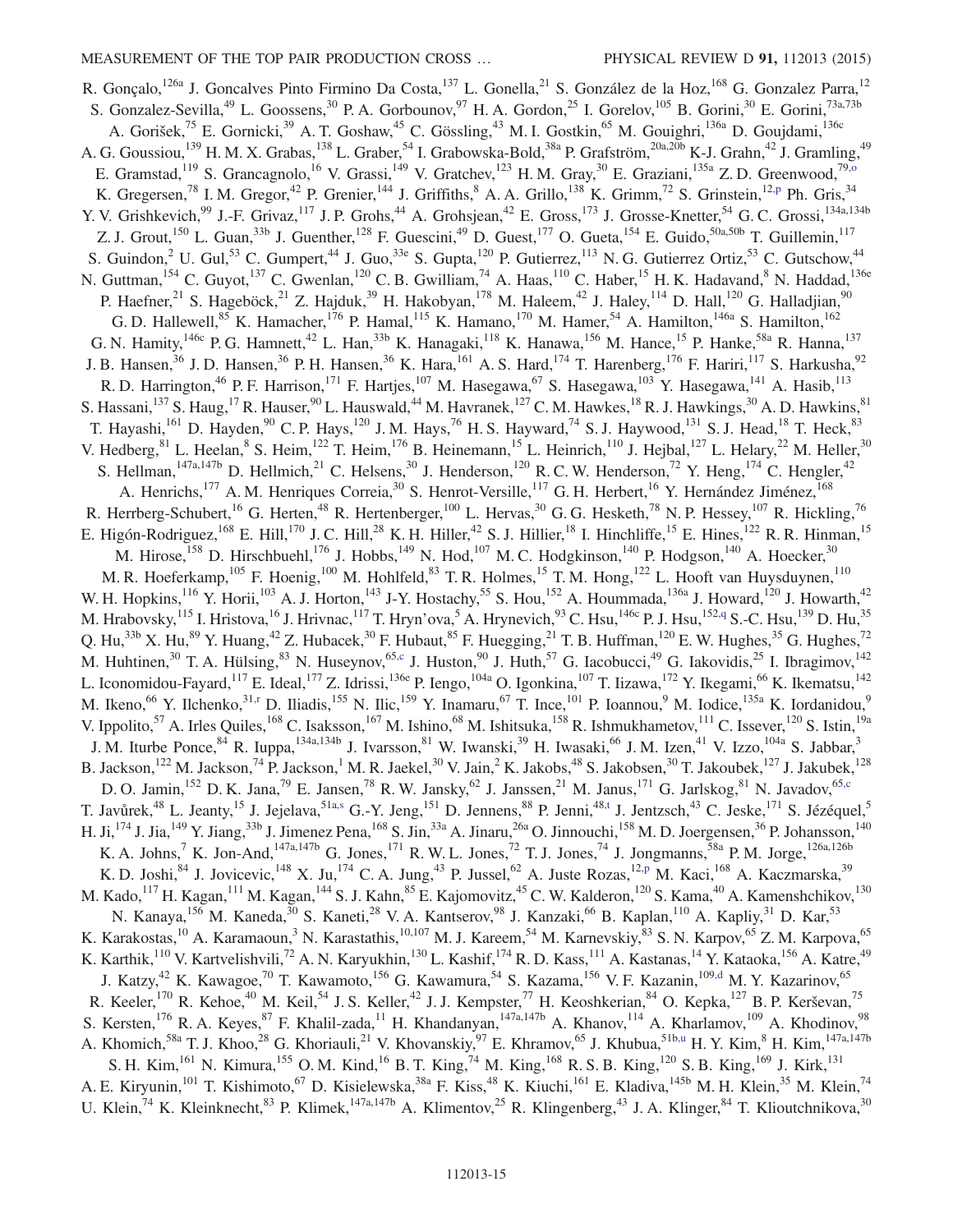R. Gonçalo,[126a] J. Goncalves Pinto Firmino Da Costa,[137] L. Gonella,[21] S. González de la Hoz,[168] G. Gonzalez Parra,[12] S. Gonzalez-Sevilla,[49] L. Goossens,[30] P. A. Gorbounov,[97] H. A. Gordon,[25] I. Gorelov,[105] B. Gorini,[30] E. Gorini,[73a,73b] A. Gorišek,[75] E. Gornicki,[39] A. T. Goshaw,[45] C. Gössling,[43] M. I. Gostkin,[65] M. Gouighri,[136a] D. Goujdami,[136c] A. G. Goussiou,[139] H. M. X. Grabas,[138] L. Graber,[54] I. Grabowska-Bold,[38a] P. Grafström,[20a,20b] K-J. Grahn,[42] J. Gramling,[49] E. Gramstad,[119] S. Grancagnolo,[16] V. Grassi,[149] V. Gratchev,[123] H. M. Gray,[30] E. Graziani,[135a] Z. D. Greenwood,[79,o] K. Gregersen,[78] I. M. Gregor,[42] P. Grenier,[144] J. Griffiths,[8] A. A. Grillo,[138] K. Grimm,[72] S. Grinstein,[12,p] Ph. Gris,[34] Y. V. Grishkevich,[99] J.-F. Grivaz,[117] J. P. Grohs,[44] A. Grohsjean,[42] E. Gross,[173] J. Grosse-Knetter,[54] G. C. Grossi,[134a,134b] Z. J. Grout,[150] L. Guan,[33b] J. Guenther,[128] F. Guescini,[49] D. Guest,[177] O. Gueta,[154] E. Guido,[50a,50b] T. Guillemin,[117] S. Guindon,[2] U. Gul,[53] C. Gumpert,[44] J. Guo,[33e] S. Gupta,[120] P. Gutierrez,[113] N. G. Gutierrez Ortiz,[53] C. Gutschow,[44] N. Guttman,[154] C. Guyot,[137] C. Gwenlan,[120] C. B. Gwilliam,[74] A. Haas,[110] C. Haber,[15] H. K. Hadavand,[8] N. Haddad,[136e] P. Haefner,[21] S. Hageböck,[21] Z. Hajduk,[39] H. Hakobyan,[178] M. Haleem,[42] J. Haley,[114] D. Hall,[120] G. Halladjian,[90] G. D. Hallewell,[85] K. Hamacher,[176] P. Hamal,[115] K. Hamano,[170] M. Hamer,[54] A. Hamilton,[146a] S. Hamilton,[162] G. N. Hamity,[146c] P. G. Hamnett,[42] L. Han,[33b] K. Hanagaki,[118] K. Hanawa,[156] M. Hance,[15] P. Hanke,[58a] R. Hanna,[137] J. B. Hansen,[36] J. D. Hansen,[36] P. H. Hansen,[36] K. Hara,[161] A. S. Hard,[174] T. Harenberg,[176] F. Hariri,[117] S. Harkusha,[92] R. D. Harrington,[46] P. F. Harrison,[171] F. Hartjes,[107] M. Hasegawa,[67] S. Hasegawa,[103] Y. Hasegawa,[141] A. Hasib,[113] S. Hassani,[137] S. Haug,[17] R. Hauser,[90] L. Hauswald,[44] M. Havranek,[127] C. M. Hawkes,[18] R. J. Hawkings,[30] A. D. Hawkins,[81] T. Hayashi,[161] D. Hayden,[90] C. P. Hays,[120] J. M. Hays,[76] H. S. Hayward,[74] S. J. Haywood,[131] S. J. Head,[18] T. Heck,[83] V. Hedberg,[81] L. Heelan,[8] S. Heim,[122] T. Heim,[176] B. Heinemann,[15] L. Heinrich,[110] J. Hejbal,[127] L. Helary,[22] M. Heller,[30] S. Hellman,[147a,147b] D. Hellmich,[21] C. Helsens,[30] J. Henderson,[120] R. C. W. Henderson,[72] Y. Heng,[174] C. Hengler,[42] A. Henrichs,[177] A. M. Henriques Correia,[30] S. Henrot-Versille,[117] G. H. Herbert,[16] Y. Hernández Jiménez,[168] R. Herrberg-Schubert,[16] G. Herten,[48] R. Hertenberger,[100] L. Hervas,[30] G. G. Hesketh,[78] N. P. Hessey,[107] R. Hickling,[76] E. Higón-Rodriguez,[168] E. Hill,[170] J. C. Hill,[28] K. H. Hiller,[42] S. J. Hillier,[18] I. Hinchliffe,[15] E. Hines,[122] R. R. Hinman,[15] M. Hirose,[158] D. Hirschbuehl,[176] J. Hobbs,[149] N. Hod,[107] M. C. Hodgkinson,[140] P. Hodgson,[140] A. Hoecker,[30] M. R. Hoeferkamp,[105] F. Hoenig,[100] M. Hohlfeld,[83] T. R. Holmes,[15] T. M. Hong,[122] L. Hooft van Huysduynen,[110] W. H. Hopkins,[116] Y. Horii,[103] A. J. Horton,[143] J-Y. Hostachy,[55] S. Hou,[152] A. Hoummada,[136a] J. Howard,[120] J. Howarth,[42] M. Hrabovsky,[115] I. Hristova,[16] J. Hrivnac,[117] T. Hryn'ova,[5] A. Hrynevich,[93] C. Hsu,[146c] P. J. Hsu,[152,q] S.-C. Hsu,[139] D. Hu,[35] Q. Hu,[33b] X. Hu,[89] Y. Huang,[42] Z. Hubacek,[30] F. Hubaut,[85] F. Huegging,[21] T. B. Huffman,[120] E. W. Hughes,[35] G. Hughes,[72] M. Huhtinen,[30] T. A. Hülsing,[83] N. Huseynov,[65,c] J. Huston,[90] J. Huth,[57] G. Iacobucci,[49] G. Iakovidis,[25] I. Ibragimov,[142] L. Iconomidou-Fayard,[117] E. Ideal,[177] Z. Idrissi,[136e] P. Iengo,[104a] O. Igonkina,[107] T. Iizawa,[172] Y. Ikegami,[66] K. Ikematsu,[142] M. Ikeno,[66] Y. Ilchenko,[31,r] D. Iliadis,[155] N. Ilic,[159] Y. Inamaru,[67] T. Ince,[101] P. Ioannou,[9] M. Iodice,[135a] K. Iordanidou,[9] V. Ippolito,[57] A. Irles Quiles,[168] C. Isaksson,[167] M. Ishino,[68] M. Ishitsuka,[158] R. Ishmukhametov,[111] C. Issever,[120] S. Istin,[19a] J. M. Iturbe Ponce,[84] R. Iuppa,[134a,134b] J. Ivarsson,[81] W. Iwanski,[39] H. Iwasaki,[66] J. M. Izen,[41] V. Izzo,[104a] S. Jabbar,[3] B. Jackson,[122] M. Jackson,[74] P. Jackson,[1] M. R. Jaekel,[30] V. Jain,[2] K. Jakobs,[48] S. Jakobsen,[30] T. Jakoubek,[127] J. Jakubek,[128] D. O. Jamin,[152] D. K. Jana,[79] E. Jansen,[78] R. W. Jansky,[62] J. Janssen,[21] M. Janus,[171] G. Jarlskog,[81] N. Javadov,[65,c] T. Javůrek,[48] L. Jeanty,[15] J. Jejelava,[51a,s] G.-Y. Jeng,[151] D. Jennens,[88] P. Jenni,[48,t] J. Jentzsch,[43] C. Jeske,[171] S. Jézéquel,[5] H. Ji,[174] J. Jia,[149] Y. Jiang,[33b] J. Jimenez Pena,[168] S. Jin,[33a] A. Jinaru,[26a] O. Jinnouchi,[158] M. D. Joergensen,[36] P. Johansson,[140] K. A. Johns,[7] K. Jon-And,[147a,147b] G. Jones,[171] R. W. L. Jones,[72] T. J. Jones,[74] J. Jongmanns,[58a] P. M. Jorge,[126a,126b] K. D. Joshi,[84] J. Jovicevic,[148] X. Ju,[174] C. A. Jung,[43] P. Jussel,[62] A. Juste Rozas,[12,p] M. Kaci,[168] A. Kaczmarska,[39] M. Kado,[117] H. Kagan,[111] M. Kagan,[144] S. J. Kahn,[85] E. Kajomovitz,[45] C. W. Kalderon,[120] S. Kama,[40] A. Kamenshchikov,[130] N. Kanaya,[156] M. Kaneda,[30] S. Kaneti,[28] V. A. Kantserov,[98] J. Kanzaki,[66] B. Kaplan,[110] A. Kapliy,[31] D. Kar,[53] K. Karakostas,[10] A. Karamaoun,[3] N. Karastathis,[10,107] M. J. Kareem,[54] M. Karnevskiy,[83] S. N. Karpov,[65] Z. M. Karpova,[65] K. Karthik,[110] V. Kartvelishvili,[72] A. N. Karyukhin,[130] L. Kashif,[174] R. D. Kass,[111] A. Kastanas,[14] Y. Kataoka,[156] A. Katre,[49] J. Katzy,[42] K. Kawagoe,[70] T. Kawamoto,[156] G. Kawamura,[54] S. Kazama,[156] V. F. Kazanin,[109,d] M. Y. Kazarinov,[65] R. Keeler,[170] R. Kehoe,[40] M. Keil,[54] J. S. Keller,[42] J. J. Kempster,[77] H. Keoshkerian,[84] O. Kepka,[127] B. P. Kerševan,[75] S. Kersten,[176] R. A. Keyes,[87] F. Khalil-zada,[11] H. Khandanyan,[147a,147b] A. Khanov,[114] A. Kharlamov,[109] A. Khodinov,[98] A. Khomich,[58a] T. J. Khoo,[28] G. Khoriauli,[21] V. Khovanskiy,[97] E. Khramov,[65] J. Khubua,[51b,u] H. Y. Kim,[8] H. Kim,[147a,147b] S. H. Kim,[161] N. Kimura,[155] O. M. Kind,[16] B. T. King,[74] M. King,[168] R. S. B. King,[120] S. B. King,[169] J. Kirk,[131] A. E. Kiryunin,[101] T. Kishimoto,[67] D. Kisielewska,[38a] F. Kiss,[48] K. Kiuchi,[161] E. Kladiva,[145b] M. H. Klein,[35] M. Klein,[74] U. Klein,[74] K. Kleinknecht,[83] P. Klimek,[147a,147b] A. Klimentov,[25] R. Klingenberg,[43] J. A. Klinger,[84] T. Klioutchnikova,[30]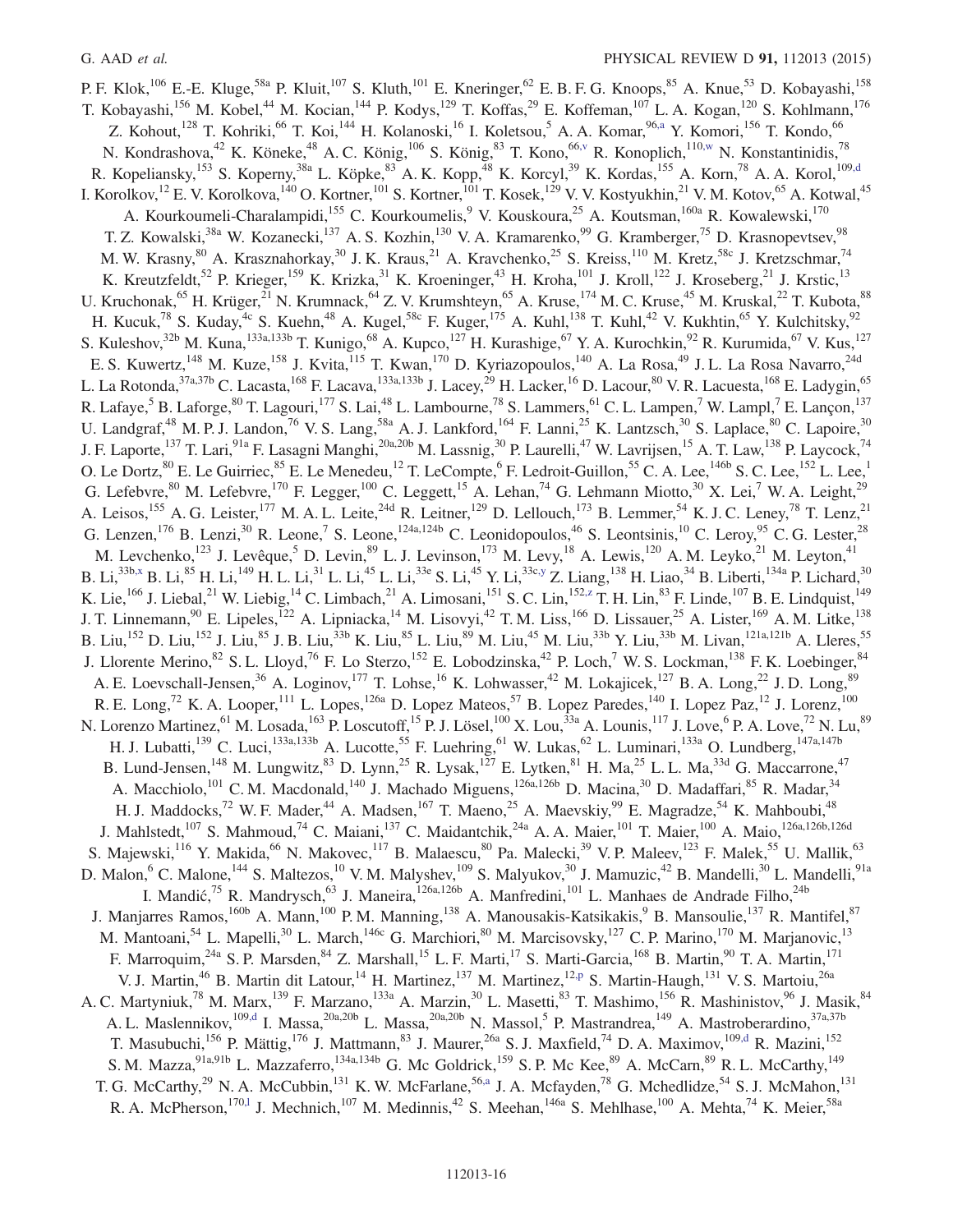P. F. Klok,[106] E.-E. Kluge,[58a] P. Kluit,[107] S. Kluth,[101] E. Kneringer,[62] E. B. F. G. Knoops,[85] A. Knue,[53] D. Kobayashi,[158] T. Kobayashi,[156] M. Kobel,[44] M. Kocian,[144] P. Kodys,[129] T. Koffas,[29] E. Koffeman,[107] L. A. Kogan,[120] S. Kohlmann,[176] Z. Kohout,[128] T. Kohriki,[66] T. Koi,[144] H. Kolanoski,[16] I. Koletsou,[5] A. A. Komar,[96,a] Y. Komori,[156] T. Kondo,[66] N. Kondrashova,[42] K. Köneke,[48] A. C. König,[106] S. König,[83] T. Kono,[66,v] R. Konoplich,[110,w] N. Konstantinidis,[78] R. Kopeliansky,[153] S. Koperny,[38a] L. Köpke,[83] A. K. Kopp,[48] K. Korcyl,[39] K. Kordas,[155] A. Korn,[78] A. A. Korol,[109,d] I. Korolkov,[12] E. V. Korolkova,[140] O. Kortner,[101] S. Kortner,[101] T. Kosek,[129] V. V. Kostyukhin,[21] V. M. Kotov,[65] A. Kotwal,[45] A. Kourkoumeli-Charalampidi,[155] C. Kourkoumelis,[9] V. Kouskoura,[25] A. Koutsman,[160a] R. Kowalewski,[170] T. Z. Kowalski,[38a] W. Kozanecki,[137] A. S. Kozhin,[130] V. A. Kramarenko,[99] G. Kramberger,[75] D. Krasnopevtsev,[98] M. W. Krasny,[80] A. Krasznahorkay,[30] J. K. Kraus,[21] A. Kravchenko,[25] S. Kreiss,[110] M. Kretz,[58c] J. Kretzschmar,[74] K. Kreutzfeldt,[52] P. Krieger,[159] K. Krizka,[31] K. Kroeninger,[43] H. Kroha,[101] J. Kroll,[122] J. Kroseberg,[21] J. Krstic,[13] U. Kruchonak,[65] H. Krüger,[21] N. Krumnack,[64] Z. V. Krumshteyn,[65] A. Kruse,[174] M. C. Kruse,[45] M. Kruskal,[22] T. Kubota,[88] H. Kucuk,[78] S. Kuday,[4c] S. Kuehn,[48] A. Kugel,[58c] F. Kuger,[175] A. Kuhl,[138] T. Kuhl,[42] V. Kukhtin,[65] Y. Kulchitsky,[92] S. Kuleshov,[32b] M. Kuna,[133a,133b] T. Kunigo,[68] A. Kupco,[127] H. Kurashige,[67] Y. A. Kurochkin,[92] R. Kurumida,[67] V. Kus,[127] E. S. Kuwertz,[148] M. Kuze,[158] J. Kvita,[115] T. Kwan,[170] D. Kyriazopoulos,[140] A. La Rosa,[49] J. L. La Rosa Navarro,[24d] L. La Rotonda,[37a,37b] C. Lacasta,[168] F. Lacava,[133a,133b] J. Lacey,[29] H. Lacker,[16] D. Lacour,[80] V. R. Lacuesta,[168] E. Ladygin,[65] R. Lafaye,[5] B. Laforge,[80] T. Lagouri,[177] S. Lai,[48] L. Lambourne,[78] S. Lammers,[61] C. L. Lampen,[7] W. Lampl,[7] E. Lançon,[137] U. Landgraf,[48] M. P. J. Landon,[76] V. S. Lang,[58a] A. J. Lankford,[164] F. Lanni,[25] K. Lantzsch,[30] S. Laplace,[80] C. Lapoire,[30] J. F. Laporte,[137] T. Lari,[91a] F. Lasagni Manghi,[20a,20b] M. Lassnig,[30] P. Laurelli,[47] W. Lavrijsen,[15] A. T. Law,[138] P. Laycock,[74] O. Le Dortz,[80] E. Le Guirriec,[85] E. Le Menedeu,[12] T. LeCompte,[6] F. Ledroit-Guillon,[55] C. A. Lee,[146b] S. C. Lee,[152] L. Lee,[1] G. Lefebvre,[80] M. Lefebvre,[170] F. Legger,[100] C. Leggett,[15] A. Lehan,[74] G. Lehmann Miotto,[30] X. Lei,[7] W. A. Leight,[29] A. Leisos,[155] A. G. Leister,[177] M. A. L. Leite,[24d] R. Leitner,[129] D. Lellouch,[173] B. Lemmer,[54] K. J. C. Leney,[78] T. Lenz,[21] G. Lenzen,[176] B. Lenzi,[30] R. Leone,[7] S. Leone,[124a,124b] C. Leonidopoulos,[46] S. Leontsinis,[10] C. Leroy,[95] C. G. Lester,[28] M. Levchenko,[123] J. Levêque,[5] D. Levin,[89] L. J. Levinson,[173] M. Levy,[18] A. Lewis,[120] A. M. Leyko,[21] M. Leyton,[41] B. Li,[33b,x] B. Li,[85] H. Li,[149] H. L. Li,[31] L. Li,[45] L. Li,[33e] S. Li,[45] Y. Li,[33c,y] Z. Liang,[138] H. Liao,[34] B. Liberti,[134a] P. Lichard,[30] K. Lie,[166] J. Liebal,[21] W. Liebig,[14] C. Limbach,[21] A. Limosani,[151] S. C. Lin,[152,z] T. H. Lin,[83] F. Linde,[107] B. E. Lindquist,[149] J. T. Linnemann,[90] E. Lipeles,[122] A. Lipniacka,[14] M. Lisovyi,[42] T. M. Liss,[166] D. Lissauer,[25] A. Lister,[169] A. M. Litke,[138] B. Liu,[152] D. Liu,[152] J. Liu,[85] J. B. Liu,[33b] K. Liu,[85] L. Liu,[89] M. Liu,[45] M. Liu,[33b] Y. Liu,[33b] M. Livan,[121a,121b] A. Lleres,[55] J. Llorente Merino,[82] S. L. Lloyd,[76] F. Lo Sterzo,[152] E. Lobodzinska,[42] P. Loch,[7] W. S. Lockman,[138] F. K. Loebinger,[84] A. E. Loevschall-Jensen,[36] A. Loginov,[177] T. Lohse,[16] K. Lohwasser,[42] M. Lokajicek,[127] B. A. Long,[22] J. D. Long,[89] R. E. Long,[72] K. A. Looper,[111] L. Lopes,[126a] D. Lopez Mateos,[57] B. Lopez Paredes,[140] I. Lopez Paz,[12] J. Lorenz,[100] N. Lorenzo Martinez,[61] M. Losada,[163] P. Loscutoff,[15] P. J. Lösel,[100] X. Lou,[33a] A. Lounis,[117] J. Love,[6] P. A. Love,[72] N. Lu,[89] H. J. Lubatti,[139] C. Luci,[133a,133b] A. Lucotte,[55] F. Luehring,[61] W. Lukas,[62] L. Luminari,[133a] O. Lundberg,[147a,147b] B. Lund-Jensen,[148] M. Lungwitz,[83] D. Lynn,[25] R. Lysak,[127] E. Lytken,[81] H. Ma,[25] L. L. Ma,[33d] G. Maccarrone,[47] A. Macchiolo,[101] C. M. Macdonald,[140] J. Machado Miguens,[126a,126b] D. Macina,[30] D. Madaffari,[85] R. Madar,[34] H. J. Maddocks,[72] W. F. Mader,[44] A. Madsen,[167] T. Maeno,[25] A. Maevskiy,[99] E. Magradze,[54] K. Mahboubi,[48] J. Mahlstedt,[107] S. Mahmoud,[74] C. Maiani,[137] C. Maidantchik,[24a] A. A. Maier,[101] T. Maier,[100] A. Maio,[126a,126b,126d] S. Majewski,[116] Y. Makida,[66] N. Makovec,[117] B. Malaescu,[80] Pa. Malecki,[39] V. P. Maleev,[123] F. Malek,[55] U. Mallik,[63] D. Malon,[6] C. Malone,[144] S. Maltezos,[10] V. M. Malyshev,[109] S. Malyukov,[30] J. Mamuzic,[42] B. Mandelli,[30] L. Mandelli,[91a] I. Mandić,[75] R. Mandrysch,[63] J. Maneira,[126a,126b] A. Manfredini,[101] L. Manhaes de Andrade Filho,[24b] J. Manjarres Ramos,[160b] A. Mann,[100] P. M. Manning,[138] A. Manousakis-Katsikakis,[9] B. Mansoulie,[137] R. Mantifel,[87] M. Mantoani,[54] L. Mapelli,[30] L. March,[146c] G. Marchiori,[80] M. Marcisovsky,[127] C. P. Marino,[170] M. Marjanovic,[13] F. Marroquim,[24a] S. P. Marsden,[84] Z. Marshall,[15] L. F. Marti,[17] S. Marti-Garcia,[168] B. Martin,[90] T. A. Martin,[171] V. J. Martin,[46] B. Martin dit Latour,[14] H. Martinez,[137] M. Martinez,[12,p] S. Martin-Haugh,[131] V. S. Martoiu,[26a] A. C. Martyniuk,[78] M. Marx,[139] F. Marzano,[133a] A. Marzin,[30] L. Masetti,[83] T. Mashimo,[156] R. Mashinistov,[96] J. Masik,[84] A. L. Maslennikov,[109,d] I. Massa,[20a,20b] L. Massa,[20a,20b] N. Massol,[5] P. Mastrandrea,[149] A. Mastroberardino,[37a,37b] T. Masubuchi,[156] P. Mättig,[176] J. Mattmann,[83] J. Maurer,[26a] S. J. Maxfield,[74] D. A. Maximov,[109,d] R. Mazini,[152] S. M. Mazza,[91a,91b] L. Mazzaferro,[134a,134b] G. Mc Goldrick,[159] S. P. Mc Kee,[89] A. McCarn,[89] R. L. McCarthy,[149] T. G. McCarthy,[29] N. A. McCubbin,[131] K. W. McFarlane,[56,a] J. A. Mcfayden,[78] G. Mchedlidze,[54] S. J. McMahon,[131] R. A. McPherson,[170,l] J. Mechnich,[107] M. Medinnis,[42] S. Meehan,[146a] S. Mehlhase,[100] A. Mehta,[74] K. Meier,[58a]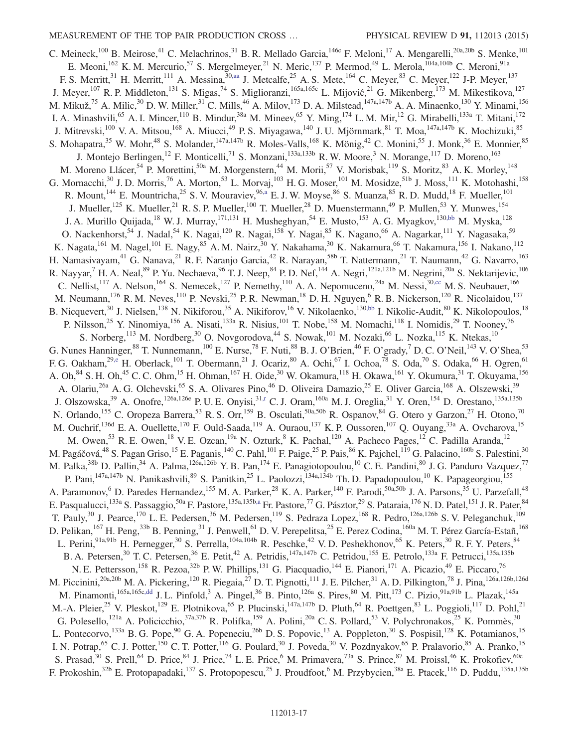C. Meineck,[100] B. Meirose,[41] C. Melachrinos,[31] B. R. Mellado Garcia,[146c] F. Meloni,[17] A. Mengarelli,[20a,20b] S. Menke,[101] E. Meoni,[162] K. M. Mercurio,[57] S. Mergelmeyer,[21] N. Meric,[137] P. Mermod,[49] L. Merola,[104a,104b] C. Meroni,[91a] F. S. Merritt,[31] H. Merritt,[111] A. Messina,[30,aa] J. Metcalfe,[25] A. S. Mete,[164] C. Meyer,[83] C. Meyer,[122] J-P. Meyer,[137] J. Meyer,[107] R. P. Middleton,[131] S. Migas,[74] S. Miglioranzi,[165a,165c] L. Mijović,[21] G. Mikenberg,[173] M. Mikestikova,[127] M. Mikuž,[75] A. Milic,[30] D. W. Miller,[31] C. Mills,[46] A. Milov,[173] D. A. Milstead,[147a,147b] A. A. Minaenko,[130] Y. Minami,[156] I. A. Minashvili,[65] A. I. Mincer,[110] B. Mindur,[38a] M. Mineev,[65] Y. Ming,[174] L. M. Mir,[12] G. Mirabelli,[133a] T. Mitani,[172] J. Mitrevski,[100] V. A. Mitsou,[168] A. Miucci,[49] P. S. Miyagawa,[140] J. U. Mjörnmark,[81] T. Moa,[147a,147b] K. Mochizuki,[85] S. Mohapatra,[35] W. Mohr,[48] S. Molander,[147a,147b] R. Moles-Valls,[168] K. Mönig,[42] C. Monini,[55] J. Monk,[36] E. Monnier,[85] J. Montejo Berlingen,[12] F. Monticelli,[71] S. Monzani,[133a,133b] R. W. Moore,[3] N. Morange,[117] D. Moreno,[163] M. Moreno Llácer,[54] P. Morettini,[50a] M. Morgenstern,[44] M. Morii,[57] V. Morisbak,[119] S. Moritz,[83] A. K. Morley,[148] G. Mornacchi,[30] J. D. Morris,[76] A. Morton,[53] L. Morvaj,[103] H. G. Moser,[101] M. Mosidze,[51b] J. Moss,[111] K. Motohashi,[158] R. Mount,[144] E. Mountricha,[25] S. V. Mouraviev,[96,a] E. J. W. Moyse,[86] S. Muanza,[85] R. D. Mudd,[18] F. Mueller,[101] J. Mueller,[125] K. Mueller,[21] R. S. P. Mueller,[100] T. Mueller,[28] D. Muenstermann,[49] P. Mullen,[53] Y. Munwes,[154] J. A. Murillo Quijada,[18] W. J. Murray,[171,131] H. Musheghyan,[54] E. Musto,[153] A. G. Myagkov,[130,bb] M. Myska,[128] O. Nackenhorst,[54] J. Nadal,[54] K. Nagai,[120] R. Nagai,[158] Y. Nagai,[85] K. Nagano,[66] A. Nagarkar,[111] Y. Nagasaka,[59] K. Nagata,[161] M. Nagel,[101] E. Nagy,[85] A. M. Nairz,[30] Y. Nakahama,[30] K. Nakamura,[66] T. Nakamura,[156] I. Nakano,[112] H. Namasivayam,[41] G. Nanava,[21] R. F. Naranjo Garcia,[42] R. Narayan,[58b] T. Nattermann,[21] T. Naumann,[42] G. Navarro,[163] R. Nayyar,[7] H. A. Neal,[89] P. Yu. Nechaeva,[96] T. J. Neep,[84] P. D. Nef,[144] A. Negri,[121a,121b] M. Negrini,[20a] S. Nektarijevic,[106] C. Nellist,[117] A. Nelson,[164] S. Nemecek,[127] P. Nemethy,[110] A. A. Nepomuceno,[24a] M. Nessi,[30,cc] M. S. Neubauer,[166] M. Neumann,[176] R. M. Neves,[110] P. Nevski,[25] P. R. Newman,[18] D. H. Nguyen,[6] R. B. Nickerson,[120] R. Nicolaidou,[137] B. Nicquevert,[30] J. Nielsen,[138] N. Nikiforou,[35] A. Nikiforov,[16] V. Nikolaenko,[130,bb] I. Nikolic-Audit,[80] K. Nikolopoulos,[18] P. Nilsson,[25] Y. Ninomiya,[156] A. Nisati,[133a] R. Nisius,[101] T. Nobe,[158] M. Nomachi,[118] I. Nomidis,[29] T. Nooney,[76] S. Norberg,[113] M. Nordberg,[30] O. Novgorodova,[44] S. Nowak,[101] M. Nozaki,[66] L. Nozka,[115] K. Ntekas,[10] G. Nunes Hanninger,[88] T. Nunnemann,[100] E. Nurse,[78] F. Nuti,[88] B. J. O'Brien,[46] F. O'grady,[7] D. C. O'Neil,[143] V. O'Shea,[53] F. G. Oakham,[29,e] H. Oberlack,[101] T. Obermann,[21] J. Ocariz,[80] A. Ochi,[67] I. Ochoa,[78] S. Oda,[70] S. Odaka,[66] H. Ogren,[61] A. Oh,[84] S. H. Oh,[45] C. C. Ohm,[15] H. Ohman,[167] H. Oide,[30] W. Okamura,[118] H. Okawa,[161] Y. Okumura,[31] T. Okuyama,[156] A. Olariu,[26a] A. G. Olchevski,[65] S. A. Olivares Pino,[46] D. Oliveira Damazio,[25] E. Oliver Garcia,[168] A. Olszewski,[39] J. Olszowska,[39] A. Onofre,[126a,126e] P. U. E. Onyisi,[31,r] C. J. Oram,[160a] M. J. Oreglia,[31] Y. Oren,[154] D. Orestano,[135a,135b] N. Orlando,[155] C. Oropeza Barrera,[53] R. S. Orr,[159] B. Osculati,[50a,50b] R. Ospanov,[84] G. Otero y Garzon,[27] H. Otono,[70] M. Ouchrif,[136d] E. A. Ouellette,[170] F. Ould-Saada,[119] A. Ouraou,[137] K. P. Oussoren,[107] Q. Ouyang,[33a] A. Ovcharova,[15] M. Owen,[53] R. E. Owen,[18] V. E. Ozcan,[19a] N. Ozturk,[8] K. Pachal,[120] A. Pacheco Pages,[12] C. Padilla Aranda,[12] M. Pagáčová,[48] S. Pagan Griso,[15] E. Paganis,[140] C. Pahl,[101] F. Paige,[25] P. Pais,[86] K. Pajchel,[119] G. Palacino,[160b] S. Palestini,[30] M. Palka,[38b] D. Pallin,[34] A. Palma,[126a,126b] Y. B. Pan,[174] E. Panagiotopoulou,[10] C. E. Pandini,[80] J. G. Panduro Vazquez,[77] P. Pani,[147a,147b] N. Panikashvili,[89] S. Panitkin,[25] L. Paolozzi,[134a,134b] Th. D. Papadopoulou,[10] K. Papageorgiou,[155] A. Paramonov,[6] D. Paredes Hernandez,[155] M. A. Parker,[28] K. A. Parker,[140] F. Parodi,[50a,50b] J. A. Parsons,[35] U. Parzefall,[48] E. Pasqualucci,[133a] S. Passaggio,[50a] F. Pastore,[135a,135b,a] Fr. Pastore,[77] G. Pásztor,[29] S. Pataraia,[176] N. D. Patel,[151] J. R. Pater,[84] T. Pauly,[30] J. Pearce,[170] L. E. Pedersen,[36] M. Pedersen,[119] S. Pedraza Lopez,[168] R. Pedro,[126a,126b] S. V. Peleganchuk,[109] D. Pelikan,[167] H. Peng,[33b] B. Penning,[31] J. Penwell,[61] D. V. Perepelitsa,[25] E. Perez Codina,[160a] M. T. Pérez García-Estañ,[168] L. Perini,[91a,91b] H. Pernegger,[30] S. Perrella,[104a,104b] R. Peschke,[42] V. D. Peshekhonov,[65] K. Peters,[30] R. F. Y. Peters,[84] B. A. Petersen,[30] T. C. Petersen,[36] E. Petit,[42] A. Petridis,[147a,147b] C. Petridou,[155] E. Petrolo,[133a] F. Petrucci,[135a,135b] N. E. Pettersson,[158] R. Pezoa,[32b] P. W. Phillips,[131] G. Piacquadio,[144] E. Pianori,[171] A. Picazio,[49] E. Piccaro,[76] M. Piccinini,[20a,20b] M. A. Pickering,[120] R. Piegaia,[27] D. T. Pignotti,[111] J. E. Pilcher,[31] A. D. Pilkington,[78] J. Pina,[126a,126b,126d] M. Pinamonti,[165a,165c,dd] J. L. Pinfold,[3] A. Pingel,[36] B. Pinto,[126a] S. Pires,[80] M. Pitt,[173] C. Pizio,[91a,91b] L. Plazak,[145a] M.-A. Pleier,[25] V. Pleskot,[129] E. Plotnikova,[65] P. Plucinski,[147a,147b] D. Pluth,[64] R. Poettgen,[83] L. Poggioli,[117] D. Pohl,[21] G. Polesello,[121a] A. Policicchio,[37a,37b] R. Polifka,[159] A. Polini,[20a] C. S. Pollard,[53] V. Polychronakos,[25] K. Pommès,[30] L. Pontecorvo,[133a] B. G. Pope,[90] G. A. Popeneciu,[26b] D. S. Popovic,[13] A. Poppleton,[30] S. Pospisil,[128] K. Potamianos,[15] I. N. Potrap,[65] C. J. Potter,[150] C. T. Potter,[116] G. Poulard,[30] J. Poveda,[30] V. Pozdnyakov,[65] P. Pralavorio,[85] A. Pranko,[15] S. Prasad,[30] S. Prell,[64] D. Price,[84] J. Price,[74] L. E. Price,[6] M. Primavera,[73a] S. Prince,[87] M. Proissl,[46] K. Prokofiev,[60c] F. Prokoshin,[32b] E. Protopapadaki,[137] S. Protopopescu,[25] J. Proudfoot,[6] M. Przybycien,[38a] E. Ptacek,[116] D. Puddu,[135a,135b]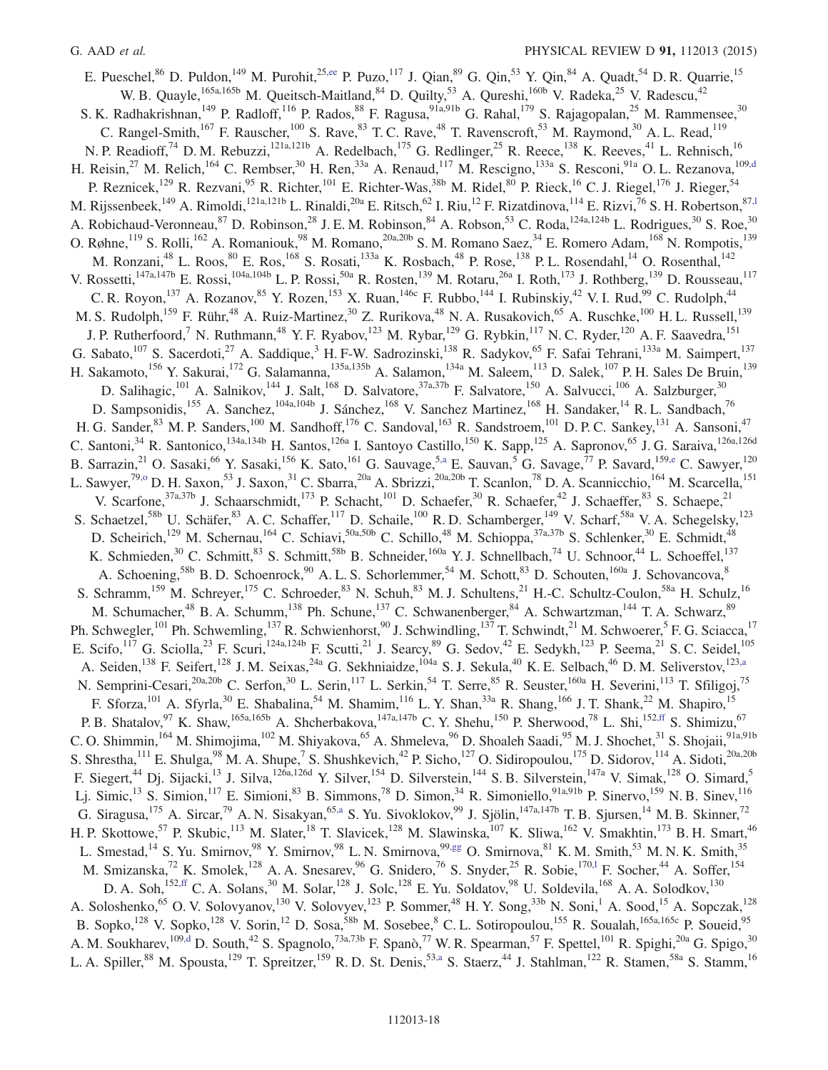E. Pueschel,[86] D. Puldon,[149] M. Purohit,[25,ee] P. Puzo,[117] J. Qian,[89] G. Qin,[53] Y. Qin,[84] A. Quadt,[54] D. R. Quarrie,[15] W. B. Quayle,[165a,165b] M. Queitsch-Maitland,[84] D. Quilty,[53] A. Qureshi,[160b] V. Radeka,[25] V. Radescu,[42] S. K. Radhakrishnan,[149] P. Radloff,[116] P. Rados,[88] F. Ragusa,[91a,91b] G. Rahal,[179] S. Rajagopalan,[25] M. Rammensee,[30] C. Rangel-Smith,[167] F. Rauscher,[100] S. Rave,[83] T. C. Rave,[48] T. Ravenscroft,[53] M. Raymond,[30] A. L. Read,[119] N. P. Readioff,[74] D. M. Rebuzzi,[121a,121b] A. Redelbach,[175] G. Redlinger,[25] R. Reece,[138] K. Reeves,[41] L. Rehnisch,[16] H. Reisin,[27] M. Relich,[164] C. Rembser,[30] H. Ren,[33a] A. Renaud,[117] M. Rescigno,[133a] S. Resconi,[91a] O. L. Rezanova,[109,d] P. Reznicek,[129] R. Rezvani,[95] R. Richter,[101] E. Richter-Was,[38b] M. Ridel,[80] P. Rieck,[16] C. J. Riegel,[176] J. Rieger,[54] M. Rijssenbeek,[149] A. Rimoldi,[121a,121b] L. Rinaldi,[20a] E. Ritsch,[62] I. Riu,[12] F. Rizatdinova,[114] E. Rizvi,[76] S. H. Robertson,[87,l] A. Robichaud-Veronneau,[87] D. Robinson,[28] J. E. M. Robinson,[84] A. Robson,[53] C. Roda,[124a,124b] L. Rodrigues,[30] S. Roe,[30] O. Røhne,[119] S. Rolli,[162] A. Romaniouk,[98] M. Romano,[20a,20b] S. M. Romano Saez,[34] E. Romero Adam,[168] N. Rompotis,[139] M. Ronzani,[48] L. Roos,[80] E. Ros,[168] S. Rosati,[133a] K. Rosbach,[48] P. Rose,[138] P. L. Rosendahl,[14] O. Rosenthal,[142] V. Rossetti,[147a,147b] E. Rossi,[104a,104b] L. P. Rossi,[50a] R. Rosten,[139] M. Rotaru,[26a] I. Roth,[173] J. Rothberg,[139] D. Rousseau,[117] C. R. Royon,[137] A. Rozanov,[85] Y. Rozen,[153] X. Ruan,[146c] F. Rubbo,[144] I. Rubinskiy,[42] V. I. Rud,[99] C. Rudolph,[44] M. S. Rudolph,[159] F. Rühr,[48] A. Ruiz-Martinez,[30] Z. Rurikova,[48] N. A. Rusakovich,[65] A. Ruschke,[100] H. L. Russell,[139] J. P. Rutherfoord,[7] N. Ruthmann,[48] Y. F. Ryabov,[123] M. Rybar,[129] G. Rybkin,[117] N. C. Ryder,[120] A. F. Saavedra,[151] G. Sabato,[107] S. Sacerdoti,[27] A. Saddique,[3] H. F-W. Sadrozinski,[138] R. Sadykov,[65] F. Safai Tehrani,[133a] M. Saimpert,[137] H. Sakamoto,[156] Y. Sakurai,[172] G. Salamanna,[135a,135b] A. Salamon,[134a] M. Saleem,[113] D. Salek,[107] P. H. Sales De Bruin,[139] D. Salihagic,[101] A. Salnikov,[144] J. Salt,[168] D. Salvatore,[37a,37b] F. Salvatore,[150] A. Salvucci,[106] A. Salzburger,[30] D. Sampsonidis,[155] A. Sanchez,[104a,104b] J. Sánchez,[168] V. Sanchez Martinez,[168] H. Sandaker,[14] R. L. Sandbach,[76] H. G. Sander,[83] M. P. Sanders,[100] M. Sandhoff,[176] C. Sandoval,[163] R. Sandstroem,[101] D. P. C. Sankey,[131] A. Sansoni,[47] C. Santoni,[34] R. Santonico,[134a,134b] H. Santos,[126a] I. Santoyo Castillo,[150] K. Sapp,[125] A. Sapronov,[65] J. G. Saraiva,[126a,126d] B. Sarrazin,[21] O. Sasaki,[66] Y. Sasaki,[156] K. Sato,[161] G. Sauvage,[5,a] E. Sauvan,[5] G. Savage,[77] P. Savard,[159,e] C. Sawyer,[120] L. Sawyer,[79,o] D. H. Saxon,[53] J. Saxon,[31] C. Sbarra,[20a] A. Sbrizzi,[20a,20b] T. Scanlon,[78] D. A. Scannicchio,[164] M. Scarcella,[151] V. Scarfone,[37a,37b] J. Schaarschmidt,[173] P. Schacht,[101] D. Schaefer,[30] R. Schaefer,[42] J. Schaeffer,[83] S. Schaepe,[21] S. Schaetzel,[58b] U. Schäfer,[83] A. C. Schaffer,[117] D. Schaile,[100] R. D. Schamberger,[149] V. Scharf,[58a] V. A. Schegelsky,[123] D. Scheirich,[129] M. Schernau,[164] C. Schiavi,[50a,50b] C. Schillo,[48] M. Schioppa,[37a,37b] S. Schlenker,[30] E. Schmidt,[48] K. Schmieden,[30] C. Schmitt,[83] S. Schmitt,[58b] B. Schneider,[160a] Y. J. Schnellbach,[74] U. Schnoor,[44] L. Schoeffel,[137] A. Schoening,[58b] B. D. Schoenrock,[90] A. L. S. Schorlemmer,[54] M. Schott,[83] D. Schouten,[160a] J. Schovancova,[8] S. Schramm,[159] M. Schreyer,[175] C. Schroeder,[83] N. Schuh,[83] M. J. Schultens,[21] H.-C. Schultz-Coulon,[58a] H. Schulz,[16] M. Schumacher,[48] B. A. Schumm,[138] Ph. Schune,[137] C. Schwanenberger,[84] A. Schwartzman,[144] T. A. Schwarz,[89] Ph. Schwegler,[101] Ph. Schwemling,[137] R. Schwienhorst,[90] J. Schwindling,[137] T. Schwindt,[21] M. Schwoerer,[5] F. G. Sciacca,[17] E. Scifo,[117] G. Sciolla,[23] F. Scuri,[124a,124b] F. Scutti,[21] J. Searcy,[89] G. Sedov,[42] E. Sedykh,[123] P. Seema,[21] S. C. Seidel,[105] A. Seiden,[138] F. Seifert,[128] J. M. Seixas,[24a] G. Sekhniaidze,[104a] S. J. Sekula,[40] K. E. Selbach,[46] D. M. Seliverstov,[123,a] N. Semprini-Cesari,[20a,20b] C. Serfon,[30] L. Serin,[117] L. Serkin,[54] T. Serre,[85] R. Seuster,[160a] H. Severini,[113] T. Sfiligoj,[75] F. Sforza,[101] A. Sfyrla,[30] E. Shabalina,[54] M. Shamim,[116] L. Y. Shan,[33a] R. Shang,[166] J. T. Shank,[22] M. Shapiro,[15] P. B. Shatalov,[97] K. Shaw,[165a,165b] A. Shcherbakova,[147a,147b] C. Y. Shehu,[150] P. Sherwood,[78] L. Shi,[152,ff] S. Shimizu,[67] C. O. Shimmin,[164] M. Shimojima,[102] M. Shiyakova,[65] A. Shmeleva,[96] D. Shoaleh Saadi,[95] M. J. Shochet,[31] S. Shojaii,[91a,91b] S. Shrestha,[111] E. Shulga,[98] M. A. Shupe,[7] S. Shushkevich,[42] P. Sicho,[127] O. Sidiropoulou,[175] D. Sidorov,[114] A. Sidoti,[20a,20b] F. Siegert,[44] Dj. Sijacki,[13] J. Silva,[126a,126d] Y. Silver,[154] D. Silverstein,[144] S. B. Silverstein,[147a] V. Simak,[128] O. Simard,[5] Lj. Simic,[13] S. Simion,[117] E. Simioni,[83] B. Simmons,[78] D. Simon,[34] R. Simoniello,[91a,91b] P. Sinervo,[159] N. B. Sinev,[116] G. Siragusa,[175] A. Sircar,[79] A. N. Sisakyan,[65,a] S. Yu. Sivoklokov,[99] J. Sjölin,[147a,147b] T. B. Sjursen,[14] M. B. Skinner,[72] H. P. Skottowe,[57] P. Skubic,[113] M. Slater,[18] T. Slavicek,[128] M. Slawinska,[107] K. Sliwa,[162] V. Smakhtin,[173] B. H. Smart,[46] L. Smestad,[14] S. Yu. Smirnov,[98] Y. Smirnov,[98] L. N. Smirnova,[99,gg] O. Smirnova,[81] K. M. Smith,[53] M. N. K. Smith,[35] M. Smizanska,[72] K. Smolek,[128] A. A. Snesarev,[96] G. Snidero,[76] S. Snyder,[25] R. Sobie,[170,l] F. Socher,[44] A. Soffer,[154] D. A. Soh,[152,ff] C. A. Solans,[30] M. Solar,[128] J. Solc,[128] E. Yu. Soldatov,[98] U. Soldevila,[168] A. A. Solodkov,[130] A. Soloshenko,[65] O. V. Solovyanov,[130] V. Solovyev,[123] P. Sommer,[48] H. Y. Song,[33b] N. Soni,[1] A. Sood,[15] A. Sopczak,[128] B. Sopko,[128] V. Sopko,[128] V. Sorin,[12] D. Sosa,[58b] M. Sosebee,[8] C. L. Sotiropoulou,[155] R. Soualah,[165a,165c] P. Soueid,[95] A. M. Soukharev,[109,d] D. South,[42] S. Spagnolo,[73a,73b] F. Spanò,[77] W. R. Spearman,[57] F. Spettel,[101] R. Spighi,[20a] G. Spigo,[30] L. A. Spiller,[88] M. Spousta,[129] T. Spreitzer,[159] R. D. St. Denis,[53,a] S. Staerz,[44] J. Stahlman,[122] R. Stamen,[58a] S. Stamm,[16]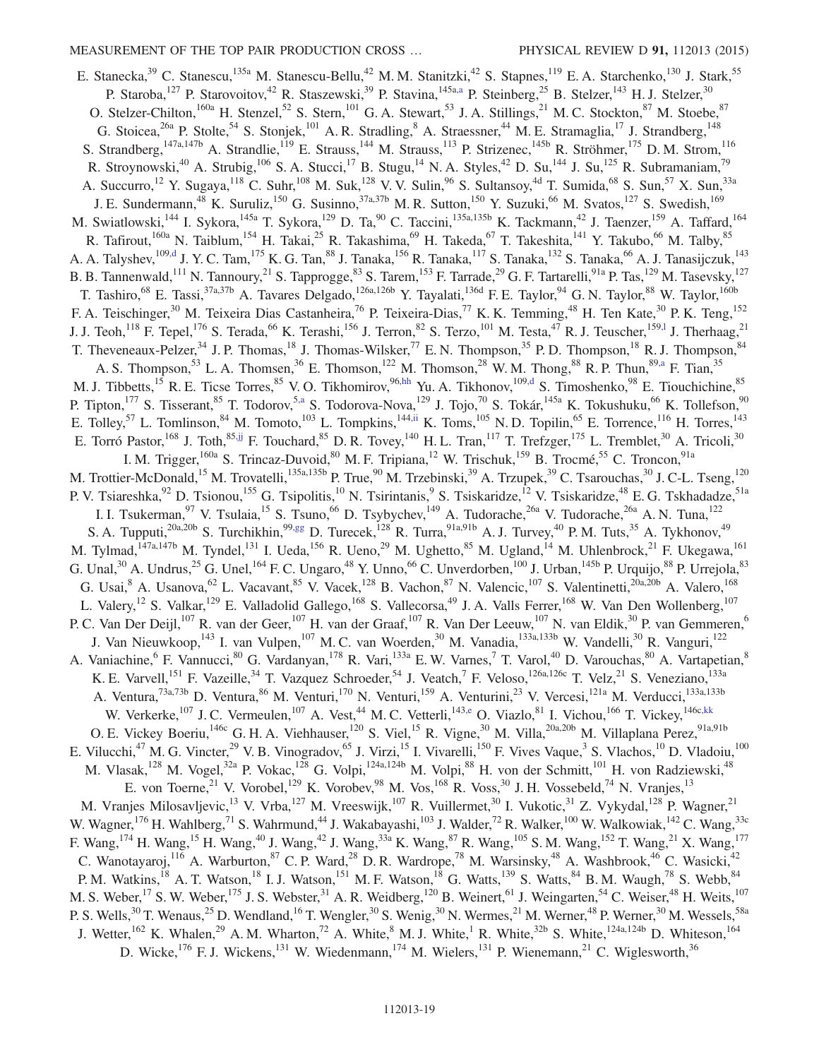E. Stanecka,[39] C. Stanescu,[135a] M. Stanescu-Bellu,[42] M. M. Stanitzki,[42] S. Stapnes,[119] E. A. Starchenko,[130] J. Stark,[55] P. Staroba,[127] P. Starovoitov,[42] R. Staszewski,[39] P. Stavina,[145a,a] P. Steinberg,[25] B. Stelzer,[143] H. J. Stelzer,[30] O. Stelzer-Chilton,[160a] H. Stenzel,[52] S. Stern,[101] G. A. Stewart,[53] J. A. Stillings,[21] M. C. Stockton,[87] M. Stoebe,[87] G. Stoicea,[26a] P. Stolte,[54] S. Stonjek,[101] A. R. Stradling,[8] A. Straessner,[44] M. E. Stramaglia,[17] J. Strandberg,[148] S. Strandberg,[147a,147b] A. Strandlie,[119] E. Strauss,[144] M. Strauss,[113] P. Strizenec,[145b] R. Ströhmer,[175] D. M. Strom,[116] R. Stroynowski,[40] A. Strubig,[106] S. A. Stucci,[17] B. Stugu,[14] N. A. Styles,[42] D. Su,[144] J. Su,[125] R. Subramaniam,[79] A. Succurro,[12] Y. Sugaya,[118] C. Suhr,[108] M. Suk,[128] V. V. Sulin,[96] S. Sultansoy,[4d] T. Sumida,[68] S. Sun,[57] X. Sun,[33a] J. E. Sundermann,[48] K. Suruliz,[150] G. Susinno,[37a,37b] M. R. Sutton,[150] Y. Suzuki,[66] M. Svatos,[127] S. Swedish,[169] M. Swiatlowski,[144] I. Sykora,[145a] T. Sykora,[129] D. Ta,[90] C. Taccini,[135a,135b] K. Tackmann,[42] J. Taenzer,[159] A. Taffard,[164] R. Tafirout,[160a] N. Taiblum,[154] H. Takai,[25] R. Takashima,[69] H. Takeda,[67] T. Takeshita,[141] Y. Takubo,[66] M. Talby,[85] A. A. Talyshev,[109,d] J. Y. C. Tam,[175] K. G. Tan,[88] J. Tanaka,[156] R. Tanaka,[117] S. Tanaka,[132] S. Tanaka,[66] A. J. Tanasijczuk,[143] B. B. Tannenwald,[111] N. Tannoury,[21] S. Tapprogge,[83] S. Tarem,[153] F. Tarrade,[29] G. F. Tartarelli,[91a] P. Tas,[129] M. Tasevsky,[127] T. Tashiro,[68] E. Tassi,[37a,37b] A. Tavares Delgado,[126a,126b] Y. Tayalati,[136d] F. E. Taylor,[94] G. N. Taylor,[88] W. Taylor,[160b] F. A. Teischinger,[30] M. Teixeira Dias Castanheira,[76] P. Teixeira-Dias,[77] K. K. Temming,[48] H. Ten Kate,[30] P. K. Teng,[152] J. J. Teoh,[118] F. Tepel,[176] S. Terada,[66] K. Terashi,[156] J. Terron,[82] S. Terzo,[101] M. Testa,[47] R. J. Teuscher,[159,l] J. Therhaag,[21] T. Theveneaux-Pelzer,[34] J. P. Thomas,[18] J. Thomas-Wilsker,[77] E. N. Thompson,[35] P. D. Thompson,[18] R. J. Thompson,[84] A. S. Thompson,[53] L. A. Thomsen,[36] E. Thomson,[122] M. Thomson,[28] W. M. Thong,[88] R. P. Thun,[89,a] F. Tian,[35] M. J. Tibbetts,[15] R. E. Ticse Torres,[85] V. O. Tikhomirov,[96,hh] Yu. A. Tikhonov,[109,d] S. Timoshenko,[98] E. Tiouchichine,[85] P. Tipton,[177] S. Tisserant,[85] T. Todorov,[5,a] S. Todorova-Nova,[129] J. Tojo,[70] S. Tokár,[145a] K. Tokushuku,[66] K. Tollefson,[90] E. Tolley,[57] L. Tomlinson,[84] M. Tomoto,[103] L. Tompkins,[144,ii] K. Toms,[105] N. D. Topilin,[65] E. Torrence,[116] H. Torres,[143] E. Torró Pastor,[168] J. Toth,[85,jj] F. Touchard,[85] D. R. Tovey,[140] H. L. Tran,[117] T. Trefzger,[175] L. Tremblet,[30] A. Tricoli,[30] I. M. Trigger,[160a] S. Trincaz-Duvoid,[80] M. F. Tripiana,[12] W. Trischuk,[159] B. Trocmé,[55] C. Troncon,[91a] M. Trottier-McDonald,[15] M. Trovatelli,[135a,135b] P. True,[90] M. Trzebinski,[39] A. Trzupek,[39] C. Tsarouchas,[30] J. C-L. Tseng,[120] P. V. Tsiareshka,[92] D. Tsionou,[155] G. Tsipolitis,[10] N. Tsirintanis,[9] S. Tsiskaridze,[12] V. Tsiskaridze,[48] E. G. Tskhadadze,[51a] I. I. Tsukerman,[97] V. Tsulaia,[15] S. Tsuno,[66] D. Tsybychev,[149] A. Tudorache,[26a] V. Tudorache,[26a] A. N. Tuna,[122] S. A. Tupputi,[20a,20b] S. Turchikhin,[99,gg] D. Turecek,[128] R. Turra,[91a,91b] A. J. Turvey,[40] P. M. Tuts,[35] A. Tykhonov,[49] M. Tylmad,[147a,147b] M. Tyndel,[131] I. Ueda,[156] R. Ueno,[29] M. Ughetto,[85] M. Ugland,[14] M. Uhlenbrock,[21] F. Ukegawa,[161] G. Unal,[30] A. Undrus,[25] G. Unel,[164] F. C. Ungaro,[48] Y. Unno,[66] C. Unverdorben,[100] J. Urban,[145b] P. Urquijo,[88] P. Urrejola,[83] G. Usai,[8] A. Usanova,[62] L. Vacavant,[85] V. Vacek,[128] B. Vachon,[87] N. Valencic,[107] S. Valentinetti,[20a,20b] A. Valero,[168] L. Valery,[12] S. Valkar,[129] E. Valladolid Gallego,[168] S. Vallecorsa,[49] J. A. Valls Ferrer,[168] W. Van Den Wollenberg,[107] P. C. Van Der Deijl,[107] R. van der Geer,[107] H. van der Graaf,[107] R. Van Der Leeuw,[107] N. van Eldik,[30] P. van Gemmeren,[6] J. Van Nieuwkoop,[143] I. van Vulpen,[107] M. C. van Woerden,[30] M. Vanadia,[133a,133b] W. Vandelli,[30] R. Vanguri,[122] A. Vaniachine,[6] F. Vannucci,[80] G. Vardanyan,[178] R. Vari,[133a] E. W. Varnes,[7] T. Varol,[40] D. Varouchas,[80] A. Vartapetian,[8] K. E. Varvell,[151] F. Vazeille,[34] T. Vazquez Schroeder,[54] J. Veatch,[7] F. Veloso,[126a,126c] T. Velz,[21] S. Veneziano,[133a] A. Ventura,[73a,73b] D. Ventura,[86] M. Venturi,[170] N. Venturi,[159] A. Venturini,[23] V. Vercesi,[121a] M. Verducci,[133a,133b] W. Verkerke,[107] J. C. Vermeulen,[107] A. Vest,[44] M. C. Vetterli,[143,e] O. Viazlo,[81] I. Vichou,[166] T. Vickey,[146c,kk] O. E. Vickey Boeriu,[146c] G. H. A. Viehhauser,[120] S. Viel,[15] R. Vigne,[30] M. Villa,[20a,20b] M. Villaplana Perez,[91a,91b] E. Vilucchi,[47] M. G. Vincter,[29] V. B. Vinogradov,[65] J. Virzi,[15] I. Vivarelli,[150] F. Vives Vaque,[3] S. Vlachos,[10] D. Vladoiu,[100] M. Vlasak,[128] M. Vogel,[32a] P. Vokac,[128] G. Volpi,[124a,124b] M. Volpi,[88] H. von der Schmitt,[101] H. von Radziewski,[48] E. von Toerne,[21] V. Vorobel,[129] K. Vorobev,[98] M. Vos,[168] R. Voss,[30] J. H. Vossebeld,[74] N. Vranjes,[13] M. Vranjes Milosavljevic,[13] V. Vrba,[127] M. Vreeswijk,[107] R. Vuillermet,[30] I. Vukotic,[31] Z. Vykydal,[128] P. Wagner,[21] W. Wagner,[176] H. Wahlberg,[71] S. Wahrmund,[44] J. Wakabayashi,[103] J. Walder,[72] R. Walker,[100] W. Walkowiak,[142] C. Wang,[33c] F. Wang,[174] H. Wang,[15] H. Wang,[40] J. Wang,[42] J. Wang,[33a] K. Wang,[87] R. Wang,[105] S. M. Wang,[152] T. Wang,[21] X. Wang,[177] C. Wanotayaroj,[116] A. Warburton,[87] C. P. Ward,[28] D. R. Wardrope,[78] M. Warsinsky,[48] A. Washbrook,[46] C. Wasicki,[42] P. M. Watkins,[18] A. T. Watson,[18] I. J. Watson,[151] M. F. Watson,[18] G. Watts,[139] S. Watts,[84] B. M. Waugh,[78] S. Webb,[84] M. S. Weber,[17] S. W. Weber,[175] J. S. Webster,[31] A. R. Weidberg,[120] B. Weinert,[61] J. Weingarten,[54] C. Weiser,[48] H. Weits,[107] P. S. Wells,[30] T. Wenaus,[25] D. Wendland,[16] T. Wengler,[30] S. Wenig,[30] N. Wermes,[21] M. Werner,[48] P. Werner,[30] M. Wessels,[58a] J. Wetter,[162] K. Whalen,[29] A. M. Wharton,[72] A. White,[8] M. J. White,[1] R. White,[32b] S. White,[124a,124b] D. Whiteson,[164] D. Wicke,[176] F. J. Wickens,[131] W. Wiedenmann,[174] M. Wielers,[131] P. Wienemann,[21] C. Wiglesworth,[36]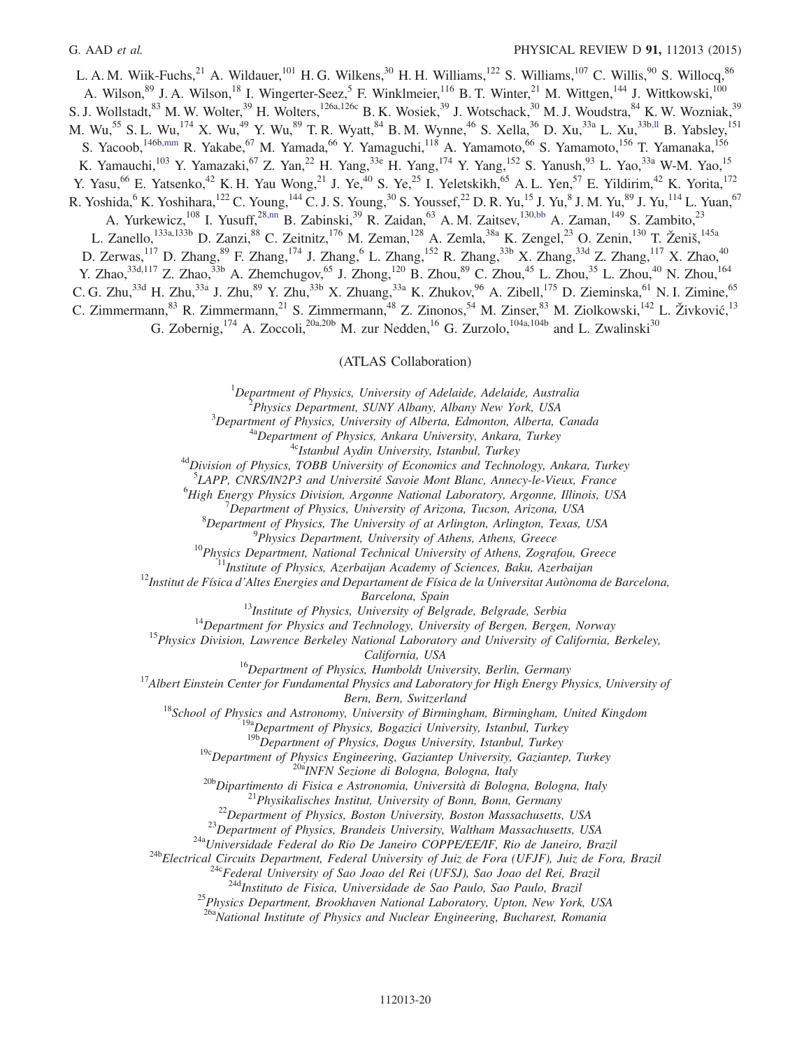L. A. M. Wiik-Fuchs,[21] A. Wildauer,[101] H. G. Wilkens,[30] H. H. Williams,[122] S. Williams,[107] C. Willis,[90] S. Willocq,[86] A. Wilson,[89] J. A. Wilson,[18] I. Wingerter-Seez,[5] F. Winklmeier,[116] B. T. Winter,[21] M. Wittgen,[144] J. Wittkowski,[100] S. J. Wollstadt,[83] M. W. Wolter,[39] H. Wolters,[126a,126c] B. K. Wosiek,[39] J. Wotschack,[30] M. J. Woudstra,[84] K. W. Wozniak,[39] M. Wu,[55] S. L. Wu,[174] X. Wu,[49] Y. Wu,[89] T. R. Wyatt,[84] B. M. Wynne,[46] S. Xella,[36] D. Xu,[33a] L. Xu,[33b,ll] B. Yabsley,[151] S. Yacoob,[146b,mm] R. Yakabe,[67] M. Yamada,[66] Y. Yamaguchi,[118] A. Yamamoto,[66] S. Yamamoto,[156] T. Yamanaka,[156] K. Yamauchi,[103] Y. Yamazaki,[67] Z. Yan,[22] H. Yang,[33e] H. Yang,[174] Y. Yang,[152] S. Yanush,[93] L. Yao,[33a] W-M. Yao,[15] Y. Yasu,[66] E. Yatsenko,[42] K. H. Yau Wong,[21] J. Ye,[40] S. Ye,[25] I. Yeletskikh,[65] A. L. Yen,[57] E. Yildirim,[42] K. Yorita,[172] R. Yoshida,[6] K. Yoshihara,[122] C. Young,[144] C. J. S. Young,[30] S. Youssef,[22] D. R. Yu,[15] J. Yu,[8] J. M. Yu,[89] J. Yu,[114] L. Yuan,[67] A. Yurkewicz,[108] I. Yusuff,[28,nn] B. Zabinski,[39] R. Zaidan,[63] A. M. Zaitsev,[130,bb] A. Zaman,[149] S. Zambito,[23] L. Zanello,[133a,133b] D. Zanzi,[88] C. Zeitnitz,[176] M. Zeman,[128] A. Zemla,[38a] K. Zengel,[23] O. Zenin,[130] T. Ženiš,[145a] D. Zerwas,[117] D. Zhang,[89] F. Zhang,[174] J. Zhang,[6] L. Zhang,[152] R. Zhang,[33b] X. Zhang,[33d] Z. Zhang,[117] X. Zhao,[40] Y. Zhao,[33d,117] Z. Zhao,[33b] A. Zhemchugov,[65] J. Zhong,[120] B. Zhou,[89] C. Zhou,[45] L. Zhou,[35] L. Zhou,[40] N. Zhou,[164] C. G. Zhu,[33d] H. Zhu,[33a] J. Zhu,[89] Y. Zhu,[33b] X. Zhuang,[33a] K. Zhukov,[96] A. Zibell,[175] D. Zieminska,[61] N. I. Zimine,[65] C. Zimmermann,[83] R. Zimmermann,[21] S. Zimmermann,[48] Z. Zinonos,[54] M. Zinser,[83] M. Ziolkowski,[142] L. Živković,[13] G. Zobernig,[174] A. Zoccoli,[20a,20b] M. zur Nedden,[16] G. Zurzolo,[104a,104b] and L. Zwalinski[30]

(ATLAS Collaboration)

[1]*Department of Physics, University of Adelaide, Adelaide, Australia*
[2]*Physics Department, SUNY Albany, Albany New York, USA*
[3]*Department of Physics, University of Alberta, Edmonton, Alberta, Canada*
[4a]*Department of Physics, Ankara University, Ankara, Turkey*
[4c]*Istanbul Aydin University, Istanbul, Turkey*
[4d]*Division of Physics, TOBB University of Economics and Technology, Ankara, Turkey*
[5]*LAPP, CNRS/IN2P3 and Université Savoie Mont Blanc, Annecy-le-Vieux, France*
[6]*High Energy Physics Division, Argonne National Laboratory, Argonne, Illinois, USA*
[7]*Department of Physics, University of Arizona, Tucson, Arizona, USA*
[8]*Department of Physics, The University of at Arlington, Arlington, Texas, USA*
[9]*Physics Department, University of Athens, Athens, Greece*
[10]*Physics Department, National Technical University of Athens, Zografou, Greece*
[11]*Institute of Physics, Azerbaijan Academy of Sciences, Baku, Azerbaijan*
[12]*Institut de Física d'Altes Energies and Departament de Física de la Universitat Autònoma de Barcelona, Barcelona, Spain*
[13]*Institute of Physics, University of Belgrade, Belgrade, Serbia*
[14]*Department for Physics and Technology, University of Bergen, Bergen, Norway*
[15]*Physics Division, Lawrence Berkeley National Laboratory and University of California, Berkeley, California, USA*
[16]*Department of Physics, Humboldt University, Berlin, Germany*
[17]*Albert Einstein Center for Fundamental Physics and Laboratory for High Energy Physics, University of Bern, Bern, Switzerland*
[18]*School of Physics and Astronomy, University of Birmingham, Birmingham, United Kingdom*
[19a]*Department of Physics, Bogazici University, Istanbul, Turkey*
[19b]*Department of Physics, Dogus University, Istanbul, Turkey*
[19c]*Department of Physics Engineering, Gaziantep University, Gaziantep, Turkey*
[20a]*INFN Sezione di Bologna, Bologna, Italy*
[20b]*Dipartimento di Fisica e Astronomia, Università di Bologna, Bologna, Italy*
[21]*Physikalisches Institut, University of Bonn, Bonn, Germany*
[22]*Department of Physics, Boston University, Boston Massachusetts, USA*
[23]*Department of Physics, Brandeis University, Waltham Massachusetts, USA*
[24a]*Universidade Federal do Rio De Janeiro COPPE/EE/IF, Rio de Janeiro, Brazil*
[24b]*Electrical Circuits Department, Federal University of Juiz de Fora (UFJF), Juiz de Fora, Brazil*
[24c]*Federal University of Sao Joao del Rei (UFSJ), Sao Joao del Rei, Brazil*
[24d]*Instituto de Fisica, Universidade de Sao Paulo, Sao Paulo, Brazil*
[25]*Physics Department, Brookhaven National Laboratory, Upton, New York, USA*
[26a]*National Institute of Physics and Nuclear Engineering, Bucharest, Romania*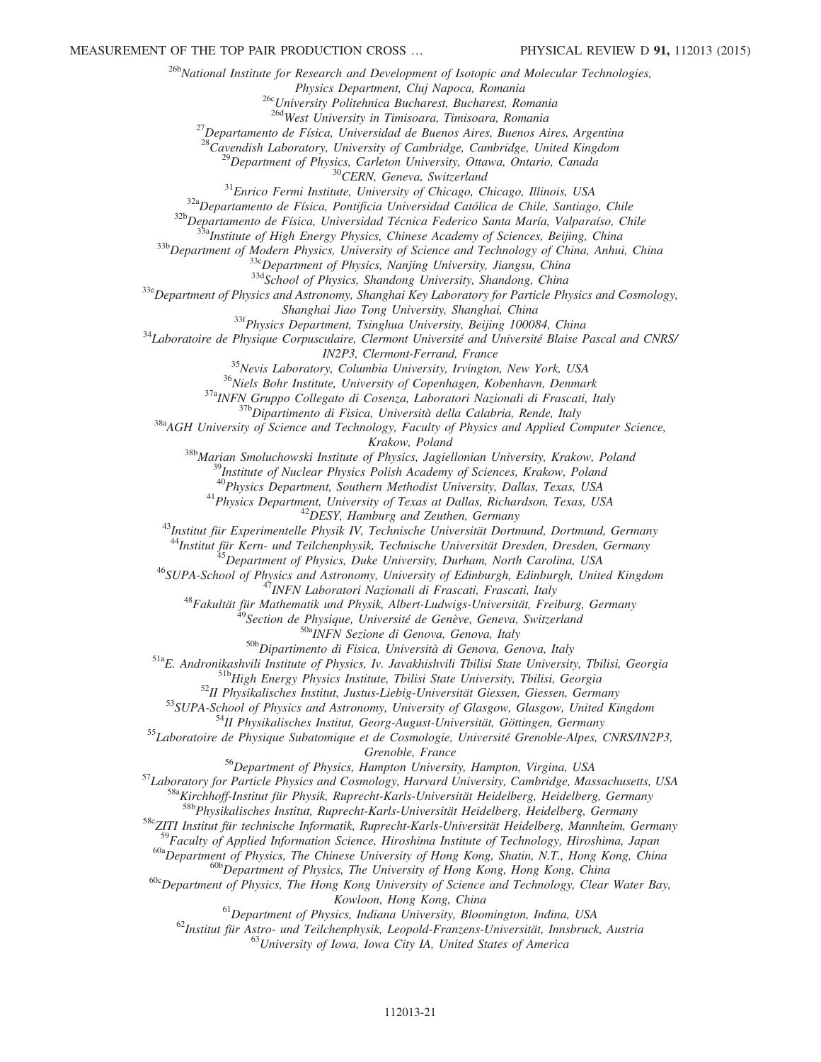[26b]National Institute for Research and Development of Isotopic and Molecular Technologies, Physics Department, Cluj Napoca, Romania

[26c]University Politehnica Bucharest, Bucharest, Romania

[26d]West University in Timisoara, Timisoara, Romania

[27]Departamento de Física, Universidad de Buenos Aires, Buenos Aires, Argentina

[28]Cavendish Laboratory, University of Cambridge, Cambridge, United Kingdom

[29]Department of Physics, Carleton University, Ottawa, Ontario, Canada

[30]CERN, Geneva, Switzerland

[31]Enrico Fermi Institute, University of Chicago, Chicago, Illinois, USA

[32a]Departamento de Física, Pontificia Universidad Católica de Chile, Santiago, Chile

[32b]Departamento de Física, Universidad Técnica Federico Santa María, Valparaíso, Chile

[33a]Institute of High Energy Physics, Chinese Academy of Sciences, Beijing, China

[33b]Department of Modern Physics, University of Science and Technology of China, Anhui, China

[33c]Department of Physics, Nanjing University, Jiangsu, China

[33d]School of Physics, Shandong University, Shandong, China

[33e]Department of Physics and Astronomy, Shanghai Key Laboratory for Particle Physics and Cosmology, Shanghai Jiao Tong University, Shanghai, China

[33f]Physics Department, Tsinghua University, Beijing 100084, China

[34]Laboratoire de Physique Corpusculaire, Clermont Université and Université Blaise Pascal and CNRS/IN2P3, Clermont-Ferrand, France

[35]Nevis Laboratory, Columbia University, Irvington, New York, USA

[36]Niels Bohr Institute, University of Copenhagen, Kobenhavn, Denmark

[37a]INFN Gruppo Collegato di Cosenza, Laboratori Nazionali di Frascati, Italy

[37b]Dipartimento di Fisica, Università della Calabria, Rende, Italy

[38a]AGH University of Science and Technology, Faculty of Physics and Applied Computer Science, Krakow, Poland

[38b]Marian Smoluchowski Institute of Physics, Jagiellonian University, Krakow, Poland

[39]Institute of Nuclear Physics Polish Academy of Sciences, Krakow, Poland

[40]Physics Department, Southern Methodist University, Dallas, Texas, USA

[41]Physics Department, University of Texas at Dallas, Richardson, Texas, USA

[42]DESY, Hamburg and Zeuthen, Germany

[43]Institut für Experimentelle Physik IV, Technische Universität Dortmund, Dortmund, Germany

[44]Institut für Kern- und Teilchenphysik, Technische Universität Dresden, Dresden, Germany

[45]Department of Physics, Duke University, Durham, North Carolina, USA

[46]SUPA-School of Physics and Astronomy, University of Edinburgh, Edinburgh, United Kingdom

[47]INFN Laboratori Nazionali di Frascati, Frascati, Italy

[48]Fakultät für Mathematik und Physik, Albert-Ludwigs-Universität, Freiburg, Germany

[49]Section de Physique, Université de Genève, Geneva, Switzerland

[50a]INFN Sezione di Genova, Genova, Italy

[50b]Dipartimento di Fisica, Università di Genova, Genova, Italy

[51a]E. Andronikashvili Institute of Physics, Iv. Javakhishvili Tbilisi State University, Tbilisi, Georgia

[51b]High Energy Physics Institute, Tbilisi State University, Tbilisi, Georgia

[52]II Physikalisches Institut, Justus-Liebig-Universität Giessen, Giessen, Germany

[53]SUPA-School of Physics and Astronomy, University of Glasgow, Glasgow, United Kingdom

[54]II Physikalisches Institut, Georg-August-Universität, Göttingen, Germany

[55]Laboratoire de Physique Subatomique et de Cosmologie, Université Grenoble-Alpes, CNRS/IN2P3, Grenoble, France

[56]Department of Physics, Hampton University, Hampton, Virgina, USA

[57]Laboratory for Particle Physics and Cosmology, Harvard University, Cambridge, Massachusetts, USA

[58a]Kirchhoff-Institut für Physik, Ruprecht-Karls-Universität Heidelberg, Heidelberg, Germany

[58b]Physikalisches Institut, Ruprecht-Karls-Universität Heidelberg, Heidelberg, Germany

[58c]ZITI Institut für technische Informatik, Ruprecht-Karls-Universität Heidelberg, Mannheim, Germany

[59]Faculty of Applied Information Science, Hiroshima Institute of Technology, Hiroshima, Japan

[60a]Department of Physics, The Chinese University of Hong Kong, Shatin, N.T., Hong Kong, China

[60b]Department of Physics, The University of Hong Kong, Hong Kong, China

[60c]Department of Physics, The Hong Kong University of Science and Technology, Clear Water Bay, Kowloon, Hong Kong, China

[61]Department of Physics, Indiana University, Bloomington, Indina, USA

[62]Institut für Astro- und Teilchenphysik, Leopold-Franzens-Universität, Innsbruck, Austria

[63]University of Iowa, Iowa City IA, United States of America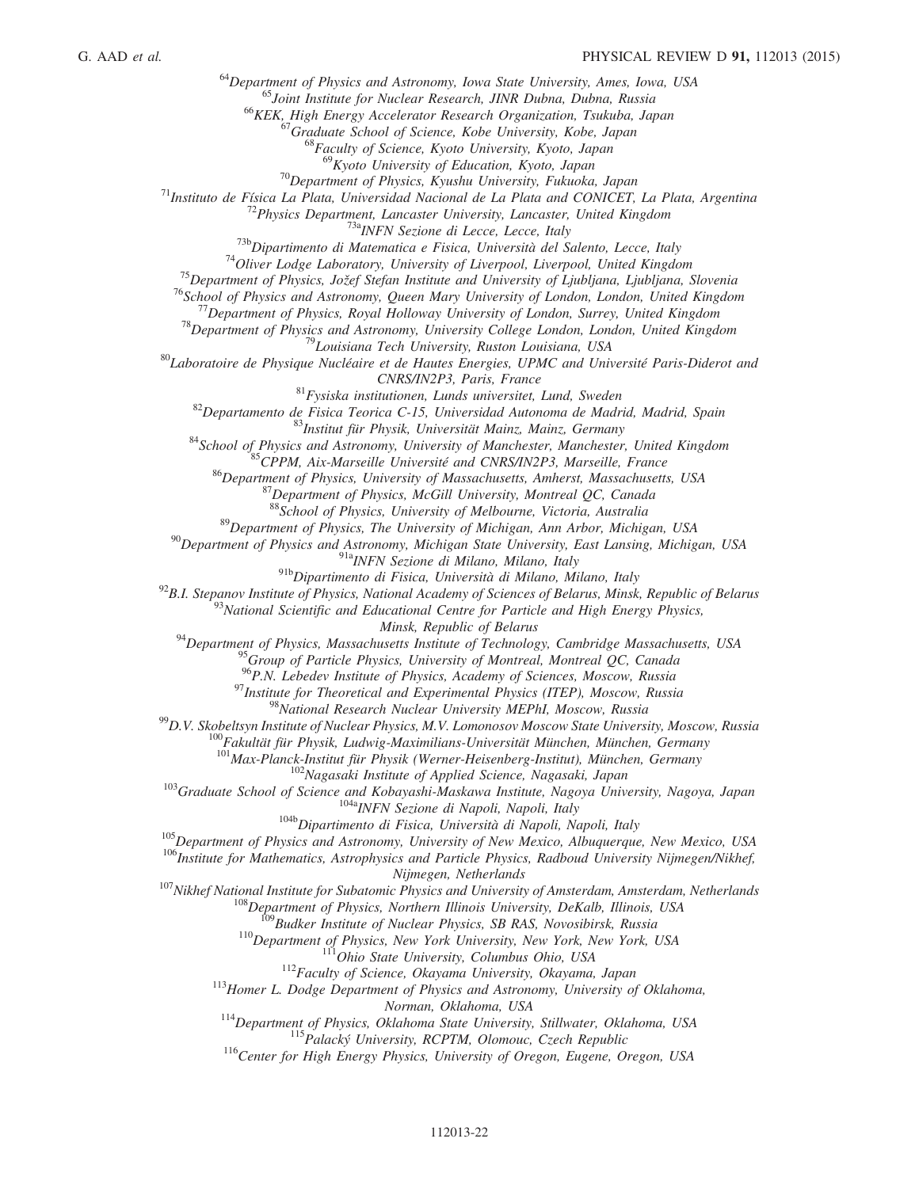[64]Department of Physics and Astronomy, Iowa State University, Ames, Iowa, USA
[65]Joint Institute for Nuclear Research, JINR Dubna, Dubna, Russia
[66]KEK, High Energy Accelerator Research Organization, Tsukuba, Japan
[67]Graduate School of Science, Kobe University, Kobe, Japan
[68]Faculty of Science, Kyoto University, Kyoto, Japan
[69]Kyoto University of Education, Kyoto, Japan
[70]Department of Physics, Kyushu University, Fukuoka, Japan
[71]Instituto de Física La Plata, Universidad Nacional de La Plata and CONICET, La Plata, Argentina
[72]Physics Department, Lancaster University, Lancaster, United Kingdom
[73a]INFN Sezione di Lecce, Lecce, Italy
[73b]Dipartimento di Matematica e Fisica, Università del Salento, Lecce, Italy
[74]Oliver Lodge Laboratory, University of Liverpool, Liverpool, United Kingdom
[75]Department of Physics, Jožef Stefan Institute and University of Ljubljana, Ljubljana, Slovenia
[76]School of Physics and Astronomy, Queen Mary University of London, London, United Kingdom
[77]Department of Physics, Royal Holloway University of London, Surrey, United Kingdom
[78]Department of Physics and Astronomy, University College London, London, United Kingdom
[79]Louisiana Tech University, Ruston Louisiana, USA
[80]Laboratoire de Physique Nucléaire et de Hautes Energies, UPMC and Université Paris-Diderot and CNRS/IN2P3, Paris, France
[81]Fysiska institutionen, Lunds universitet, Lund, Sweden
[82]Departamento de Fisica Teorica C-15, Universidad Autonoma de Madrid, Madrid, Spain
[83]Institut für Physik, Universität Mainz, Mainz, Germany
[84]School of Physics and Astronomy, University of Manchester, Manchester, United Kingdom
[85]CPPM, Aix-Marseille Université and CNRS/IN2P3, Marseille, France
[86]Department of Physics, University of Massachusetts, Amherst, Massachusetts, USA
[87]Department of Physics, McGill University, Montreal QC, Canada
[88]School of Physics, University of Melbourne, Victoria, Australia
[89]Department of Physics, The University of Michigan, Ann Arbor, Michigan, USA
[90]Department of Physics and Astronomy, Michigan State University, East Lansing, Michigan, USA
[91a]INFN Sezione di Milano, Milano, Italy
[91b]Dipartimento di Fisica, Università di Milano, Milano, Italy
[92]B.I. Stepanov Institute of Physics, National Academy of Sciences of Belarus, Minsk, Republic of Belarus
[93]National Scientific and Educational Centre for Particle and High Energy Physics, Minsk, Republic of Belarus
[94]Department of Physics, Massachusetts Institute of Technology, Cambridge Massachusetts, USA
[95]Group of Particle Physics, University of Montreal, Montreal QC, Canada
[96]P.N. Lebedev Institute of Physics, Academy of Sciences, Moscow, Russia
[97]Institute for Theoretical and Experimental Physics (ITEP), Moscow, Russia
[98]National Research Nuclear University MEPhI, Moscow, Russia
[99]D.V. Skobeltsyn Institute of Nuclear Physics, M.V. Lomonosov Moscow State University, Moscow, Russia
[100]Fakultät für Physik, Ludwig-Maximilians-Universität München, München, Germany
[101]Max-Planck-Institut für Physik (Werner-Heisenberg-Institut), München, Germany
[102]Nagasaki Institute of Applied Science, Nagasaki, Japan
[103]Graduate School of Science and Kobayashi-Maskawa Institute, Nagoya University, Nagoya, Japan
[104a]INFN Sezione di Napoli, Napoli, Italy
[104b]Dipartimento di Fisica, Università di Napoli, Napoli, Italy
[105]Department of Physics and Astronomy, University of New Mexico, Albuquerque, New Mexico, USA
[106]Institute for Mathematics, Astrophysics and Particle Physics, Radboud University Nijmegen/Nikhef, Nijmegen, Netherlands
[107]Nikhef National Institute for Subatomic Physics and University of Amsterdam, Amsterdam, Netherlands
[108]Department of Physics, Northern Illinois University, DeKalb, Illinois, USA
[109]Budker Institute of Nuclear Physics, SB RAS, Novosibirsk, Russia
[110]Department of Physics, New York University, New York, New York, USA
[111]Ohio State University, Columbus Ohio, USA
[112]Faculty of Science, Okayama University, Okayama, Japan
[113]Homer L. Dodge Department of Physics and Astronomy, University of Oklahoma, Norman, Oklahoma, USA
[114]Department of Physics, Oklahoma State University, Stillwater, Oklahoma, USA
[115]Palacký University, RCPTM, Olomouc, Czech Republic
[116]Center for High Energy Physics, University of Oregon, Eugene, Oregon, USA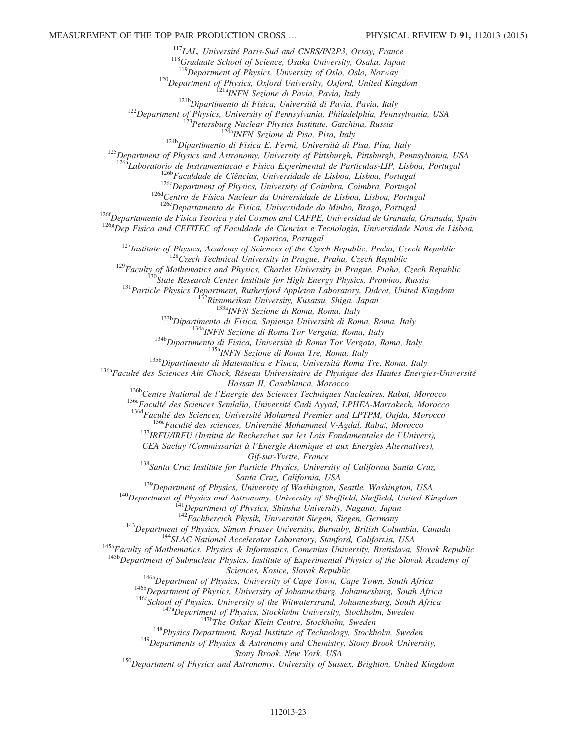[117]LAL, Université Paris-Sud and CNRS/IN2P3, Orsay, France  
[118]Graduate School of Science, Osaka University, Osaka, Japan  
[119]Department of Physics, University of Oslo, Oslo, Norway  
[120]Department of Physics, Oxford University, Oxford, United Kingdom  
[121a]INFN Sezione di Pavia, Pavia, Italy  
[121b]Dipartimento di Fisica, Università di Pavia, Pavia, Italy  
[122]Department of Physics, University of Pennsylvania, Philadelphia, Pennsylvania, USA  
[123]Petersburg Nuclear Physics Institute, Gatchina, Russia  
[124a]INFN Sezione di Pisa, Pisa, Italy  
[124b]Dipartimento di Fisica E. Fermi, Università di Pisa, Pisa, Italy  
[125]Department of Physics and Astronomy, University of Pittsburgh, Pittsburgh, Pennsylvania, USA  
[126a]Laboratorio de Instrumentacao e Fisica Experimental de Particulas-LIP, Lisboa, Portugal  
[126b]Faculdade de Ciências, Universidade de Lisboa, Lisboa, Portugal  
[126c]Department of Physics, University of Coimbra, Coimbra, Portugal  
[126d]Centro de Física Nuclear da Universidade de Lisboa, Lisboa, Portugal  
[126e]Departamento de Fisica, Universidade do Minho, Braga, Portugal  
[126f]Departamento de Fisica Teorica y del Cosmos and CAFPE, Universidad de Granada, Granada, Spain  
[126g]Dep Fisica and CEFITEC of Faculdade de Ciencias e Tecnologia, Universidade Nova de Lisboa, Caparica, Portugal  
[127]Institute of Physics, Academy of Sciences of the Czech Republic, Praha, Czech Republic  
[128]Czech Technical University in Prague, Praha, Czech Republic  
[129]Faculty of Mathematics and Physics, Charles University in Prague, Praha, Czech Republic  
[130]State Research Center Institute for High Energy Physics, Protvino, Russia  
[131]Particle Physics Department, Rutherford Appleton Laboratory, Didcot, United Kingdom  
[132]Ritsumeikan University, Kusatsu, Shiga, Japan  
[133a]INFN Sezione di Roma, Roma, Italy  
[133b]Dipartimento di Fisica, Sapienza Università di Roma, Roma, Italy  
[134a]INFN Sezione di Roma Tor Vergata, Roma, Italy  
[134b]Dipartimento di Fisica, Università di Roma Tor Vergata, Roma, Italy  
[135a]INFN Sezione di Roma Tre, Roma, Italy  
[135b]Dipartimento di Matematica e Fisica, Università Roma Tre, Roma, Italy  
[136a]Faculté des Sciences Ain Chock, Réseau Universitaire de Physique des Hautes Energies-Université Hassan II, Casablanca, Morocco  
[136b]Centre National de l'Energie des Sciences Techniques Nucleaires, Rabat, Morocco  
[136c]Faculté des Sciences Semlalia, Université Cadi Ayyad, LPHEA-Marrakech, Morocco  
[136d]Faculté des Sciences, Université Mohamed Premier and LPTPM, Oujda, Morocco  
[136e]Faculté des sciences, Université Mohammed V-Agdal, Rabat, Morocco  
[137]IRFU/IRFU (Institut de Recherches sur les Lois Fondamentales de l'Univers), CEA Saclay (Commissariat à l'Energie Atomique et aux Energies Alternatives), Gif-sur-Yvette, France  
[138]Santa Cruz Institute for Particle Physics, University of California Santa Cruz, Santa Cruz, California, USA  
[139]Department of Physics, University of Washington, Seattle, Washington, USA  
[140]Department of Physics and Astronomy, University of Sheffield, Sheffield, United Kingdom  
[141]Department of Physics, Shinshu University, Nagano, Japan  
[142]Fachbereich Physik, Universität Siegen, Siegen, Germany  
[143]Department of Physics, Simon Fraser University, Burnaby, British Columbia, Canada  
[144]SLAC National Accelerator Laboratory, Stanford, California, USA  
[145a]Faculty of Mathematics, Physics & Informatics, Comenius University, Bratislava, Slovak Republic  
[145b]Department of Subnuclear Physics, Institute of Experimental Physics of the Slovak Academy of Sciences, Kosice, Slovak Republic  
[146a]Department of Physics, University of Cape Town, Cape Town, South Africa  
[146b]Department of Physics, University of Johannesburg, Johannesburg, South Africa  
[146c]School of Physics, University of the Witwatersrand, Johannesburg, South Africa  
[147a]Department of Physics, Stockholm University, Stockholm, Sweden  
[147b]The Oskar Klein Centre, Stockholm, Sweden  
[148]Physics Department, Royal Institute of Technology, Stockholm, Sweden  
[149]Departments of Physics & Astronomy and Chemistry, Stony Brook University, Stony Brook, New York, USA  
[150]Department of Physics and Astronomy, University of Sussex, Brighton, United Kingdom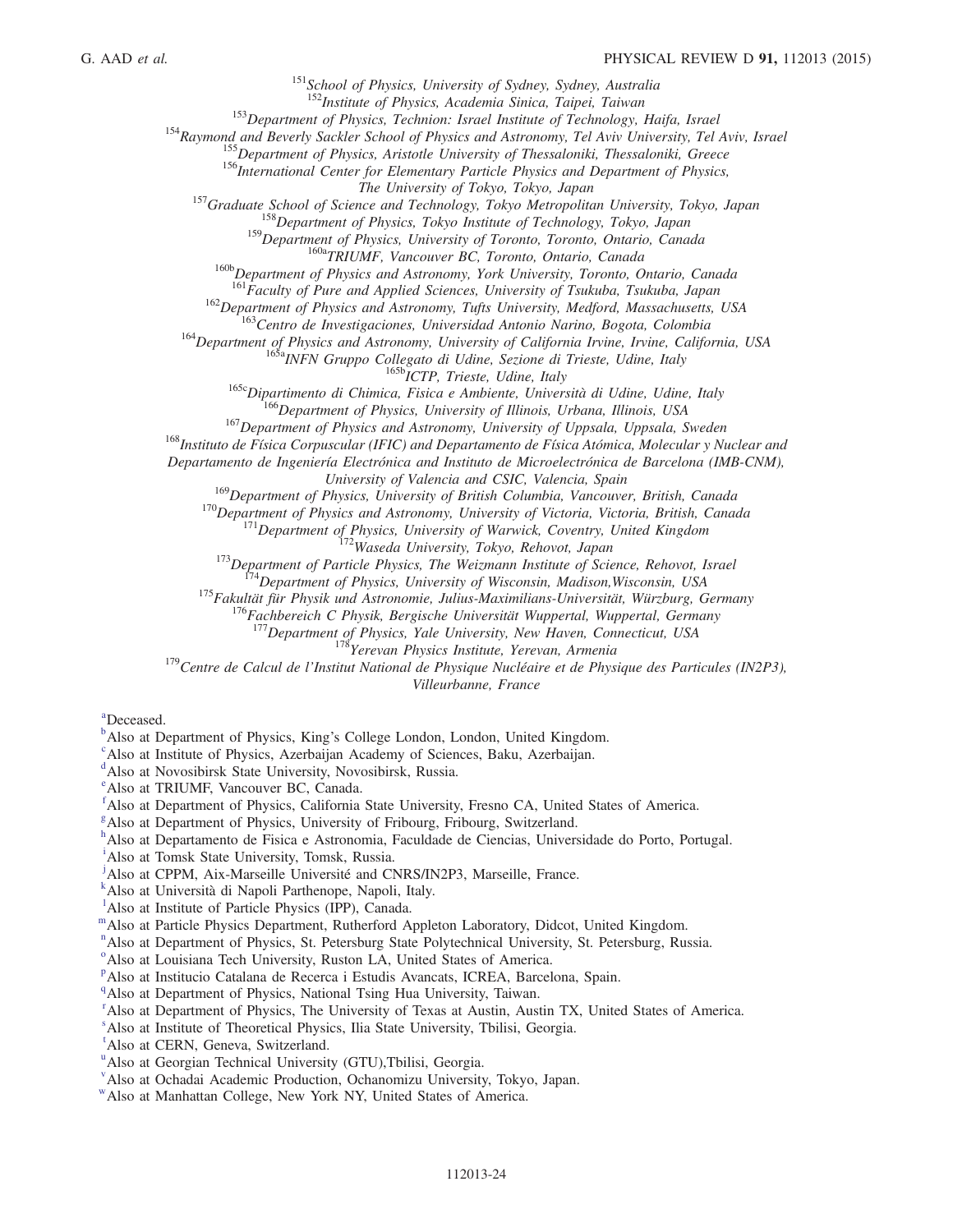[151] *School of Physics, University of Sydney, Sydney, Australia*
[152] *Institute of Physics, Academia Sinica, Taipei, Taiwan*
[153] *Department of Physics, Technion: Israel Institute of Technology, Haifa, Israel*
[154] *Raymond and Beverly Sackler School of Physics and Astronomy, Tel Aviv University, Tel Aviv, Israel*
[155] *Department of Physics, Aristotle University of Thessaloniki, Thessaloniki, Greece*
[156] *International Center for Elementary Particle Physics and Department of Physics, The University of Tokyo, Tokyo, Japan*
[157] *Graduate School of Science and Technology, Tokyo Metropolitan University, Tokyo, Japan*
[158] *Department of Physics, Tokyo Institute of Technology, Tokyo, Japan*
[159] *Department of Physics, University of Toronto, Toronto, Ontario, Canada*
[160a] *TRIUMF, Vancouver BC, Toronto, Ontario, Canada*
[160b] *Department of Physics and Astronomy, York University, Toronto, Ontario, Canada*
[161] *Faculty of Pure and Applied Sciences, University of Tsukuba, Tsukuba, Japan*
[162] *Department of Physics and Astronomy, Tufts University, Medford, Massachusetts, USA*
[163] *Centro de Investigaciones, Universidad Antonio Narino, Bogota, Colombia*
[164] *Department of Physics and Astronomy, University of California Irvine, Irvine, California, USA*
[165a] *INFN Gruppo Collegato di Udine, Sezione di Trieste, Udine, Italy*
[165b] *ICTP, Trieste, Udine, Italy*
[165c] *Dipartimento di Chimica, Fisica e Ambiente, Università di Udine, Udine, Italy*
[166] *Department of Physics, University of Illinois, Urbana, Illinois, USA*
[167] *Department of Physics and Astronomy, University of Uppsala, Uppsala, Sweden*
[168] *Instituto de Física Corpuscular (IFIC) and Departamento de Física Atómica, Molecular y Nuclear and Departamento de Ingeniería Electrónica and Instituto de Microelectrónica de Barcelona (IMB-CNM), University of Valencia and CSIC, Valencia, Spain*
[169] *Department of Physics, University of British Columbia, Vancouver, British, Canada*
[170] *Department of Physics and Astronomy, University of Victoria, Victoria, British, Canada*
[171] *Department of Physics, University of Warwick, Coventry, United Kingdom*
[172] *Waseda University, Tokyo, Rehovot, Japan*
[173] *Department of Particle Physics, The Weizmann Institute of Science, Rehovot, Israel*
[174] *Department of Physics, University of Wisconsin, Madison,Wisconsin, USA*
[175] *Fakultät für Physik und Astronomie, Julius-Maximilians-Universität, Würzburg, Germany*
[176] *Fachbereich C Physik, Bergische Universität Wuppertal, Wuppertal, Germany*
[177] *Department of Physics, Yale University, New Haven, Connecticut, USA*
[178] *Yerevan Physics Institute, Yerevan, Armenia*
[179] *Centre de Calcul de l'Institut National de Physique Nucléaire et de Physique des Particules (IN2P3), Villeurbanne, France*

[a] Deceased.
[b] Also at Department of Physics, King's College London, London, United Kingdom.
[c] Also at Institute of Physics, Azerbaijan Academy of Sciences, Baku, Azerbaijan.
[d] Also at Novosibirsk State University, Novosibirsk, Russia.
[e] Also at TRIUMF, Vancouver BC, Canada.
[f] Also at Department of Physics, California State University, Fresno CA, United States of America.
[g] Also at Department of Physics, University of Fribourg, Fribourg, Switzerland.
[h] Also at Departamento de Fisica e Astronomia, Faculdade de Ciencias, Universidade do Porto, Portugal.
[i] Also at Tomsk State University, Tomsk, Russia.
[j] Also at CPPM, Aix-Marseille Université and CNRS/IN2P3, Marseille, France.
[k] Also at Università di Napoli Parthenope, Napoli, Italy.
[l] Also at Institute of Particle Physics (IPP), Canada.
[m] Also at Particle Physics Department, Rutherford Appleton Laboratory, Didcot, United Kingdom.
[n] Also at Department of Physics, St. Petersburg State Polytechnical University, St. Petersburg, Russia.
[o] Also at Louisiana Tech University, Ruston LA, United States of America.
[p] Also at Institucio Catalana de Recerca i Estudis Avancats, ICREA, Barcelona, Spain.
[q] Also at Department of Physics, National Tsing Hua University, Taiwan.
[r] Also at Department of Physics, The University of Texas at Austin, Austin TX, United States of America.
[s] Also at Institute of Theoretical Physics, Ilia State University, Tbilisi, Georgia.
[t] Also at CERN, Geneva, Switzerland.
[u] Also at Georgian Technical University (GTU),Tbilisi, Georgia.
[v] Also at Ochadai Academic Production, Ochanomizu University, Tokyo, Japan.
[w] Also at Manhattan College, New York NY, United States of America.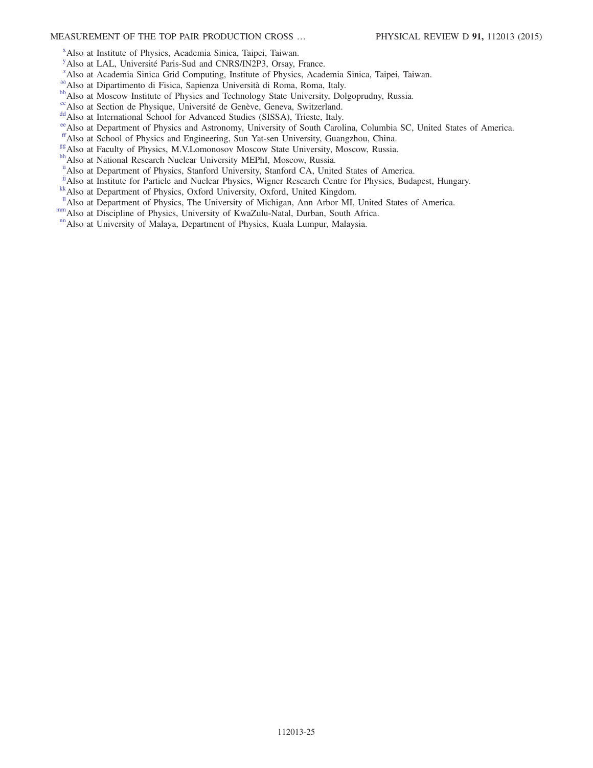[x]Also at Institute of Physics, Academia Sinica, Taipei, Taiwan.
[y]Also at LAL, Université Paris-Sud and CNRS/IN2P3, Orsay, France.
[z]Also at Academia Sinica Grid Computing, Institute of Physics, Academia Sinica, Taipei, Taiwan.
[aa]Also at Dipartimento di Fisica, Sapienza Università di Roma, Roma, Italy.
[bb]Also at Moscow Institute of Physics and Technology State University, Dolgoprudny, Russia.
[cc]Also at Section de Physique, Université de Genève, Geneva, Switzerland.
[dd]Also at International School for Advanced Studies (SISSA), Trieste, Italy.
[ee]Also at Department of Physics and Astronomy, University of South Carolina, Columbia SC, United States of America.
[ff]Also at School of Physics and Engineering, Sun Yat-sen University, Guangzhou, China.
[gg]Also at Faculty of Physics, M.V.Lomonosov Moscow State University, Moscow, Russia.
[hh]Also at National Research Nuclear University MEPhI, Moscow, Russia.
[ii]Also at Department of Physics, Stanford University, Stanford CA, United States of America.
[jj]Also at Institute for Particle and Nuclear Physics, Wigner Research Centre for Physics, Budapest, Hungary.
[kk]Also at Department of Physics, Oxford University, Oxford, United Kingdom.
[ll]Also at Department of Physics, The University of Michigan, Ann Arbor MI, United States of America.
[mm]Also at Discipline of Physics, University of KwaZulu-Natal, Durban, South Africa.
[nn]Also at University of Malaya, Department of Physics, Kuala Lumpur, Malaysia.